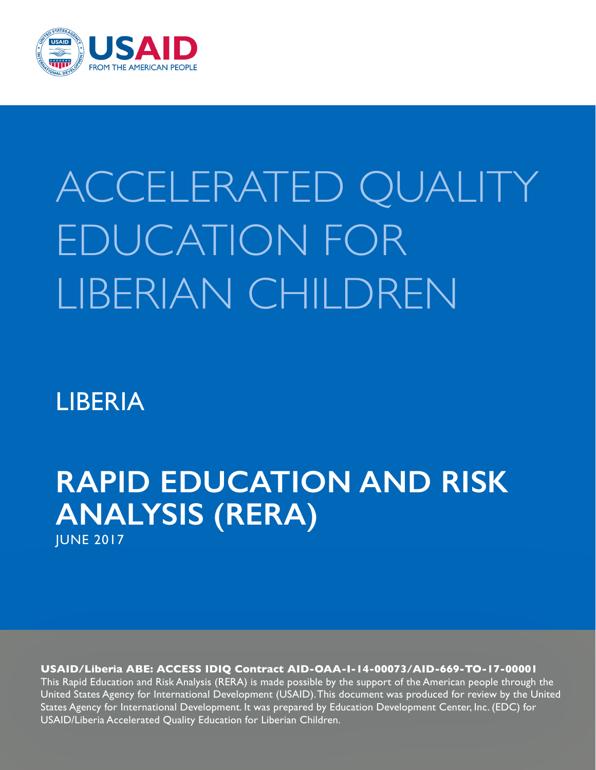USAID
FROM THE AMERICAN PEOPLE

# ACCELERATED QUALITY EDUCATION FOR LIBERIAN CHILDREN

LIBERIA

## RAPID EDUCATION AND RISK ANALYSIS (RERA)

JUNE 2017

**USAID/Liberia ABE: ACCESS IDIQ Contract AID-OAA-I-14-00073/AID-669-TO-17-00001**

This Rapid Education and Risk Analysis (RERA) is made possible by the support of the American people through the United States Agency for International Development (USAID). This document was produced for review by the United States Agency for International Development. It was prepared by Education Development Center, Inc. (EDC) for USAID/Liberia Accelerated Quality Education for Liberian Children.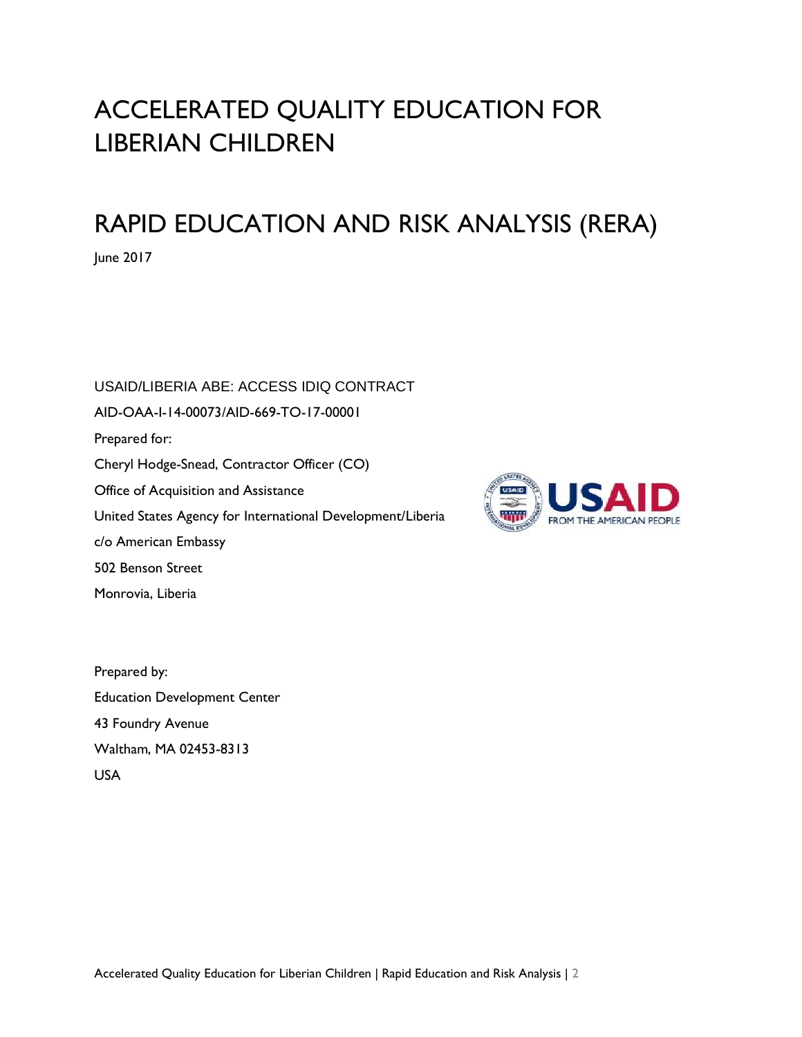# ACCELERATED QUALITY EDUCATION FOR LIBERIAN CHILDREN

# RAPID EDUCATION AND RISK ANALYSIS (RERA)

June 2017

USAID/LIBERIA ABE: ACCESS IDIQ CONTRACT

AID-OAA-I-14-00073/AID-669-TO-17-00001

Prepared for:

Cheryl Hodge-Snead, Contractor Officer (CO)

Office of Acquisition and Assistance

United States Agency for International Development/Liberia

c/o American Embassy

502 Benson Street

Monrovia, Liberia

Prepared by:

Education Development Center

43 Foundry Avenue

Waltham, MA 02453-8313

USA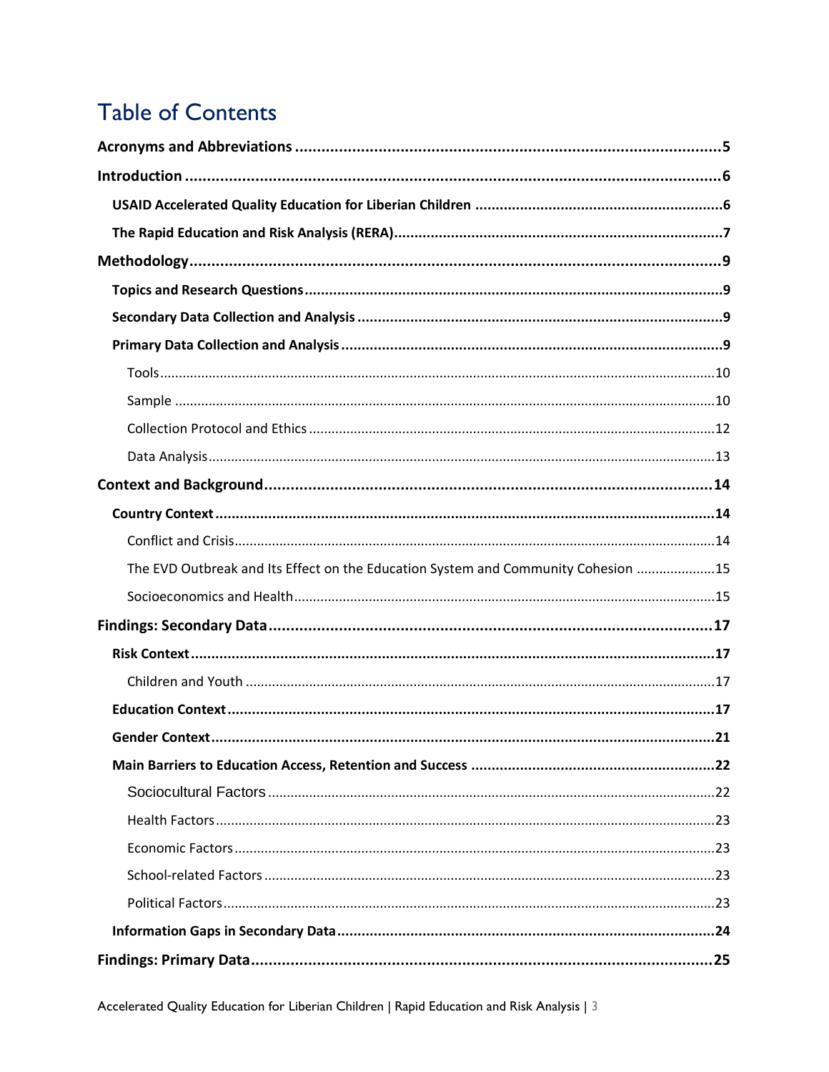# Table of Contents

**Acronyms and Abbreviations** .......... 5

**Introduction** .......... 6

- **USAID Accelerated Quality Education for Liberian Children** .......... 6
- **The Rapid Education and Risk Analysis (RERA)** .......... 7

**Methodology** .......... 9

- **Topics and Research Questions** .......... 9
- **Secondary Data Collection and Analysis** .......... 9
- **Primary Data Collection and Analysis** .......... 9
  - Tools .......... 10
  - Sample .......... 10
  - Collection Protocol and Ethics .......... 12
  - Data Analysis .......... 13

**Context and Background** .......... 14

- **Country Context** .......... 14
  - Conflict and Crisis .......... 14
  - The EVD Outbreak and Its Effect on the Education System and Community Cohesion .......... 15
  - Socioeconomics and Health .......... 15

**Findings: Secondary Data** .......... 17

- **Risk Context** .......... 17
  - Children and Youth .......... 17
- **Education Context** .......... 17
- **Gender Context** .......... 21
- **Main Barriers to Education Access, Retention and Success** .......... 22
  - Sociocultural Factors .......... 22
  - Health Factors .......... 23
  - Economic Factors .......... 23
  - School-related Factors .......... 23
  - Political Factors .......... 23
- **Information Gaps in Secondary Data** .......... 24

**Findings: Primary Data** .......... 25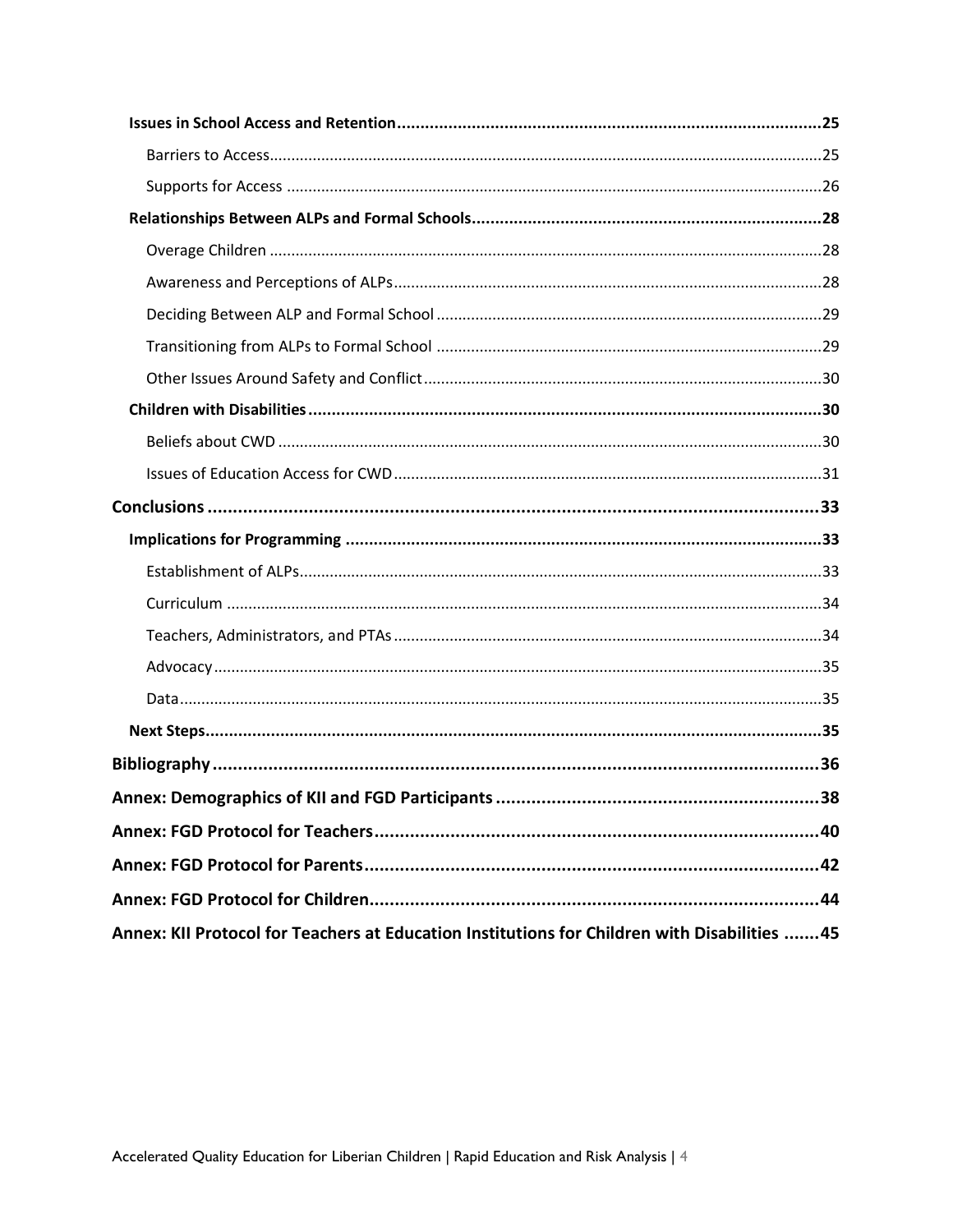- **Issues in School Access and Retention** .......... 25
  - Barriers to Access .......... 25
  - Supports for Access .......... 26
- **Relationships Between ALPs and Formal Schools** .......... 28
  - Overage Children .......... 28
  - Awareness and Perceptions of ALPs .......... 28
  - Deciding Between ALP and Formal School .......... 29
  - Transitioning from ALPs to Formal School .......... 29
  - Other Issues Around Safety and Conflict .......... 30
- **Children with Disabilities** .......... 30
  - Beliefs about CWD .......... 30
  - Issues of Education Access for CWD .......... 31

**Conclusions** .......... 33

- **Implications for Programming** .......... 33
  - Establishment of ALPs .......... 33
  - Curriculum .......... 34
  - Teachers, Administrators, and PTAs .......... 34
  - Advocacy .......... 35
  - Data .......... 35
- **Next Steps** .......... 35

**Bibliography** .......... 36

**Annex: Demographics of KII and FGD Participants** .......... 38

**Annex: FGD Protocol for Teachers** .......... 40

**Annex: FGD Protocol for Parents** .......... 42

**Annex: FGD Protocol for Children** .......... 44

**Annex: KII Protocol for Teachers at Education Institutions for Children with Disabilities** .......... 45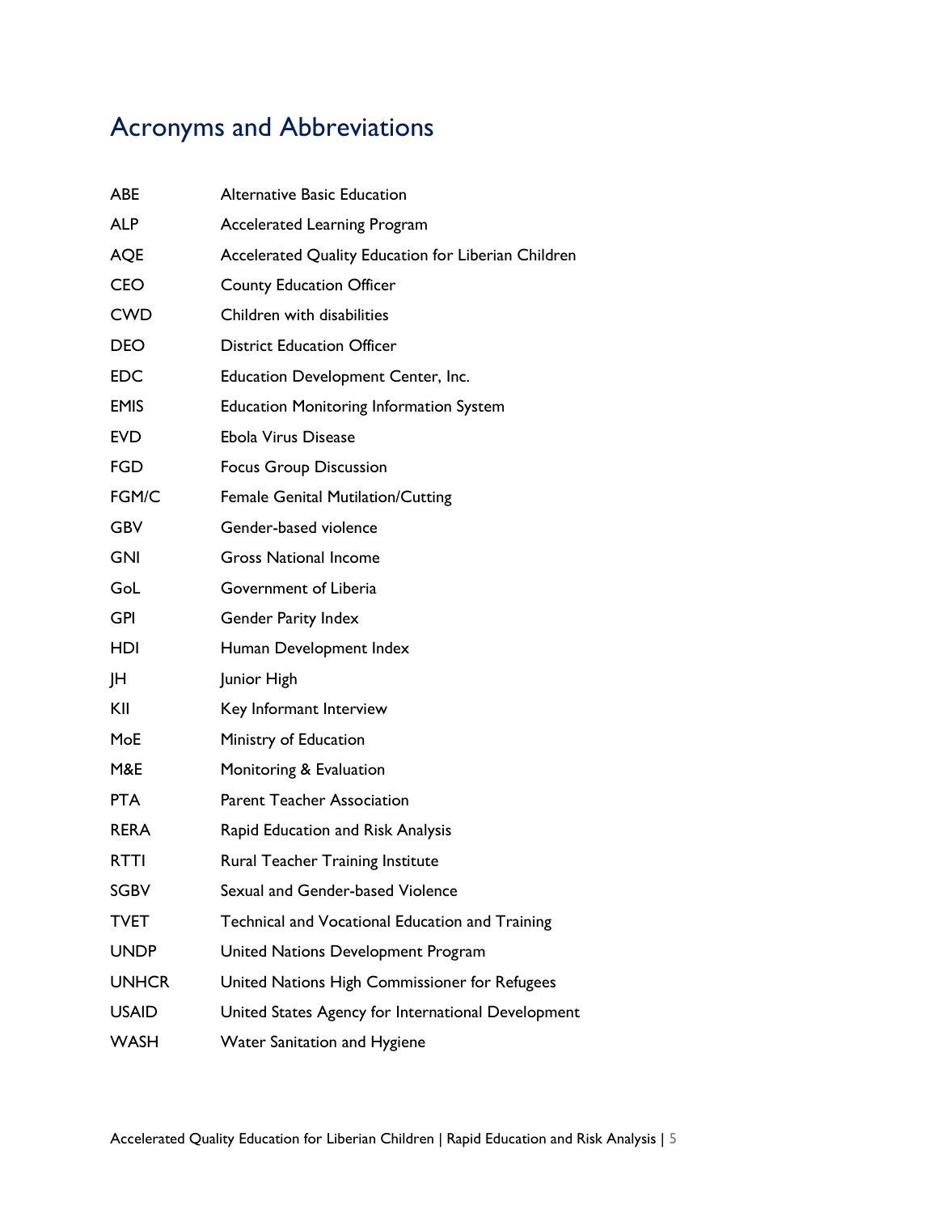# Acronyms and Abbreviations

| | |
|---|---|
| ABE | Alternative Basic Education |
| ALP | Accelerated Learning Program |
| AQE | Accelerated Quality Education for Liberian Children |
| CEO | County Education Officer |
| CWD | Children with disabilities |
| DEO | District Education Officer |
| EDC | Education Development Center, Inc. |
| EMIS | Education Monitoring Information System |
| EVD | Ebola Virus Disease |
| FGD | Focus Group Discussion |
| FGM/C | Female Genital Mutilation/Cutting |
| GBV | Gender-based violence |
| GNI | Gross National Income |
| GoL | Government of Liberia |
| GPI | Gender Parity Index |
| HDI | Human Development Index |
| JH | Junior High |
| KII | Key Informant Interview |
| MoE | Ministry of Education |
| M&E | Monitoring & Evaluation |
| PTA | Parent Teacher Association |
| RERA | Rapid Education and Risk Analysis |
| RTTI | Rural Teacher Training Institute |
| SGBV | Sexual and Gender-based Violence |
| TVET | Technical and Vocational Education and Training |
| UNDP | United Nations Development Program |
| UNHCR | United Nations High Commissioner for Refugees |
| USAID | United States Agency for International Development |
| WASH | Water Sanitation and Hygiene |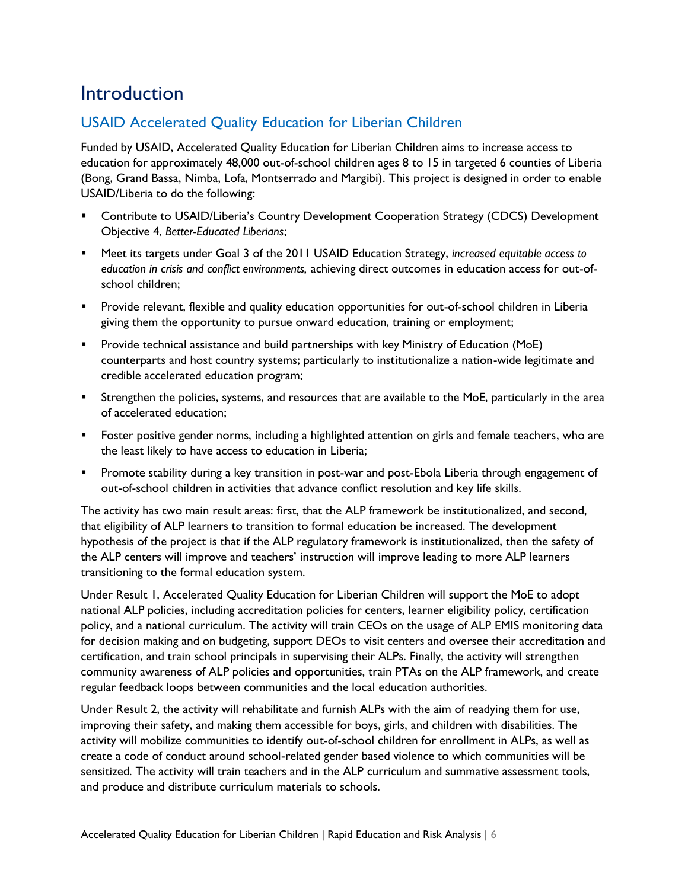# Introduction

## USAID Accelerated Quality Education for Liberian Children

Funded by USAID, Accelerated Quality Education for Liberian Children aims to increase access to education for approximately 48,000 out-of-school children ages 8 to 15 in targeted 6 counties of Liberia (Bong, Grand Bassa, Nimba, Lofa, Montserrado and Margibi). This project is designed in order to enable USAID/Liberia to do the following:

- Contribute to USAID/Liberia's Country Development Cooperation Strategy (CDCS) Development Objective 4, *Better-Educated Liberians*;
- Meet its targets under Goal 3 of the 2011 USAID Education Strategy, *increased equitable access to education in crisis and conflict environments,* achieving direct outcomes in education access for out-of-school children;
- Provide relevant, flexible and quality education opportunities for out-of-school children in Liberia giving them the opportunity to pursue onward education, training or employment;
- Provide technical assistance and build partnerships with key Ministry of Education (MoE) counterparts and host country systems; particularly to institutionalize a nation-wide legitimate and credible accelerated education program;
- Strengthen the policies, systems, and resources that are available to the MoE, particularly in the area of accelerated education;
- Foster positive gender norms, including a highlighted attention on girls and female teachers, who are the least likely to have access to education in Liberia;
- Promote stability during a key transition in post-war and post-Ebola Liberia through engagement of out-of-school children in activities that advance conflict resolution and key life skills.

The activity has two main result areas: first, that the ALP framework be institutionalized, and second, that eligibility of ALP learners to transition to formal education be increased. The development hypothesis of the project is that if the ALP regulatory framework is institutionalized, then the safety of the ALP centers will improve and teachers' instruction will improve leading to more ALP learners transitioning to the formal education system.

Under Result 1, Accelerated Quality Education for Liberian Children will support the MoE to adopt national ALP policies, including accreditation policies for centers, learner eligibility policy, certification policy, and a national curriculum. The activity will train CEOs on the usage of ALP EMIS monitoring data for decision making and on budgeting, support DEOs to visit centers and oversee their accreditation and certification, and train school principals in supervising their ALPs. Finally, the activity will strengthen community awareness of ALP policies and opportunities, train PTAs on the ALP framework, and create regular feedback loops between communities and the local education authorities.

Under Result 2, the activity will rehabilitate and furnish ALPs with the aim of readying them for use, improving their safety, and making them accessible for boys, girls, and children with disabilities. The activity will mobilize communities to identify out-of-school children for enrollment in ALPs, as well as create a code of conduct around school-related gender based violence to which communities will be sensitized. The activity will train teachers and in the ALP curriculum and summative assessment tools, and produce and distribute curriculum materials to schools.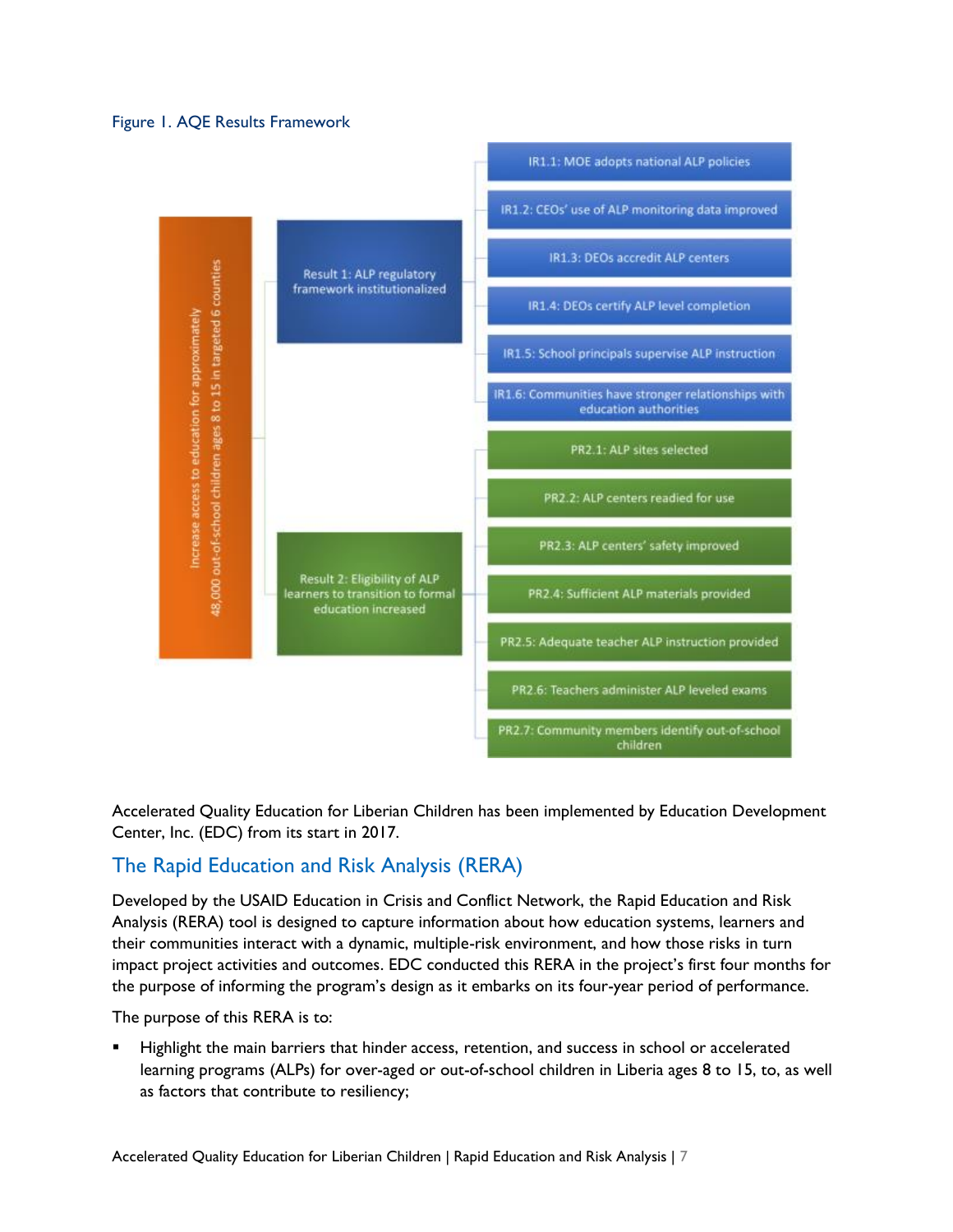Figure 1. AQE Results Framework

- Increase access to education for approximately 48,000 out-of-school children ages 8 to 15 in targeted 6 counties
  - Result 1: ALP regulatory framework institutionalized
    - IR1.1: MOE adopts national ALP policies
    - IR1.2: CEOs' use of ALP monitoring data improved
    - IR1.3: DEOs accredit ALP centers
    - IR1.4: DEOs certify ALP level completion
    - IR1.5: School principals supervise ALP instruction
    - IR1.6: Communities have stronger relationships with education authorities
  - Result 2: Eligibility of ALP learners to transition to formal education increased
    - PR2.1: ALP sites selected
    - PR2.2: ALP centers readied for use
    - PR2.3: ALP centers' safety improved
    - PR2.4: Sufficient ALP materials provided
    - PR2.5: Adequate teacher ALP instruction provided
    - PR2.6: Teachers administer ALP leveled exams
    - PR2.7: Community members identify out-of-school children

Accelerated Quality Education for Liberian Children has been implemented by Education Development Center, Inc. (EDC) from its start in 2017.

## The Rapid Education and Risk Analysis (RERA)

Developed by the USAID Education in Crisis and Conflict Network, the Rapid Education and Risk Analysis (RERA) tool is designed to capture information about how education systems, learners and their communities interact with a dynamic, multiple-risk environment, and how those risks in turn impact project activities and outcomes. EDC conducted this RERA in the project's first four months for the purpose of informing the program's design as it embarks on its four-year period of performance.

The purpose of this RERA is to:

- Highlight the main barriers that hinder access, retention, and success in school or accelerated learning programs (ALPs) for over-aged or out-of-school children in Liberia ages 8 to 15, to, as well as factors that contribute to resiliency;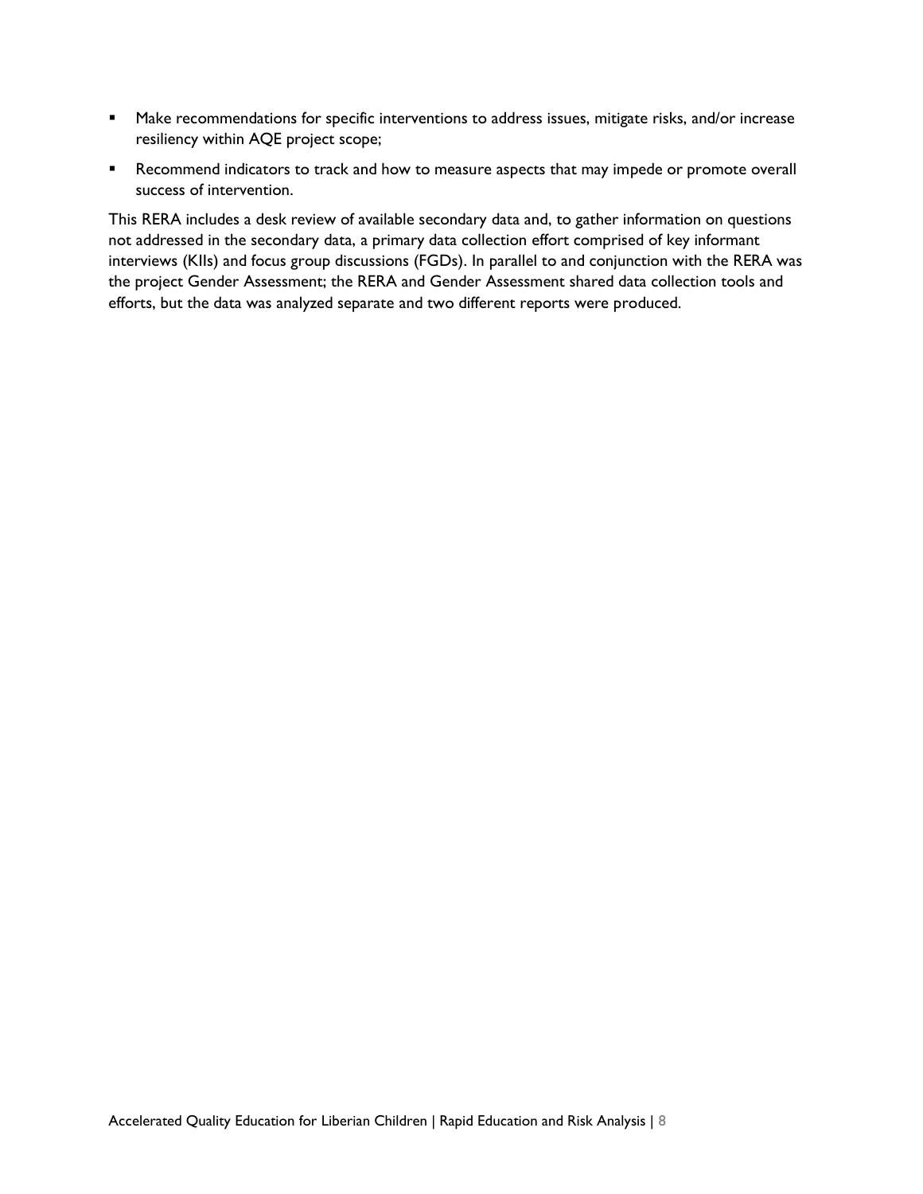- Make recommendations for specific interventions to address issues, mitigate risks, and/or increase resiliency within AQE project scope;
- Recommend indicators to track and how to measure aspects that may impede or promote overall success of intervention.

This RERA includes a desk review of available secondary data and, to gather information on questions not addressed in the secondary data, a primary data collection effort comprised of key informant interviews (KIIs) and focus group discussions (FGDs). In parallel to and conjunction with the RERA was the project Gender Assessment; the RERA and Gender Assessment shared data collection tools and efforts, but the data was analyzed separate and two different reports were produced.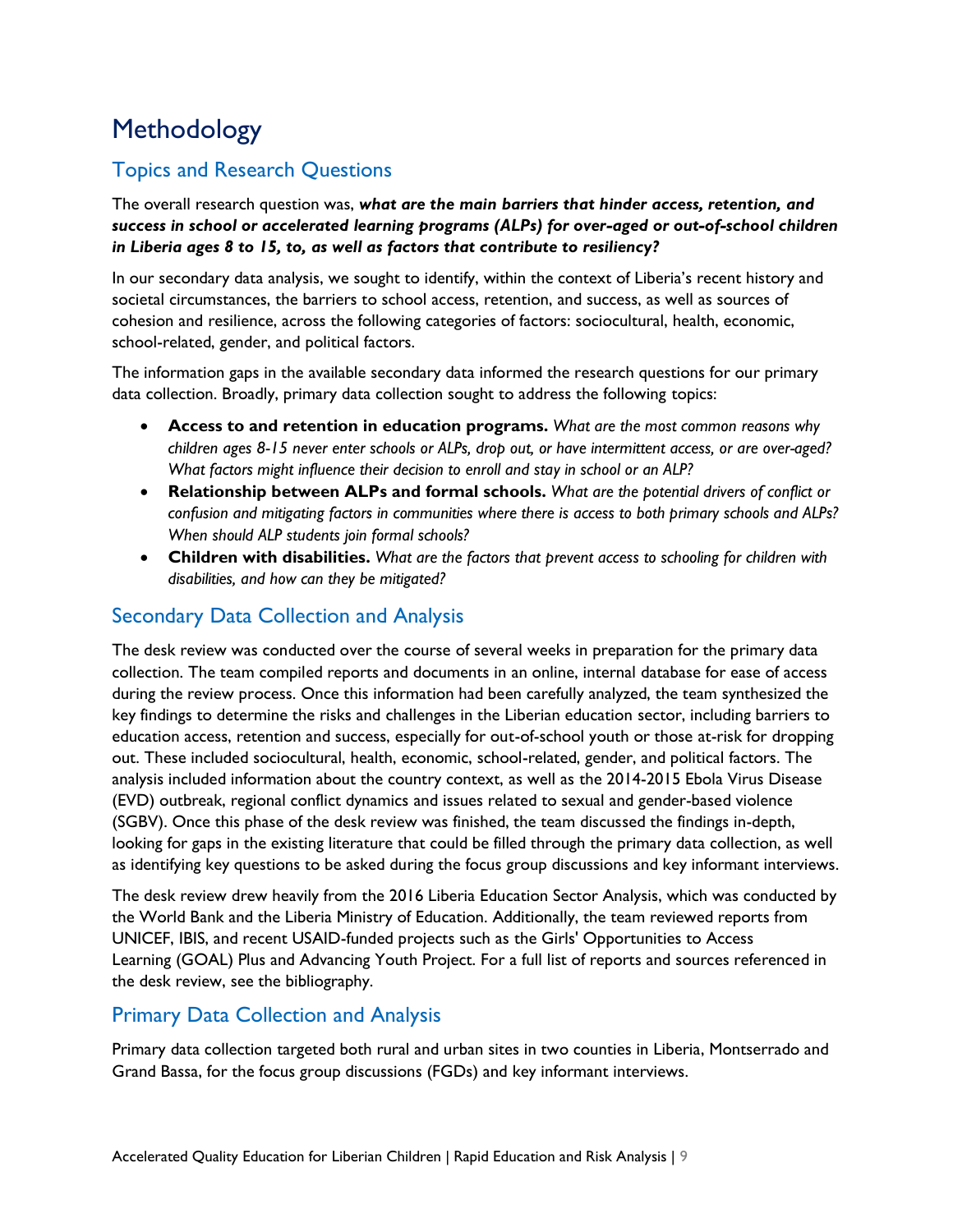# Methodology

## Topics and Research Questions

The overall research question was, ***what are the main barriers that hinder access, retention, and success in school or accelerated learning programs (ALPs) for over-aged or out-of-school children in Liberia ages 8 to 15, to, as well as factors that contribute to resiliency?***

In our secondary data analysis, we sought to identify, within the context of Liberia's recent history and societal circumstances, the barriers to school access, retention, and success, as well as sources of cohesion and resilience, across the following categories of factors: sociocultural, health, economic, school-related, gender, and political factors.

The information gaps in the available secondary data informed the research questions for our primary data collection. Broadly, primary data collection sought to address the following topics:

- **Access to and retention in education programs.** *What are the most common reasons why children ages 8-15 never enter schools or ALPs, drop out, or have intermittent access, or are over-aged? What factors might influence their decision to enroll and stay in school or an ALP?*
- **Relationship between ALPs and formal schools.** *What are the potential drivers of conflict or confusion and mitigating factors in communities where there is access to both primary schools and ALPs? When should ALP students join formal schools?*
- **Children with disabilities.** *What are the factors that prevent access to schooling for children with disabilities, and how can they be mitigated?*

## Secondary Data Collection and Analysis

The desk review was conducted over the course of several weeks in preparation for the primary data collection. The team compiled reports and documents in an online, internal database for ease of access during the review process. Once this information had been carefully analyzed, the team synthesized the key findings to determine the risks and challenges in the Liberian education sector, including barriers to education access, retention and success, especially for out-of-school youth or those at-risk for dropping out. These included sociocultural, health, economic, school-related, gender, and political factors. The analysis included information about the country context, as well as the 2014-2015 Ebola Virus Disease (EVD) outbreak, regional conflict dynamics and issues related to sexual and gender-based violence (SGBV). Once this phase of the desk review was finished, the team discussed the findings in-depth, looking for gaps in the existing literature that could be filled through the primary data collection, as well as identifying key questions to be asked during the focus group discussions and key informant interviews.

The desk review drew heavily from the 2016 Liberia Education Sector Analysis, which was conducted by the World Bank and the Liberia Ministry of Education. Additionally, the team reviewed reports from UNICEF, IBIS, and recent USAID-funded projects such as the Girls' Opportunities to Access Learning (GOAL) Plus and Advancing Youth Project. For a full list of reports and sources referenced in the desk review, see the bibliography.

## Primary Data Collection and Analysis

Primary data collection targeted both rural and urban sites in two counties in Liberia, Montserrado and Grand Bassa, for the focus group discussions (FGDs) and key informant interviews.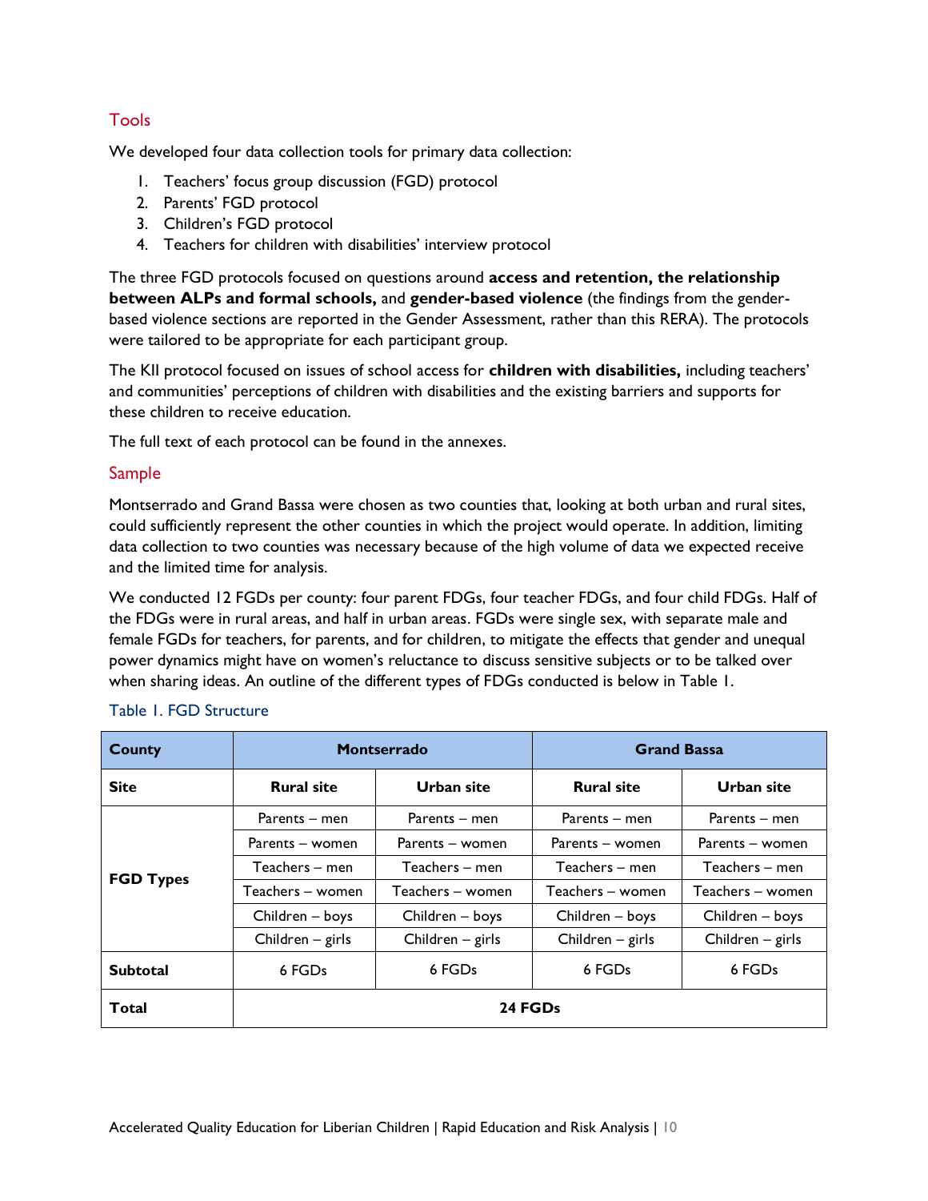## Tools

We developed four data collection tools for primary data collection:

1. Teachers' focus group discussion (FGD) protocol
2. Parents' FGD protocol
3. Children's FGD protocol
4. Teachers for children with disabilities' interview protocol

The three FGD protocols focused on questions around **access and retention, the relationship between ALPs and formal schools,** and **gender-based violence** (the findings from the gender-based violence sections are reported in the Gender Assessment, rather than this RERA). The protocols were tailored to be appropriate for each participant group.

The KII protocol focused on issues of school access for **children with disabilities,** including teachers' and communities' perceptions of children with disabilities and the existing barriers and supports for these children to receive education.

The full text of each protocol can be found in the annexes.

## Sample

Montserrado and Grand Bassa were chosen as two counties that, looking at both urban and rural sites, could sufficiently represent the other counties in which the project would operate. In addition, limiting data collection to two counties was necessary because of the high volume of data we expected receive and the limited time for analysis.

We conducted 12 FGDs per county: four parent FDGs, four teacher FDGs, and four child FDGs. Half of the FDGs were in rural areas, and half in urban areas. FGDs were single sex, with separate male and female FGDs for teachers, for parents, and for children, to mitigate the effects that gender and unequal power dynamics might have on women's reluctance to discuss sensitive subjects or to be talked over when sharing ideas. An outline of the different types of FDGs conducted is below in Table 1.

Table 1. FGD Structure

| **County** | **Montserrado** | | **Grand Bassa** | |
|---|---|---|---|---|
| **Site** | **Rural site** | **Urban site** | **Rural site** | **Urban site** |
| **FGD Types** | Parents – men | Parents – men | Parents – men | Parents – men |
| | Parents – women | Parents – women | Parents – women | Parents – women |
| | Teachers – men | Teachers – men | Teachers – men | Teachers – men |
| | Teachers – women | Teachers – women | Teachers – women | Teachers – women |
| | Children – boys | Children – boys | Children – boys | Children – boys |
| | Children – girls | Children – girls | Children – girls | Children – girls |
| **Subtotal** | 6 FGDs | 6 FGDs | 6 FGDs | 6 FGDs |
| **Total** | **24 FGDs** | | | |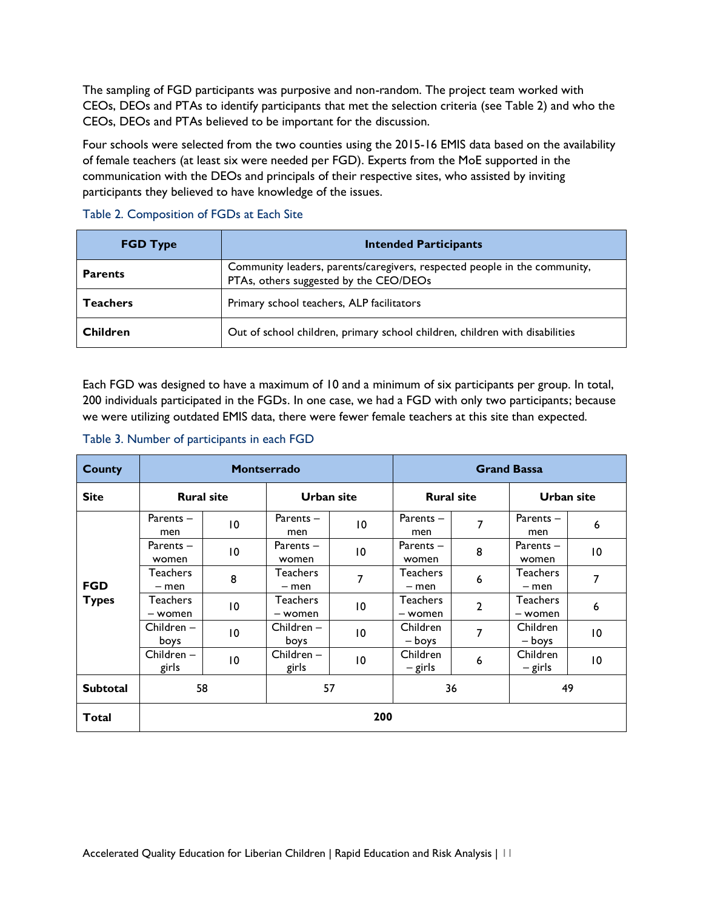The sampling of FGD participants was purposive and non-random. The project team worked with CEOs, DEOs and PTAs to identify participants that met the selection criteria (see Table 2) and who the CEOs, DEOs and PTAs believed to be important for the discussion.

Four schools were selected from the two counties using the 2015-16 EMIS data based on the availability of female teachers (at least six were needed per FGD). Experts from the MoE supported in the communication with the DEOs and principals of their respective sites, who assisted by inviting participants they believed to have knowledge of the issues.

Table 2. Composition of FGDs at Each Site

| FGD Type | Intended Participants |
|---|---|
| **Parents** | Community leaders, parents/caregivers, respected people in the community, PTAs, others suggested by the CEO/DEOs |
| **Teachers** | Primary school teachers, ALP facilitators |
| **Children** | Out of school children, primary school children, children with disabilities |

Each FGD was designed to have a maximum of 10 and a minimum of six participants per group. In total, 200 individuals participated in the FGDs. In one case, we had a FGD with only two participants; because we were utilizing outdated EMIS data, there were fewer female teachers at this site than expected.

Table 3. Number of participants in each FGD

| County | Montserrado | | | | Grand Bassa | | | |
|---|---|---|---|---|---|---|---|---|
| Site | Rural site | | Urban site | | Rural site | | Urban site | |
| FGD Types | Parents – men | 10 | Parents – men | 10 | Parents – men | 7 | Parents – men | 6 |
| | Parents – women | 10 | Parents – women | 10 | Parents – women | 8 | Parents – women | 10 |
| | Teachers – men | 8 | Teachers – men | 7 | Teachers – men | 6 | Teachers – men | 7 |
| | Teachers – women | 10 | Teachers – women | 10 | Teachers – women | 2 | Teachers – women | 6 |
| | Children – boys | 10 | Children – boys | 10 | Children – boys | 7 | Children – boys | 10 |
| | Children – girls | 10 | Children – girls | 10 | Children – girls | 6 | Children – girls | 10 |
| **Subtotal** | 58 | | 57 | | 36 | | 49 | |
| **Total** | **200** | | | | | | | |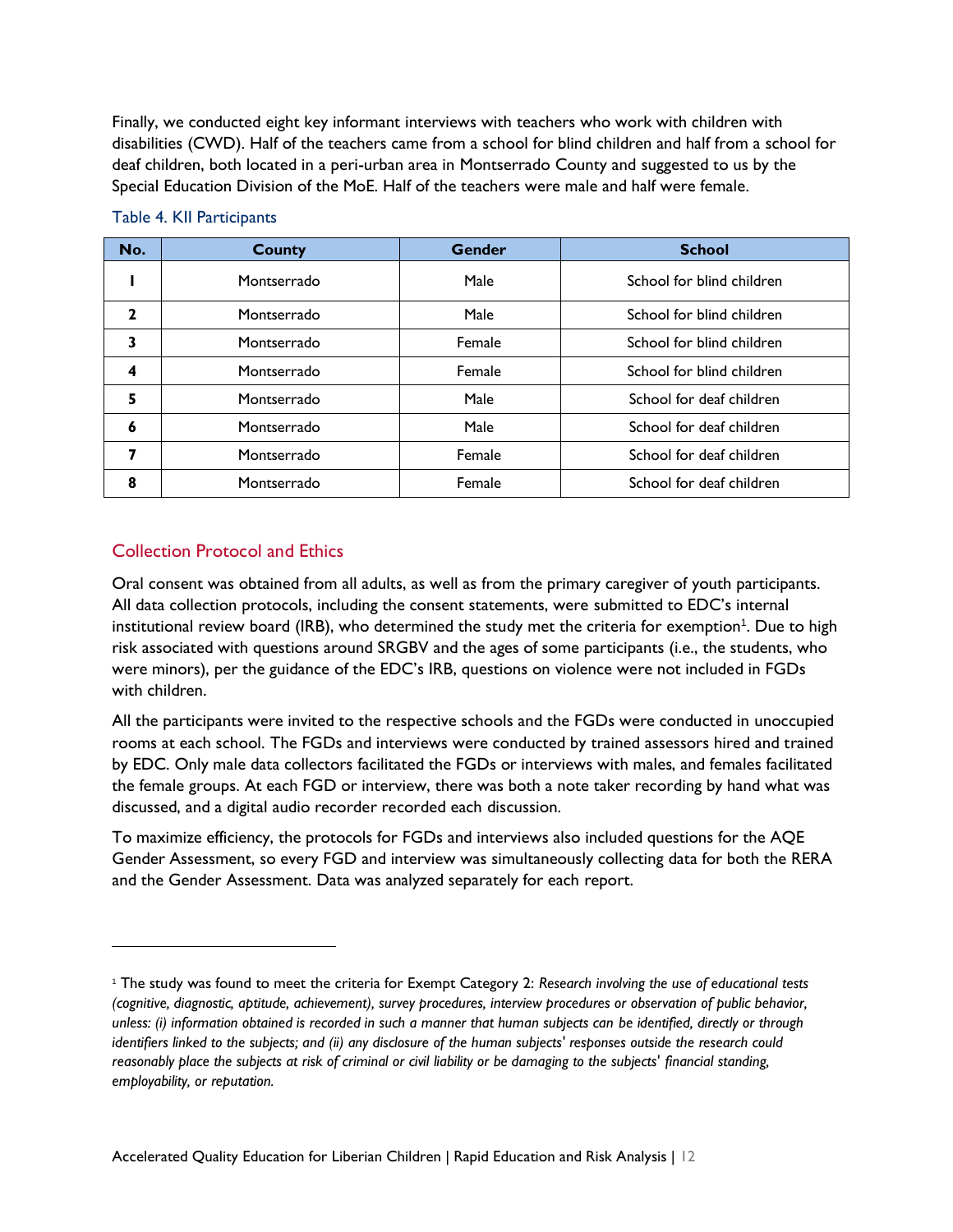Finally, we conducted eight key informant interviews with teachers who work with children with disabilities (CWD). Half of the teachers came from a school for blind children and half from a school for deaf children, both located in a peri-urban area in Montserrado County and suggested to us by the Special Education Division of the MoE. Half of the teachers were male and half were female.

Table 4. KII Participants

| No. | County | Gender | School |
|---|---|---|---|
| 1 | Montserrado | Male | School for blind children |
| 2 | Montserrado | Male | School for blind children |
| 3 | Montserrado | Female | School for blind children |
| 4 | Montserrado | Female | School for blind children |
| 5 | Montserrado | Male | School for deaf children |
| 6 | Montserrado | Male | School for deaf children |
| 7 | Montserrado | Female | School for deaf children |
| 8 | Montserrado | Female | School for deaf children |

## Collection Protocol and Ethics

Oral consent was obtained from all adults, as well as from the primary caregiver of youth participants. All data collection protocols, including the consent statements, were submitted to EDC's internal institutional review board (IRB), who determined the study met the criteria for exemption[1]. Due to high risk associated with questions around SRGBV and the ages of some participants (i.e., the students, who were minors), per the guidance of the EDC's IRB, questions on violence were not included in FGDs with children.

All the participants were invited to the respective schools and the FGDs were conducted in unoccupied rooms at each school. The FGDs and interviews were conducted by trained assessors hired and trained by EDC. Only male data collectors facilitated the FGDs or interviews with males, and females facilitated the female groups. At each FGD or interview, there was both a note taker recording by hand what was discussed, and a digital audio recorder recorded each discussion.

To maximize efficiency, the protocols for FGDs and interviews also included questions for the AQE Gender Assessment, so every FGD and interview was simultaneously collecting data for both the RERA and the Gender Assessment. Data was analyzed separately for each report.

---

[1] The study was found to meet the criteria for Exempt Category 2: *Research involving the use of educational tests (cognitive, diagnostic, aptitude, achievement), survey procedures, interview procedures or observation of public behavior, unless: (i) information obtained is recorded in such a manner that human subjects can be identified, directly or through identifiers linked to the subjects; and (ii) any disclosure of the human subjects' responses outside the research could reasonably place the subjects at risk of criminal or civil liability or be damaging to the subjects' financial standing, employability, or reputation.*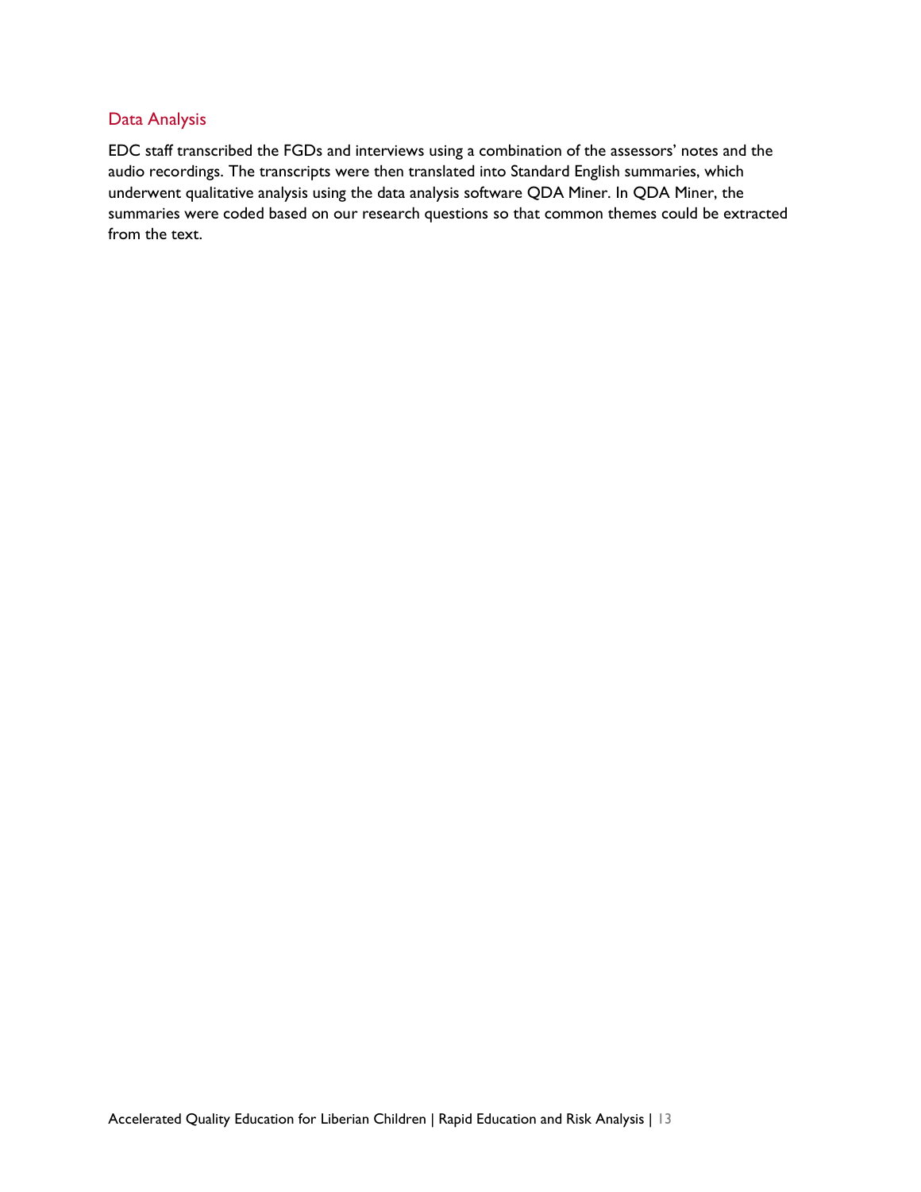### Data Analysis

EDC staff transcribed the FGDs and interviews using a combination of the assessors' notes and the audio recordings. The transcripts were then translated into Standard English summaries, which underwent qualitative analysis using the data analysis software QDA Miner. In QDA Miner, the summaries were coded based on our research questions so that common themes could be extracted from the text.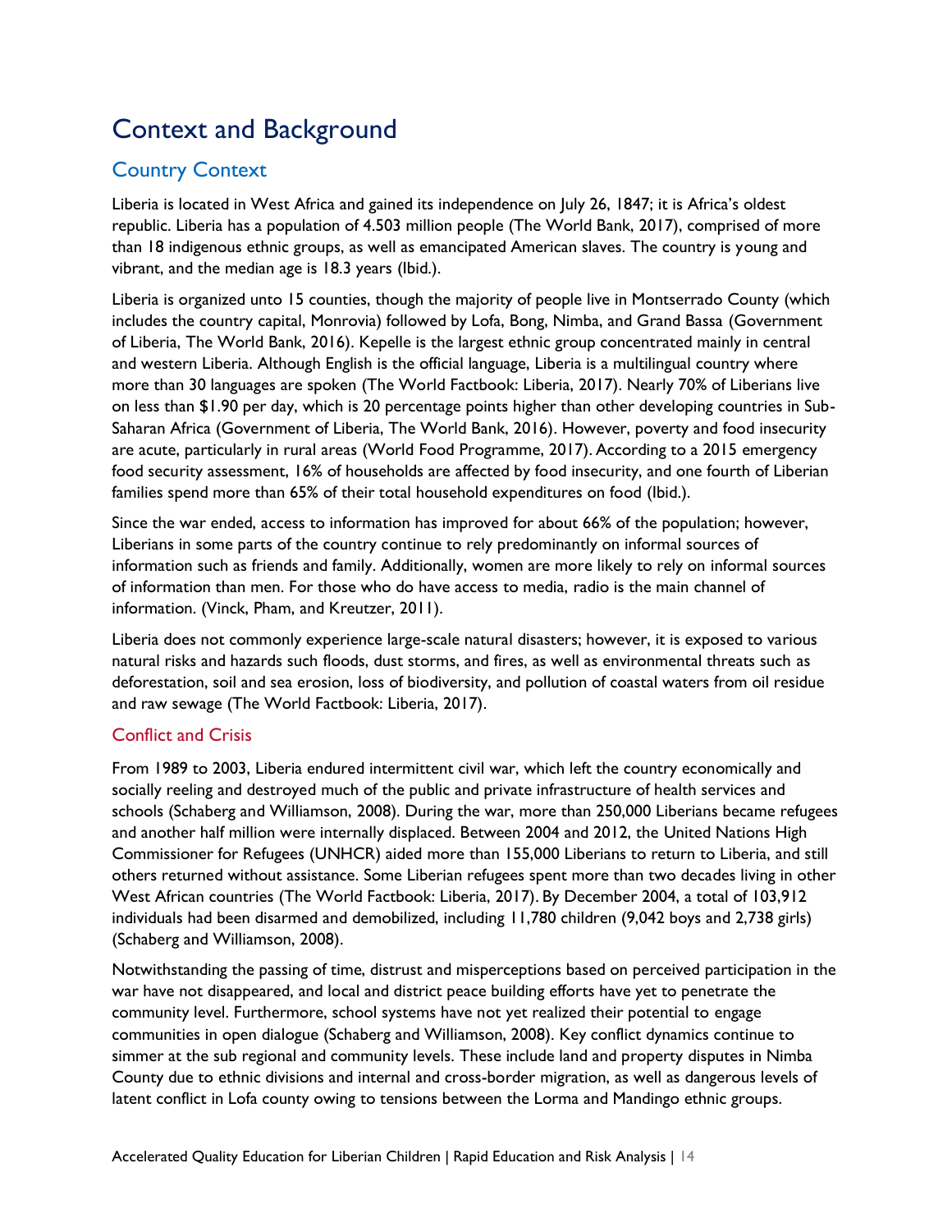# Context and Background

## Country Context

Liberia is located in West Africa and gained its independence on July 26, 1847; it is Africa's oldest republic. Liberia has a population of 4.503 million people (The World Bank, 2017), comprised of more than 18 indigenous ethnic groups, as well as emancipated American slaves. The country is young and vibrant, and the median age is 18.3 years (Ibid.).

Liberia is organized unto 15 counties, though the majority of people live in Montserrado County (which includes the country capital, Monrovia) followed by Lofa, Bong, Nimba, and Grand Bassa (Government of Liberia, The World Bank, 2016). Kepelle is the largest ethnic group concentrated mainly in central and western Liberia. Although English is the official language, Liberia is a multilingual country where more than 30 languages are spoken (The World Factbook: Liberia, 2017). Nearly 70% of Liberians live on less than $1.90 per day, which is 20 percentage points higher than other developing countries in Sub-Saharan Africa (Government of Liberia, The World Bank, 2016). However, poverty and food insecurity are acute, particularly in rural areas (World Food Programme, 2017). According to a 2015 emergency food security assessment, 16% of households are affected by food insecurity, and one fourth of Liberian families spend more than 65% of their total household expenditures on food (Ibid.).

Since the war ended, access to information has improved for about 66% of the population; however, Liberians in some parts of the country continue to rely predominantly on informal sources of information such as friends and family. Additionally, women are more likely to rely on informal sources of information than men. For those who do have access to media, radio is the main channel of information. (Vinck, Pham, and Kreutzer, 2011).

Liberia does not commonly experience large-scale natural disasters; however, it is exposed to various natural risks and hazards such floods, dust storms, and fires, as well as environmental threats such as deforestation, soil and sea erosion, loss of biodiversity, and pollution of coastal waters from oil residue and raw sewage (The World Factbook: Liberia, 2017).

### Conflict and Crisis

From 1989 to 2003, Liberia endured intermittent civil war, which left the country economically and socially reeling and destroyed much of the public and private infrastructure of health services and schools (Schaberg and Williamson, 2008). During the war, more than 250,000 Liberians became refugees and another half million were internally displaced. Between 2004 and 2012, the United Nations High Commissioner for Refugees (UNHCR) aided more than 155,000 Liberians to return to Liberia, and still others returned without assistance. Some Liberian refugees spent more than two decades living in other West African countries (The World Factbook: Liberia, 2017). By December 2004, a total of 103,912 individuals had been disarmed and demobilized, including 11,780 children (9,042 boys and 2,738 girls) (Schaberg and Williamson, 2008).

Notwithstanding the passing of time, distrust and misperceptions based on perceived participation in the war have not disappeared, and local and district peace building efforts have yet to penetrate the community level. Furthermore, school systems have not yet realized their potential to engage communities in open dialogue (Schaberg and Williamson, 2008). Key conflict dynamics continue to simmer at the sub regional and community levels. These include land and property disputes in Nimba County due to ethnic divisions and internal and cross-border migration, as well as dangerous levels of latent conflict in Lofa county owing to tensions between the Lorma and Mandingo ethnic groups.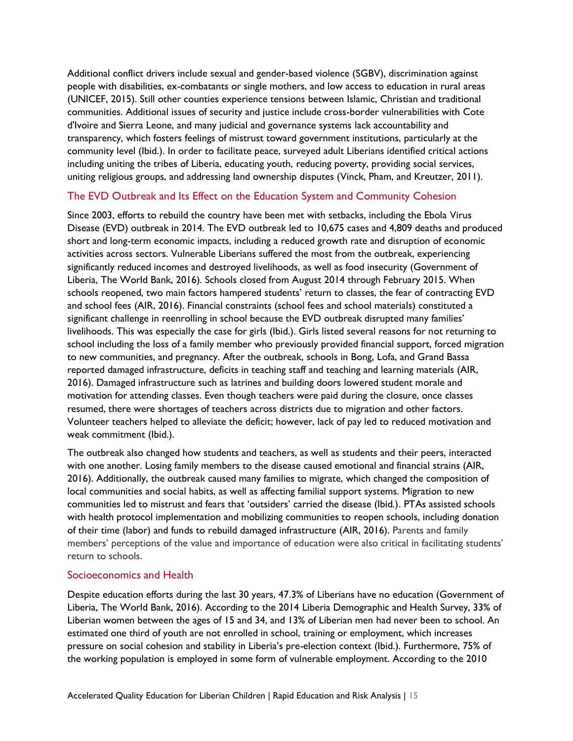Additional conflict drivers include sexual and gender-based violence (SGBV), discrimination against people with disabilities, ex-combatants or single mothers, and low access to education in rural areas (UNICEF, 2015). Still other counties experience tensions between Islamic, Christian and traditional communities. Additional issues of security and justice include cross-border vulnerabilities with Cote d'Ivoire and Sierra Leone, and many judicial and governance systems lack accountability and transparency, which fosters feelings of mistrust toward government institutions, particularly at the community level (Ibid.). In order to facilitate peace, surveyed adult Liberians identified critical actions including uniting the tribes of Liberia, educating youth, reducing poverty, providing social services, uniting religious groups, and addressing land ownership disputes (Vinck, Pham, and Kreutzer, 2011).

### The EVD Outbreak and Its Effect on the Education System and Community Cohesion

Since 2003, efforts to rebuild the country have been met with setbacks, including the Ebola Virus Disease (EVD) outbreak in 2014. The EVD outbreak led to 10,675 cases and 4,809 deaths and produced short and long-term economic impacts, including a reduced growth rate and disruption of economic activities across sectors. Vulnerable Liberians suffered the most from the outbreak, experiencing significantly reduced incomes and destroyed livelihoods, as well as food insecurity (Government of Liberia, The World Bank, 2016). Schools closed from August 2014 through February 2015. When schools reopened, two main factors hampered students' return to classes, the fear of contracting EVD and school fees (AIR, 2016). Financial constraints (school fees and school materials) constituted a significant challenge in reenrolling in school because the EVD outbreak disrupted many families' livelihoods. This was especially the case for girls (Ibid.). Girls listed several reasons for not returning to school including the loss of a family member who previously provided financial support, forced migration to new communities, and pregnancy. After the outbreak, schools in Bong, Lofa, and Grand Bassa reported damaged infrastructure, deficits in teaching staff and teaching and learning materials (AIR, 2016). Damaged infrastructure such as latrines and building doors lowered student morale and motivation for attending classes. Even though teachers were paid during the closure, once classes resumed, there were shortages of teachers across districts due to migration and other factors. Volunteer teachers helped to alleviate the deficit; however, lack of pay led to reduced motivation and weak commitment (Ibid.).

The outbreak also changed how students and teachers, as well as students and their peers, interacted with one another. Losing family members to the disease caused emotional and financial strains (AIR, 2016). Additionally, the outbreak caused many families to migrate, which changed the composition of local communities and social habits, as well as affecting familial support systems. Migration to new communities led to mistrust and fears that 'outsiders' carried the disease (Ibid.). PTAs assisted schools with health protocol implementation and mobilizing communities to reopen schools, including donation of their time (labor) and funds to rebuild damaged infrastructure (AIR, 2016). Parents and family members' perceptions of the value and importance of education were also critical in facilitating students' return to schools.

### Socioeconomics and Health

Despite education efforts during the last 30 years, 47.3% of Liberians have no education (Government of Liberia, The World Bank, 2016). According to the 2014 Liberia Demographic and Health Survey, 33% of Liberian women between the ages of 15 and 34, and 13% of Liberian men had never been to school. An estimated one third of youth are not enrolled in school, training or employment, which increases pressure on social cohesion and stability in Liberia's pre-election context (Ibid.). Furthermore, 75% of the working population is employed in some form of vulnerable employment. According to the 2010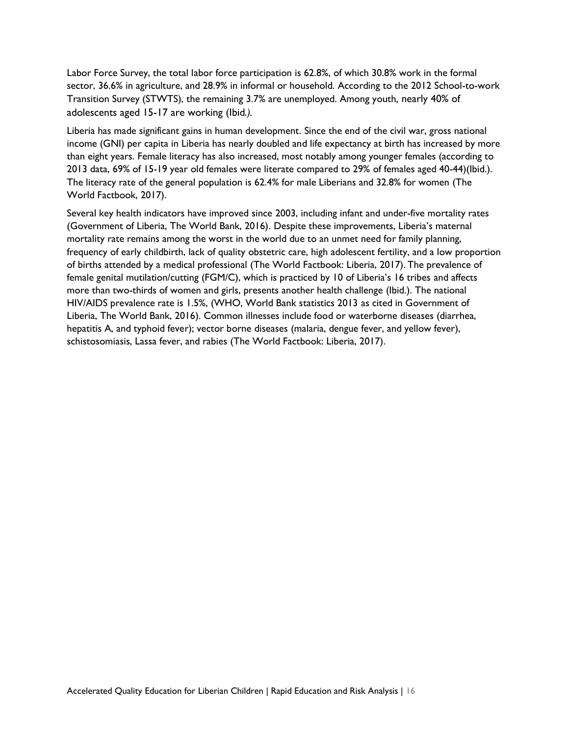Labor Force Survey, the total labor force participation is 62.8%, of which 30.8% work in the formal sector, 36.6% in agriculture, and 28.9% in informal or household. According to the 2012 School-to-work Transition Survey (STWTS), the remaining 3.7% are unemployed. Among youth, nearly 40% of adolescents aged 15-17 are working (Ibid*.)*.

Liberia has made significant gains in human development. Since the end of the civil war, gross national income (GNI) per capita in Liberia has nearly doubled and life expectancy at birth has increased by more than eight years. Female literacy has also increased, most notably among younger females (according to 2013 data, 69% of 15-19 year old females were literate compared to 29% of females aged 40-44)(Ibid.). The literacy rate of the general population is 62.4% for male Liberians and 32.8% for women (The World Factbook, 2017).

Several key health indicators have improved since 2003, including infant and under-five mortality rates (Government of Liberia, The World Bank, 2016). Despite these improvements, Liberia's maternal mortality rate remains among the worst in the world due to an unmet need for family planning, frequency of early childbirth, lack of quality obstetric care, high adolescent fertility, and a low proportion of births attended by a medical professional (The World Factbook: Liberia, 2017). The prevalence of female genital mutilation/cutting (FGM/C), which is practiced by 10 of Liberia's 16 tribes and affects more than two-thirds of women and girls, presents another health challenge (Ibid.). The national HIV/AIDS prevalence rate is 1.5%, (WHO, World Bank statistics 2013 as cited in Government of Liberia, The World Bank, 2016). Common illnesses include food or waterborne diseases (diarrhea, hepatitis A, and typhoid fever); vector borne diseases (malaria, dengue fever, and yellow fever), schistosomiasis, Lassa fever, and rabies (The World Factbook: Liberia, 2017).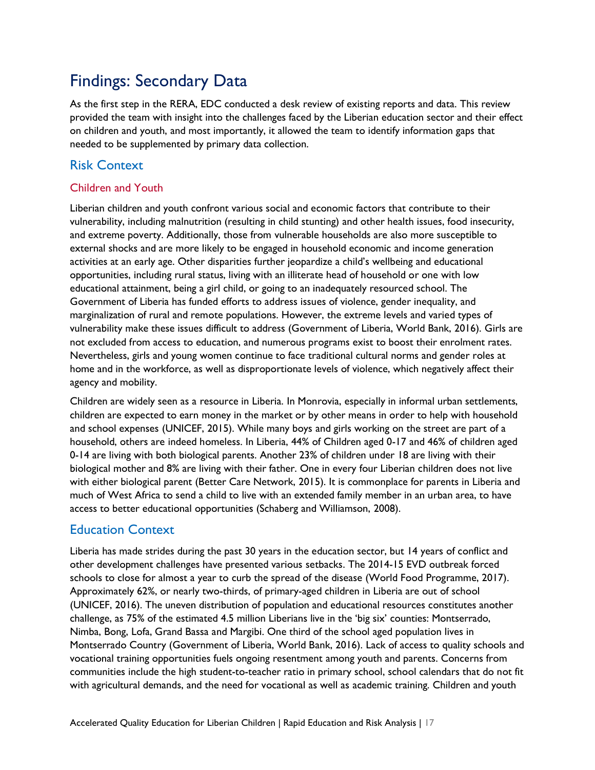# Findings: Secondary Data

As the first step in the RERA, EDC conducted a desk review of existing reports and data. This review provided the team with insight into the challenges faced by the Liberian education sector and their effect on children and youth, and most importantly, it allowed the team to identify information gaps that needed to be supplemented by primary data collection.

## Risk Context

### Children and Youth

Liberian children and youth confront various social and economic factors that contribute to their vulnerability, including malnutrition (resulting in child stunting) and other health issues, food insecurity, and extreme poverty. Additionally, those from vulnerable households are also more susceptible to external shocks and are more likely to be engaged in household economic and income generation activities at an early age. Other disparities further jeopardize a child's wellbeing and educational opportunities, including rural status, living with an illiterate head of household or one with low educational attainment, being a girl child, or going to an inadequately resourced school. The Government of Liberia has funded efforts to address issues of violence, gender inequality, and marginalization of rural and remote populations. However, the extreme levels and varied types of vulnerability make these issues difficult to address (Government of Liberia, World Bank, 2016). Girls are not excluded from access to education, and numerous programs exist to boost their enrolment rates. Nevertheless, girls and young women continue to face traditional cultural norms and gender roles at home and in the workforce, as well as disproportionate levels of violence, which negatively affect their agency and mobility.

Children are widely seen as a resource in Liberia. In Monrovia, especially in informal urban settlements, children are expected to earn money in the market or by other means in order to help with household and school expenses (UNICEF, 2015). While many boys and girls working on the street are part of a household, others are indeed homeless. In Liberia, 44% of Children aged 0-17 and 46% of children aged 0-14 are living with both biological parents. Another 23% of children under 18 are living with their biological mother and 8% are living with their father. One in every four Liberian children does not live with either biological parent (Better Care Network, 2015). It is commonplace for parents in Liberia and much of West Africa to send a child to live with an extended family member in an urban area, to have access to better educational opportunities (Schaberg and Williamson, 2008).

## Education Context

Liberia has made strides during the past 30 years in the education sector, but 14 years of conflict and other development challenges have presented various setbacks. The 2014-15 EVD outbreak forced schools to close for almost a year to curb the spread of the disease (World Food Programme, 2017). Approximately 62%, or nearly two-thirds, of primary-aged children in Liberia are out of school (UNICEF, 2016). The uneven distribution of population and educational resources constitutes another challenge, as 75% of the estimated 4.5 million Liberians live in the 'big six' counties: Montserrado, Nimba, Bong, Lofa, Grand Bassa and Margibi. One third of the school aged population lives in Montserrado Country (Government of Liberia, World Bank, 2016). Lack of access to quality schools and vocational training opportunities fuels ongoing resentment among youth and parents. Concerns from communities include the high student-to-teacher ratio in primary school, school calendars that do not fit with agricultural demands, and the need for vocational as well as academic training. Children and youth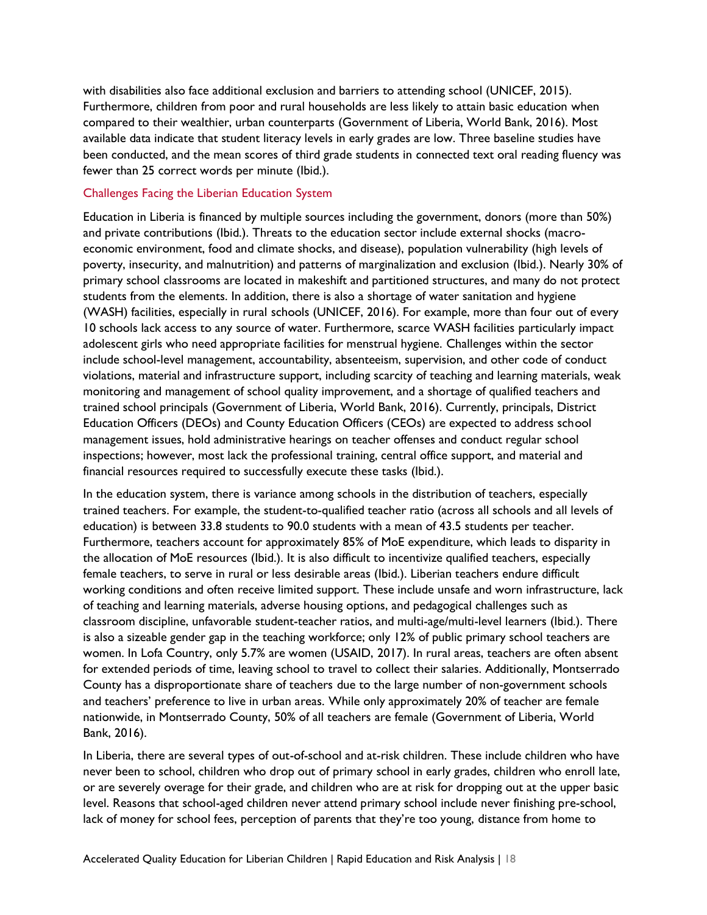with disabilities also face additional exclusion and barriers to attending school (UNICEF, 2015). Furthermore, children from poor and rural households are less likely to attain basic education when compared to their wealthier, urban counterparts (Government of Liberia, World Bank, 2016). Most available data indicate that student literacy levels in early grades are low. Three baseline studies have been conducted, and the mean scores of third grade students in connected text oral reading fluency was fewer than 25 correct words per minute (Ibid.).

### Challenges Facing the Liberian Education System

Education in Liberia is financed by multiple sources including the government, donors (more than 50%) and private contributions (Ibid.). Threats to the education sector include external shocks (macro-economic environment, food and climate shocks, and disease), population vulnerability (high levels of poverty, insecurity, and malnutrition) and patterns of marginalization and exclusion (Ibid.). Nearly 30% of primary school classrooms are located in makeshift and partitioned structures, and many do not protect students from the elements. In addition, there is also a shortage of water sanitation and hygiene (WASH) facilities, especially in rural schools (UNICEF, 2016). For example, more than four out of every 10 schools lack access to any source of water. Furthermore, scarce WASH facilities particularly impact adolescent girls who need appropriate facilities for menstrual hygiene. Challenges within the sector include school-level management, accountability, absenteeism, supervision, and other code of conduct violations, material and infrastructure support, including scarcity of teaching and learning materials, weak monitoring and management of school quality improvement, and a shortage of qualified teachers and trained school principals (Government of Liberia, World Bank, 2016). Currently, principals, District Education Officers (DEOs) and County Education Officers (CEOs) are expected to address school management issues, hold administrative hearings on teacher offenses and conduct regular school inspections; however, most lack the professional training, central office support, and material and financial resources required to successfully execute these tasks (Ibid.).

In the education system, there is variance among schools in the distribution of teachers, especially trained teachers. For example, the student-to-qualified teacher ratio (across all schools and all levels of education) is between 33.8 students to 90.0 students with a mean of 43.5 students per teacher. Furthermore, teachers account for approximately 85% of MoE expenditure, which leads to disparity in the allocation of MoE resources (Ibid.). It is also difficult to incentivize qualified teachers, especially female teachers, to serve in rural or less desirable areas (Ibid.). Liberian teachers endure difficult working conditions and often receive limited support. These include unsafe and worn infrastructure, lack of teaching and learning materials, adverse housing options, and pedagogical challenges such as classroom discipline, unfavorable student-teacher ratios, and multi-age/multi-level learners (Ibid.). There is also a sizeable gender gap in the teaching workforce; only 12% of public primary school teachers are women. In Lofa Country, only 5.7% are women (USAID, 2017). In rural areas, teachers are often absent for extended periods of time, leaving school to travel to collect their salaries. Additionally, Montserrado County has a disproportionate share of teachers due to the large number of non-government schools and teachers' preference to live in urban areas. While only approximately 20% of teacher are female nationwide, in Montserrado County, 50% of all teachers are female (Government of Liberia, World Bank, 2016).

In Liberia, there are several types of out-of-school and at-risk children. These include children who have never been to school, children who drop out of primary school in early grades, children who enroll late, or are severely overage for their grade, and children who are at risk for dropping out at the upper basic level. Reasons that school-aged children never attend primary school include never finishing pre-school, lack of money for school fees, perception of parents that they're too young, distance from home to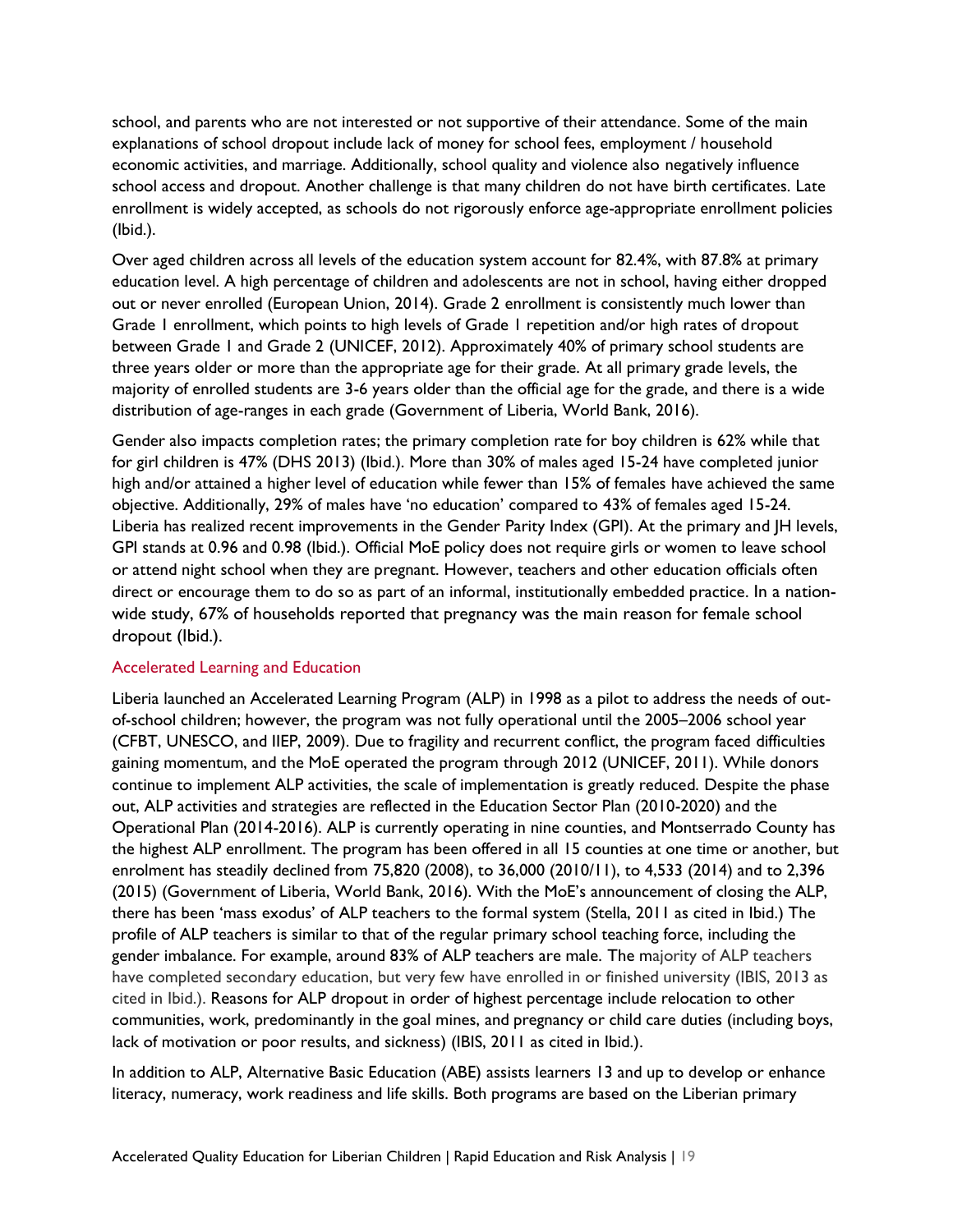school, and parents who are not interested or not supportive of their attendance. Some of the main explanations of school dropout include lack of money for school fees, employment / household economic activities, and marriage. Additionally, school quality and violence also negatively influence school access and dropout. Another challenge is that many children do not have birth certificates. Late enrollment is widely accepted, as schools do not rigorously enforce age-appropriate enrollment policies (Ibid.).

Over aged children across all levels of the education system account for 82.4%, with 87.8% at primary education level. A high percentage of children and adolescents are not in school, having either dropped out or never enrolled (European Union, 2014). Grade 2 enrollment is consistently much lower than Grade 1 enrollment, which points to high levels of Grade 1 repetition and/or high rates of dropout between Grade 1 and Grade 2 (UNICEF, 2012). Approximately 40% of primary school students are three years older or more than the appropriate age for their grade. At all primary grade levels, the majority of enrolled students are 3-6 years older than the official age for the grade, and there is a wide distribution of age-ranges in each grade (Government of Liberia, World Bank, 2016).

Gender also impacts completion rates; the primary completion rate for boy children is 62% while that for girl children is 47% (DHS 2013) (Ibid.). More than 30% of males aged 15-24 have completed junior high and/or attained a higher level of education while fewer than 15% of females have achieved the same objective. Additionally, 29% of males have 'no education' compared to 43% of females aged 15-24. Liberia has realized recent improvements in the Gender Parity Index (GPI). At the primary and JH levels, GPI stands at 0.96 and 0.98 (Ibid.). Official MoE policy does not require girls or women to leave school or attend night school when they are pregnant. However, teachers and other education officials often direct or encourage them to do so as part of an informal, institutionally embedded practice. In a nation-wide study, 67% of households reported that pregnancy was the main reason for female school dropout (Ibid.).

### Accelerated Learning and Education

Liberia launched an Accelerated Learning Program (ALP) in 1998 as a pilot to address the needs of out-of-school children; however, the program was not fully operational until the 2005–2006 school year (CFBT, UNESCO, and IIEP, 2009). Due to fragility and recurrent conflict, the program faced difficulties gaining momentum, and the MoE operated the program through 2012 (UNICEF, 2011). While donors continue to implement ALP activities, the scale of implementation is greatly reduced. Despite the phase out, ALP activities and strategies are reflected in the Education Sector Plan (2010-2020) and the Operational Plan (2014-2016). ALP is currently operating in nine counties, and Montserrado County has the highest ALP enrollment. The program has been offered in all 15 counties at one time or another, but enrolment has steadily declined from 75,820 (2008), to 36,000 (2010/11), to 4,533 (2014) and to 2,396 (2015) (Government of Liberia, World Bank, 2016). With the MoE's announcement of closing the ALP, there has been 'mass exodus' of ALP teachers to the formal system (Stella, 2011 as cited in Ibid.) The profile of ALP teachers is similar to that of the regular primary school teaching force, including the gender imbalance. For example, around 83% of ALP teachers are male. The majority of ALP teachers have completed secondary education, but very few have enrolled in or finished university (IBIS, 2013 as cited in Ibid.). Reasons for ALP dropout in order of highest percentage include relocation to other communities, work, predominantly in the goal mines, and pregnancy or child care duties (including boys, lack of motivation or poor results, and sickness) (IBIS, 2011 as cited in Ibid.).

In addition to ALP, Alternative Basic Education (ABE) assists learners 13 and up to develop or enhance literacy, numeracy, work readiness and life skills. Both programs are based on the Liberian primary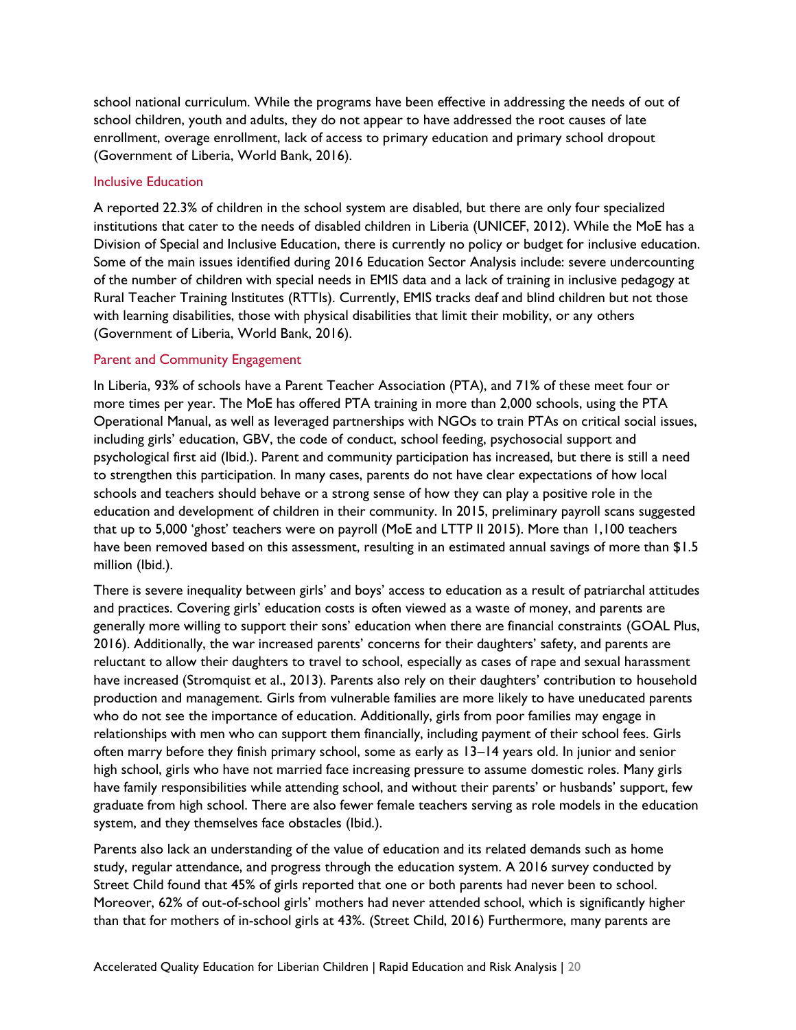school national curriculum. While the programs have been effective in addressing the needs of out of school children, youth and adults, they do not appear to have addressed the root causes of late enrollment, overage enrollment, lack of access to primary education and primary school dropout (Government of Liberia, World Bank, 2016).

### Inclusive Education

A reported 22.3% of children in the school system are disabled, but there are only four specialized institutions that cater to the needs of disabled children in Liberia (UNICEF, 2012). While the MoE has a Division of Special and Inclusive Education, there is currently no policy or budget for inclusive education. Some of the main issues identified during 2016 Education Sector Analysis include: severe undercounting of the number of children with special needs in EMIS data and a lack of training in inclusive pedagogy at Rural Teacher Training Institutes (RTTIs). Currently, EMIS tracks deaf and blind children but not those with learning disabilities, those with physical disabilities that limit their mobility, or any others (Government of Liberia, World Bank, 2016).

### Parent and Community Engagement

In Liberia, 93% of schools have a Parent Teacher Association (PTA), and 71% of these meet four or more times per year. The MoE has offered PTA training in more than 2,000 schools, using the PTA Operational Manual, as well as leveraged partnerships with NGOs to train PTAs on critical social issues, including girls' education, GBV, the code of conduct, school feeding, psychosocial support and psychological first aid (Ibid.). Parent and community participation has increased, but there is still a need to strengthen this participation. In many cases, parents do not have clear expectations of how local schools and teachers should behave or a strong sense of how they can play a positive role in the education and development of children in their community. In 2015, preliminary payroll scans suggested that up to 5,000 'ghost' teachers were on payroll (MoE and LTTP II 2015). More than 1,100 teachers have been removed based on this assessment, resulting in an estimated annual savings of more than $1.5 million (Ibid.).

There is severe inequality between girls' and boys' access to education as a result of patriarchal attitudes and practices. Covering girls' education costs is often viewed as a waste of money, and parents are generally more willing to support their sons' education when there are financial constraints (GOAL Plus, 2016). Additionally, the war increased parents' concerns for their daughters' safety, and parents are reluctant to allow their daughters to travel to school, especially as cases of rape and sexual harassment have increased (Stromquist et al., 2013). Parents also rely on their daughters' contribution to household production and management. Girls from vulnerable families are more likely to have uneducated parents who do not see the importance of education. Additionally, girls from poor families may engage in relationships with men who can support them financially, including payment of their school fees. Girls often marry before they finish primary school, some as early as 13–14 years old. In junior and senior high school, girls who have not married face increasing pressure to assume domestic roles. Many girls have family responsibilities while attending school, and without their parents' or husbands' support, few graduate from high school. There are also fewer female teachers serving as role models in the education system, and they themselves face obstacles (Ibid.).

Parents also lack an understanding of the value of education and its related demands such as home study, regular attendance, and progress through the education system. A 2016 survey conducted by Street Child found that 45% of girls reported that one or both parents had never been to school. Moreover, 62% of out-of-school girls' mothers had never attended school, which is significantly higher than that for mothers of in-school girls at 43%. (Street Child, 2016) Furthermore, many parents are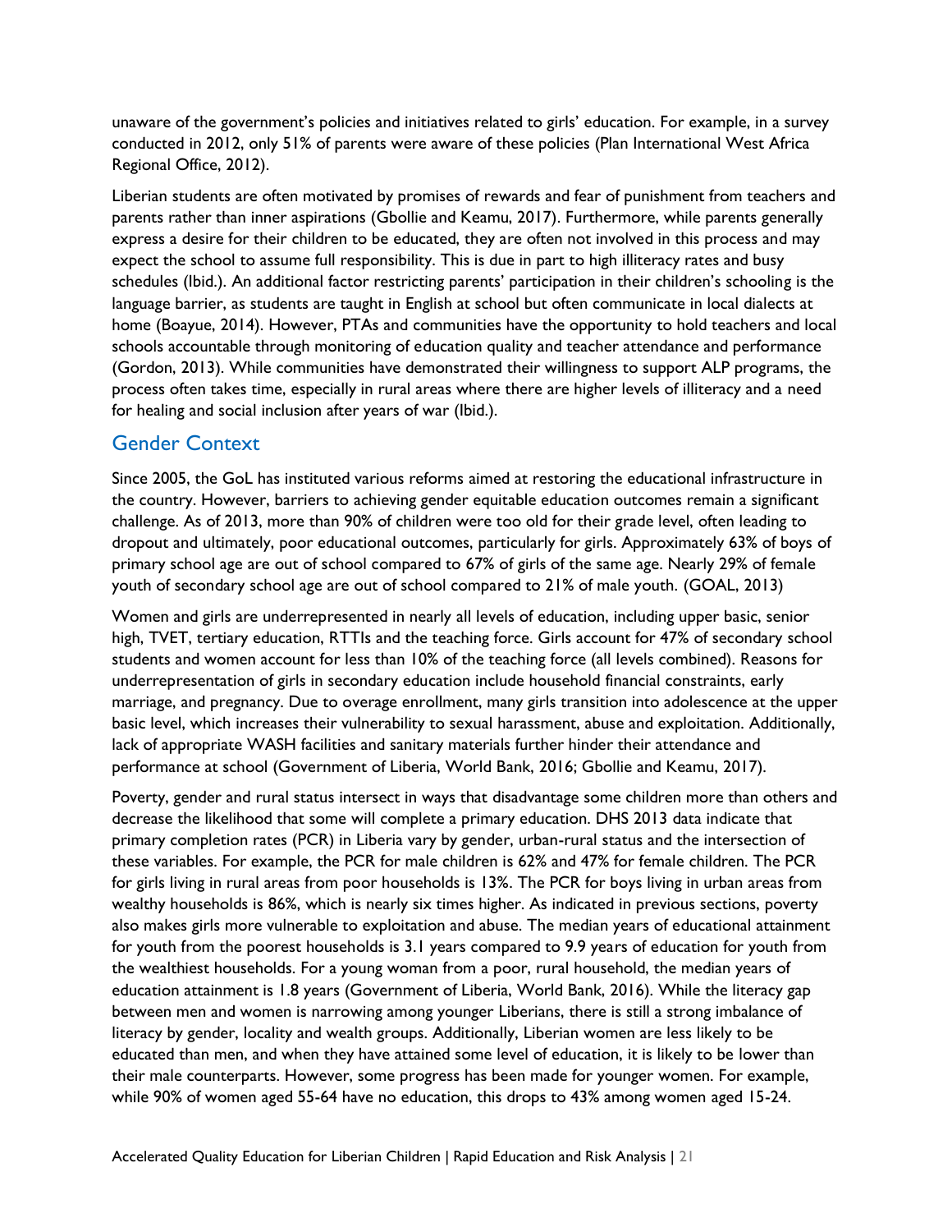unaware of the government's policies and initiatives related to girls' education. For example, in a survey conducted in 2012, only 51% of parents were aware of these policies (Plan International West Africa Regional Office, 2012).

Liberian students are often motivated by promises of rewards and fear of punishment from teachers and parents rather than inner aspirations (Gbollie and Keamu, 2017). Furthermore, while parents generally express a desire for their children to be educated, they are often not involved in this process and may expect the school to assume full responsibility. This is due in part to high illiteracy rates and busy schedules (Ibid.). An additional factor restricting parents' participation in their children's schooling is the language barrier, as students are taught in English at school but often communicate in local dialects at home (Boayue, 2014). However, PTAs and communities have the opportunity to hold teachers and local schools accountable through monitoring of education quality and teacher attendance and performance (Gordon, 2013). While communities have demonstrated their willingness to support ALP programs, the process often takes time, especially in rural areas where there are higher levels of illiteracy and a need for healing and social inclusion after years of war (Ibid.).

## Gender Context

Since 2005, the GoL has instituted various reforms aimed at restoring the educational infrastructure in the country. However, barriers to achieving gender equitable education outcomes remain a significant challenge. As of 2013, more than 90% of children were too old for their grade level, often leading to dropout and ultimately, poor educational outcomes, particularly for girls. Approximately 63% of boys of primary school age are out of school compared to 67% of girls of the same age. Nearly 29% of female youth of secondary school age are out of school compared to 21% of male youth. (GOAL, 2013)

Women and girls are underrepresented in nearly all levels of education, including upper basic, senior high, TVET, tertiary education, RTTIs and the teaching force. Girls account for 47% of secondary school students and women account for less than 10% of the teaching force (all levels combined). Reasons for underrepresentation of girls in secondary education include household financial constraints, early marriage, and pregnancy. Due to overage enrollment, many girls transition into adolescence at the upper basic level, which increases their vulnerability to sexual harassment, abuse and exploitation. Additionally, lack of appropriate WASH facilities and sanitary materials further hinder their attendance and performance at school (Government of Liberia, World Bank, 2016; Gbollie and Keamu, 2017).

Poverty, gender and rural status intersect in ways that disadvantage some children more than others and decrease the likelihood that some will complete a primary education. DHS 2013 data indicate that primary completion rates (PCR) in Liberia vary by gender, urban-rural status and the intersection of these variables. For example, the PCR for male children is 62% and 47% for female children. The PCR for girls living in rural areas from poor households is 13%. The PCR for boys living in urban areas from wealthy households is 86%, which is nearly six times higher. As indicated in previous sections, poverty also makes girls more vulnerable to exploitation and abuse. The median years of educational attainment for youth from the poorest households is 3.1 years compared to 9.9 years of education for youth from the wealthiest households. For a young woman from a poor, rural household, the median years of education attainment is 1.8 years (Government of Liberia, World Bank, 2016). While the literacy gap between men and women is narrowing among younger Liberians, there is still a strong imbalance of literacy by gender, locality and wealth groups. Additionally, Liberian women are less likely to be educated than men, and when they have attained some level of education, it is likely to be lower than their male counterparts. However, some progress has been made for younger women. For example, while 90% of women aged 55-64 have no education, this drops to 43% among women aged 15-24.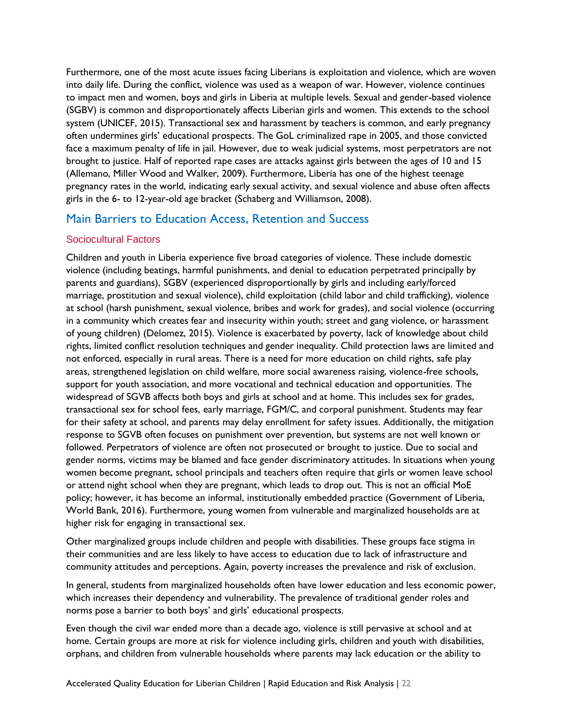Furthermore, one of the most acute issues facing Liberians is exploitation and violence, which are woven into daily life. During the conflict, violence was used as a weapon of war. However, violence continues to impact men and women, boys and girls in Liberia at multiple levels. Sexual and gender-based violence (SGBV) is common and disproportionately affects Liberian girls and women. This extends to the school system (UNICEF, 2015). Transactional sex and harassment by teachers is common, and early pregnancy often undermines girls' educational prospects. The GoL criminalized rape in 2005, and those convicted face a maximum penalty of life in jail. However, due to weak judicial systems, most perpetrators are not brought to justice. Half of reported rape cases are attacks against girls between the ages of 10 and 15 (Allemano, Miller Wood and Walker, 2009). Furthermore, Liberia has one of the highest teenage pregnancy rates in the world, indicating early sexual activity, and sexual violence and abuse often affects girls in the 6- to 12-year-old age bracket (Schaberg and Williamson, 2008).

## Main Barriers to Education Access, Retention and Success

### Sociocultural Factors

Children and youth in Liberia experience five broad categories of violence. These include domestic violence (including beatings, harmful punishments, and denial to education perpetrated principally by parents and guardians), SGBV (experienced disproportionally by girls and including early/forced marriage, prostitution and sexual violence), child exploitation (child labor and child trafficking), violence at school (harsh punishment, sexual violence, bribes and work for grades), and social violence (occurring in a community which creates fear and insecurity within youth; street and gang violence, or harassment of young children) (Delomez, 2015). Violence is exacerbated by poverty, lack of knowledge about child rights, limited conflict resolution techniques and gender inequality. Child protection laws are limited and not enforced, especially in rural areas. There is a need for more education on child rights, safe play areas, strengthened legislation on child welfare, more social awareness raising, violence-free schools, support for youth association, and more vocational and technical education and opportunities. The widespread of SGVB affects both boys and girls at school and at home. This includes sex for grades, transactional sex for school fees, early marriage, FGM/C, and corporal punishment. Students may fear for their safety at school, and parents may delay enrollment for safety issues. Additionally, the mitigation response to SGVB often focuses on punishment over prevention, but systems are not well known or followed. Perpetrators of violence are often not prosecuted or brought to justice. Due to social and gender norms, victims may be blamed and face gender discriminatory attitudes. In situations when young women become pregnant, school principals and teachers often require that girls or women leave school or attend night school when they are pregnant, which leads to drop out. This is not an official MoE policy; however, it has become an informal, institutionally embedded practice (Government of Liberia, World Bank, 2016). Furthermore, young women from vulnerable and marginalized households are at higher risk for engaging in transactional sex.

Other marginalized groups include children and people with disabilities. These groups face stigma in their communities and are less likely to have access to education due to lack of infrastructure and community attitudes and perceptions. Again, poverty increases the prevalence and risk of exclusion.

In general, students from marginalized households often have lower education and less economic power, which increases their dependency and vulnerability. The prevalence of traditional gender roles and norms pose a barrier to both boys' and girls' educational prospects.

Even though the civil war ended more than a decade ago, violence is still pervasive at school and at home. Certain groups are more at risk for violence including girls, children and youth with disabilities, orphans, and children from vulnerable households where parents may lack education or the ability to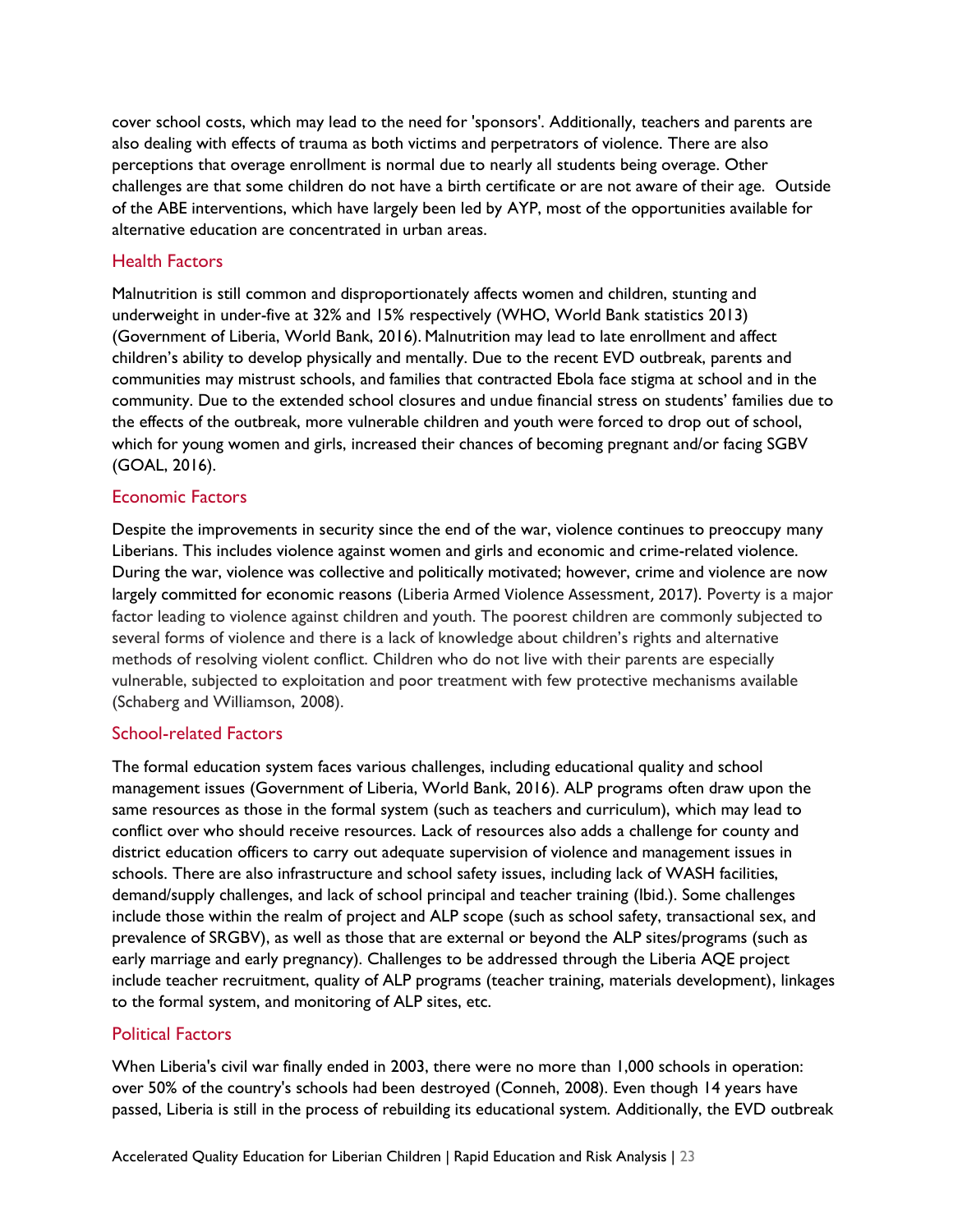cover school costs, which may lead to the need for 'sponsors'. Additionally, teachers and parents are also dealing with effects of trauma as both victims and perpetrators of violence. There are also perceptions that overage enrollment is normal due to nearly all students being overage. Other challenges are that some children do not have a birth certificate or are not aware of their age. Outside of the ABE interventions, which have largely been led by AYP, most of the opportunities available for alternative education are concentrated in urban areas.

### Health Factors

Malnutrition is still common and disproportionately affects women and children, stunting and underweight in under-five at 32% and 15% respectively (WHO, World Bank statistics 2013) (Government of Liberia, World Bank, 2016). Malnutrition may lead to late enrollment and affect children's ability to develop physically and mentally. Due to the recent EVD outbreak, parents and communities may mistrust schools, and families that contracted Ebola face stigma at school and in the community. Due to the extended school closures and undue financial stress on students' families due to the effects of the outbreak, more vulnerable children and youth were forced to drop out of school, which for young women and girls, increased their chances of becoming pregnant and/or facing SGBV (GOAL, 2016).

### Economic Factors

Despite the improvements in security since the end of the war, violence continues to preoccupy many Liberians. This includes violence against women and girls and economic and crime-related violence. During the war, violence was collective and politically motivated; however, crime and violence are now largely committed for economic reasons (Liberia Armed Violence Assessment, 2017). Poverty is a major factor leading to violence against children and youth. The poorest children are commonly subjected to several forms of violence and there is a lack of knowledge about children's rights and alternative methods of resolving violent conflict. Children who do not live with their parents are especially vulnerable, subjected to exploitation and poor treatment with few protective mechanisms available (Schaberg and Williamson, 2008).

### School-related Factors

The formal education system faces various challenges, including educational quality and school management issues (Government of Liberia, World Bank, 2016). ALP programs often draw upon the same resources as those in the formal system (such as teachers and curriculum), which may lead to conflict over who should receive resources. Lack of resources also adds a challenge for county and district education officers to carry out adequate supervision of violence and management issues in schools. There are also infrastructure and school safety issues, including lack of WASH facilities, demand/supply challenges, and lack of school principal and teacher training (Ibid.). Some challenges include those within the realm of project and ALP scope (such as school safety, transactional sex, and prevalence of SRGBV), as well as those that are external or beyond the ALP sites/programs (such as early marriage and early pregnancy). Challenges to be addressed through the Liberia AQE project include teacher recruitment, quality of ALP programs (teacher training, materials development), linkages to the formal system, and monitoring of ALP sites, etc.

### Political Factors

When Liberia's civil war finally ended in 2003, there were no more than 1,000 schools in operation: over 50% of the country's schools had been destroyed (Conneh, 2008). Even though 14 years have passed, Liberia is still in the process of rebuilding its educational system. Additionally, the EVD outbreak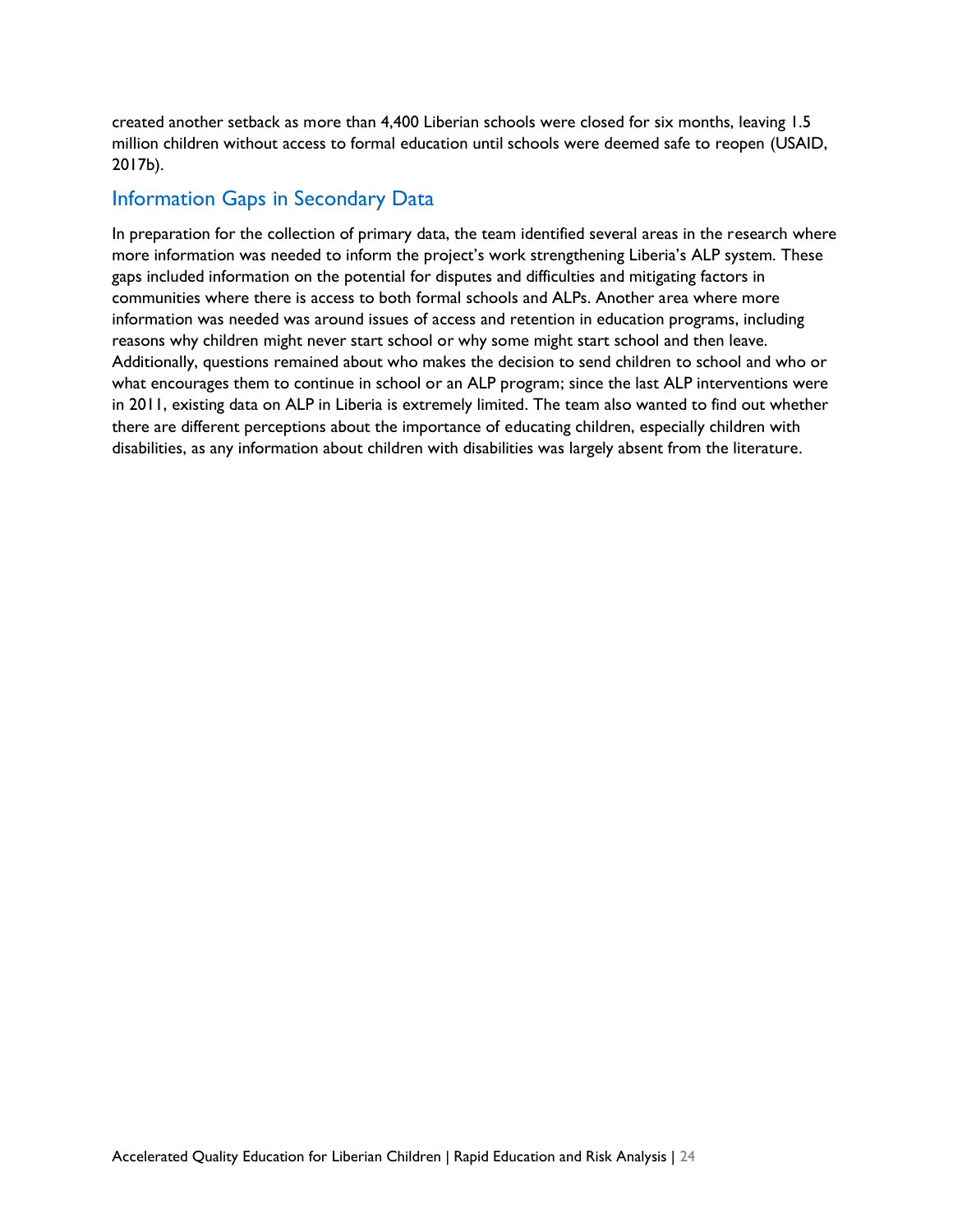created another setback as more than 4,400 Liberian schools were closed for six months, leaving 1.5 million children without access to formal education until schools were deemed safe to reopen (USAID, 2017b).

## Information Gaps in Secondary Data

In preparation for the collection of primary data, the team identified several areas in the research where more information was needed to inform the project's work strengthening Liberia's ALP system. These gaps included information on the potential for disputes and difficulties and mitigating factors in communities where there is access to both formal schools and ALPs. Another area where more information was needed was around issues of access and retention in education programs, including reasons why children might never start school or why some might start school and then leave. Additionally, questions remained about who makes the decision to send children to school and who or what encourages them to continue in school or an ALP program; since the last ALP interventions were in 2011, existing data on ALP in Liberia is extremely limited. The team also wanted to find out whether there are different perceptions about the importance of educating children, especially children with disabilities, as any information about children with disabilities was largely absent from the literature.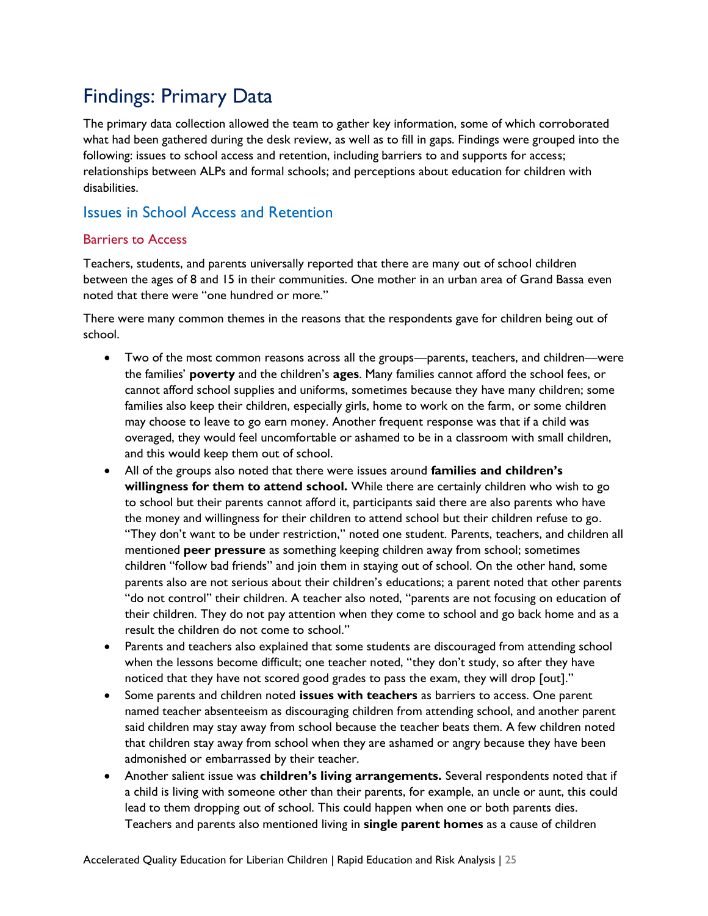# Findings: Primary Data

The primary data collection allowed the team to gather key information, some of which corroborated what had been gathered during the desk review, as well as to fill in gaps. Findings were grouped into the following: issues to school access and retention, including barriers to and supports for access; relationships between ALPs and formal schools; and perceptions about education for children with disabilities.

## Issues in School Access and Retention

### Barriers to Access

Teachers, students, and parents universally reported that there are many out of school children between the ages of 8 and 15 in their communities. One mother in an urban area of Grand Bassa even noted that there were "one hundred or more."

There were many common themes in the reasons that the respondents gave for children being out of school.

- Two of the most common reasons across all the groups—parents, teachers, and children—were the families' **poverty** and the children's **ages**. Many families cannot afford the school fees, or cannot afford school supplies and uniforms, sometimes because they have many children; some families also keep their children, especially girls, home to work on the farm, or some children may choose to leave to go earn money. Another frequent response was that if a child was overaged, they would feel uncomfortable or ashamed to be in a classroom with small children, and this would keep them out of school.
- All of the groups also noted that there were issues around **families and children's willingness for them to attend school.** While there are certainly children who wish to go to school but their parents cannot afford it, participants said there are also parents who have the money and willingness for their children to attend school but their children refuse to go. "They don't want to be under restriction," noted one student. Parents, teachers, and children all mentioned **peer pressure** as something keeping children away from school; sometimes children "follow bad friends" and join them in staying out of school. On the other hand, some parents also are not serious about their children's educations; a parent noted that other parents "do not control" their children. A teacher also noted, "parents are not focusing on education of their children. They do not pay attention when they come to school and go back home and as a result the children do not come to school."
- Parents and teachers also explained that some students are discouraged from attending school when the lessons become difficult; one teacher noted, "they don't study, so after they have noticed that they have not scored good grades to pass the exam, they will drop [out]."
- Some parents and children noted **issues with teachers** as barriers to access. One parent named teacher absenteeism as discouraging children from attending school, and another parent said children may stay away from school because the teacher beats them. A few children noted that children stay away from school when they are ashamed or angry because they have been admonished or embarrassed by their teacher.
- Another salient issue was **children's living arrangements.** Several respondents noted that if a child is living with someone other than their parents, for example, an uncle or aunt, this could lead to them dropping out of school. This could happen when one or both parents dies. Teachers and parents also mentioned living in **single parent homes** as a cause of children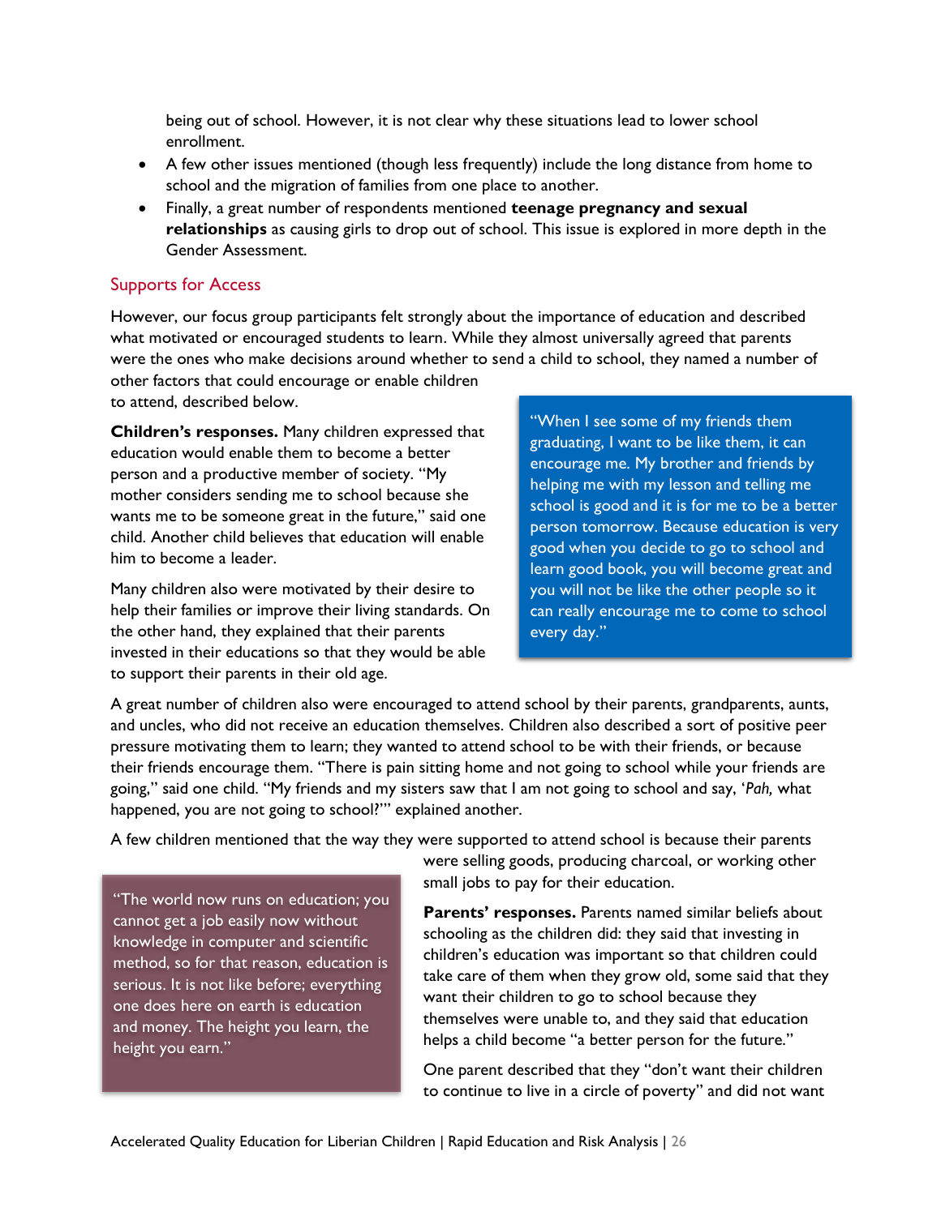being out of school. However, it is not clear why these situations lead to lower school enrollment.

- A few other issues mentioned (though less frequently) include the long distance from home to school and the migration of families from one place to another.
- Finally, a great number of respondents mentioned **teenage pregnancy and sexual relationships** as causing girls to drop out of school. This issue is explored in more depth in the Gender Assessment.

## Supports for Access

However, our focus group participants felt strongly about the importance of education and described what motivated or encouraged students to learn. While they almost universally agreed that parents were the ones who make decisions around whether to send a child to school, they named a number of other factors that could encourage or enable children to attend, described below.

**Children's responses.** Many children expressed that education would enable them to become a better person and a productive member of society. "My mother considers sending me to school because she wants me to be someone great in the future," said one child. Another child believes that education will enable him to become a leader.

Many children also were motivated by their desire to help their families or improve their living standards. On the other hand, they explained that their parents invested in their educations so that they would be able to support their parents in their old age.

> "When I see some of my friends them graduating, I want to be like them, it can encourage me. My brother and friends by helping me with my lesson and telling me school is good and it is for me to be a better person tomorrow. Because education is very good when you decide to go to school and learn good book, you will become great and you will not be like the other people so it can really encourage me to come to school every day."

A great number of children also were encouraged to attend school by their parents, grandparents, aunts, and uncles, who did not receive an education themselves. Children also described a sort of positive peer pressure motivating them to learn; they wanted to attend school to be with their friends, or because their friends encourage them. "There is pain sitting home and not going to school while your friends are going," said one child. "My friends and my sisters saw that I am not going to school and say, '*Pah,* what happened, you are not going to school?'" explained another.

A few children mentioned that the way they were supported to attend school is because their parents were selling goods, producing charcoal, or working other small jobs to pay for their education.

> "The world now runs on education; you cannot get a job easily now without knowledge in computer and scientific method, so for that reason, education is serious. It is not like before; everything one does here on earth is education and money. The height you learn, the height you earn."

**Parents' responses.** Parents named similar beliefs about schooling as the children did: they said that investing in children's education was important so that children could take care of them when they grow old, some said that they want their children to go to school because they themselves were unable to, and they said that education helps a child become "a better person for the future."

One parent described that they "don't want their children to continue to live in a circle of poverty" and did not want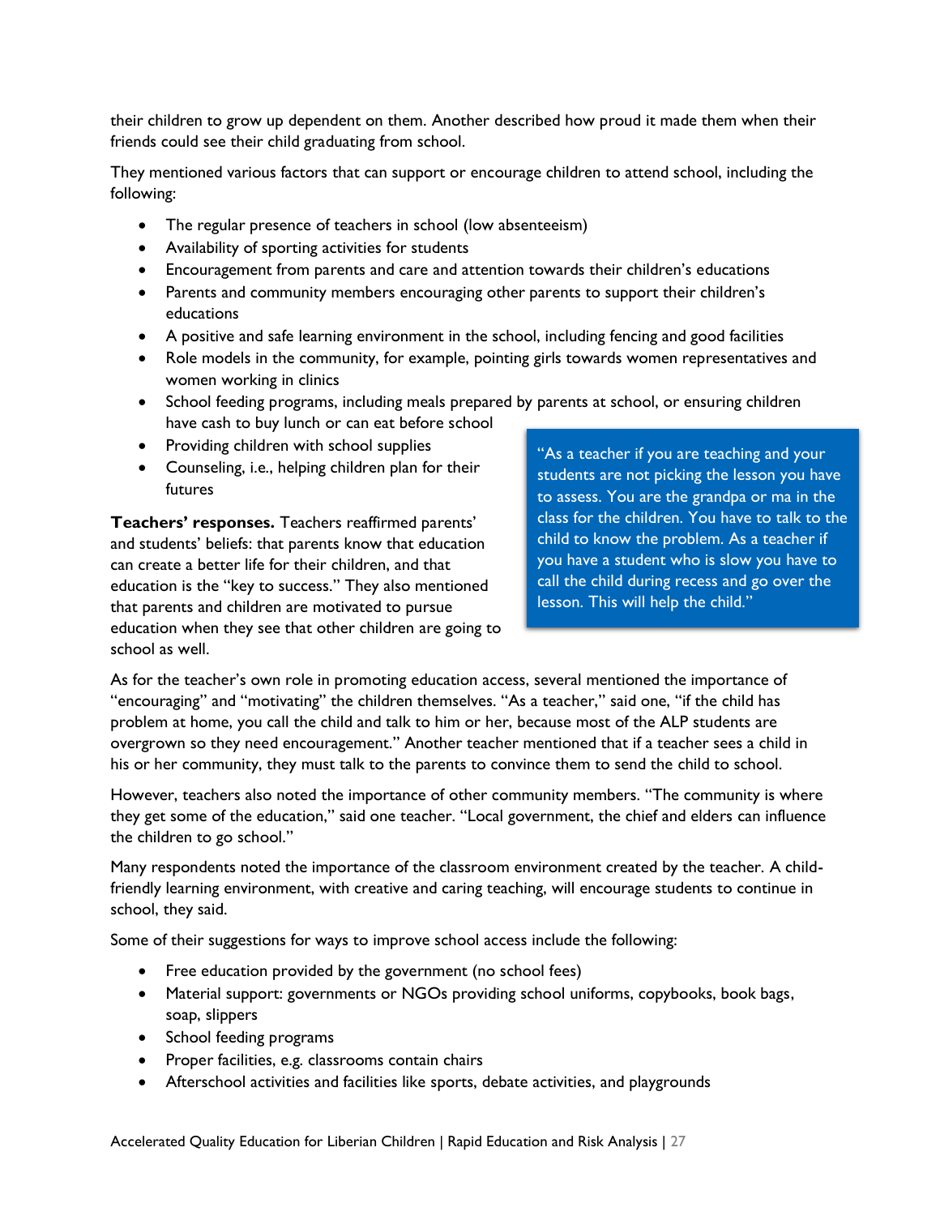their children to grow up dependent on them. Another described how proud it made them when their friends could see their child graduating from school.

They mentioned various factors that can support or encourage children to attend school, including the following:

- The regular presence of teachers in school (low absenteeism)
- Availability of sporting activities for students
- Encouragement from parents and care and attention towards their children's educations
- Parents and community members encouraging other parents to support their children's educations
- A positive and safe learning environment in the school, including fencing and good facilities
- Role models in the community, for example, pointing girls towards women representatives and women working in clinics
- School feeding programs, including meals prepared by parents at school, or ensuring children have cash to buy lunch or can eat before school
- Providing children with school supplies
- Counseling, i.e., helping children plan for their futures

**Teachers' responses.** Teachers reaffirmed parents' and students' beliefs: that parents know that education can create a better life for their children, and that education is the "key to success." They also mentioned that parents and children are motivated to pursue education when they see that other children are going to school as well.

> "As a teacher if you are teaching and your students are not picking the lesson you have to assess. You are the grandpa or ma in the class for the children. You have to talk to the child to know the problem. As a teacher if you have a student who is slow you have to call the child during recess and go over the lesson. This will help the child."

As for the teacher's own role in promoting education access, several mentioned the importance of "encouraging" and "motivating" the children themselves. "As a teacher," said one, "if the child has problem at home, you call the child and talk to him or her, because most of the ALP students are overgrown so they need encouragement." Another teacher mentioned that if a teacher sees a child in his or her community, they must talk to the parents to convince them to send the child to school.

However, teachers also noted the importance of other community members. "The community is where they get some of the education," said one teacher. "Local government, the chief and elders can influence the children to go school."

Many respondents noted the importance of the classroom environment created by the teacher. A child-friendly learning environment, with creative and caring teaching, will encourage students to continue in school, they said.

Some of their suggestions for ways to improve school access include the following:

- Free education provided by the government (no school fees)
- Material support: governments or NGOs providing school uniforms, copybooks, book bags, soap, slippers
- School feeding programs
- Proper facilities, e.g. classrooms contain chairs
- Afterschool activities and facilities like sports, debate activities, and playgrounds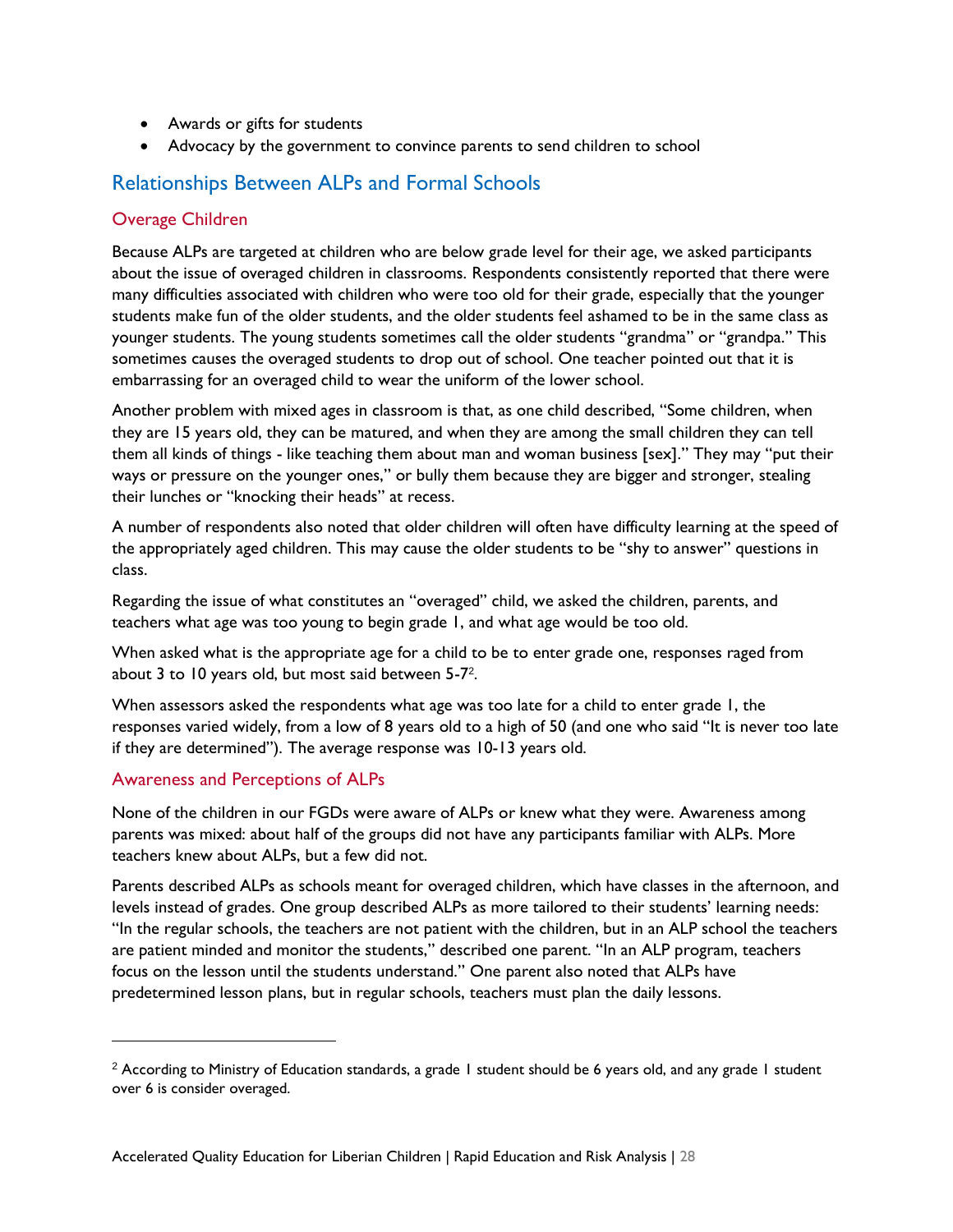- Awards or gifts for students
- Advocacy by the government to convince parents to send children to school

## Relationships Between ALPs and Formal Schools

### Overage Children

Because ALPs are targeted at children who are below grade level for their age, we asked participants about the issue of overaged children in classrooms. Respondents consistently reported that there were many difficulties associated with children who were too old for their grade, especially that the younger students make fun of the older students, and the older students feel ashamed to be in the same class as younger students. The young students sometimes call the older students "grandma" or "grandpa." This sometimes causes the overaged students to drop out of school. One teacher pointed out that it is embarrassing for an overaged child to wear the uniform of the lower school.

Another problem with mixed ages in classroom is that, as one child described, "Some children, when they are 15 years old, they can be matured, and when they are among the small children they can tell them all kinds of things - like teaching them about man and woman business [sex]." They may "put their ways or pressure on the younger ones," or bully them because they are bigger and stronger, stealing their lunches or "knocking their heads" at recess.

A number of respondents also noted that older children will often have difficulty learning at the speed of the appropriately aged children. This may cause the older students to be "shy to answer" questions in class.

Regarding the issue of what constitutes an "overaged" child, we asked the children, parents, and teachers what age was too young to begin grade 1, and what age would be too old.

When asked what is the appropriate age for a child to be to enter grade one, responses raged from about 3 to 10 years old, but most said between 5-7[2].

When assessors asked the respondents what age was too late for a child to enter grade 1, the responses varied widely, from a low of 8 years old to a high of 50 (and one who said "It is never too late if they are determined"). The average response was 10-13 years old.

### Awareness and Perceptions of ALPs

None of the children in our FGDs were aware of ALPs or knew what they were. Awareness among parents was mixed: about half of the groups did not have any participants familiar with ALPs. More teachers knew about ALPs, but a few did not.

Parents described ALPs as schools meant for overaged children, which have classes in the afternoon, and levels instead of grades. One group described ALPs as more tailored to their students' learning needs: "In the regular schools, the teachers are not patient with the children, but in an ALP school the teachers are patient minded and monitor the students," described one parent. "In an ALP program, teachers focus on the lesson until the students understand." One parent also noted that ALPs have predetermined lesson plans, but in regular schools, teachers must plan the daily lessons.

---

[2] According to Ministry of Education standards, a grade 1 student should be 6 years old, and any grade 1 student over 6 is consider overaged.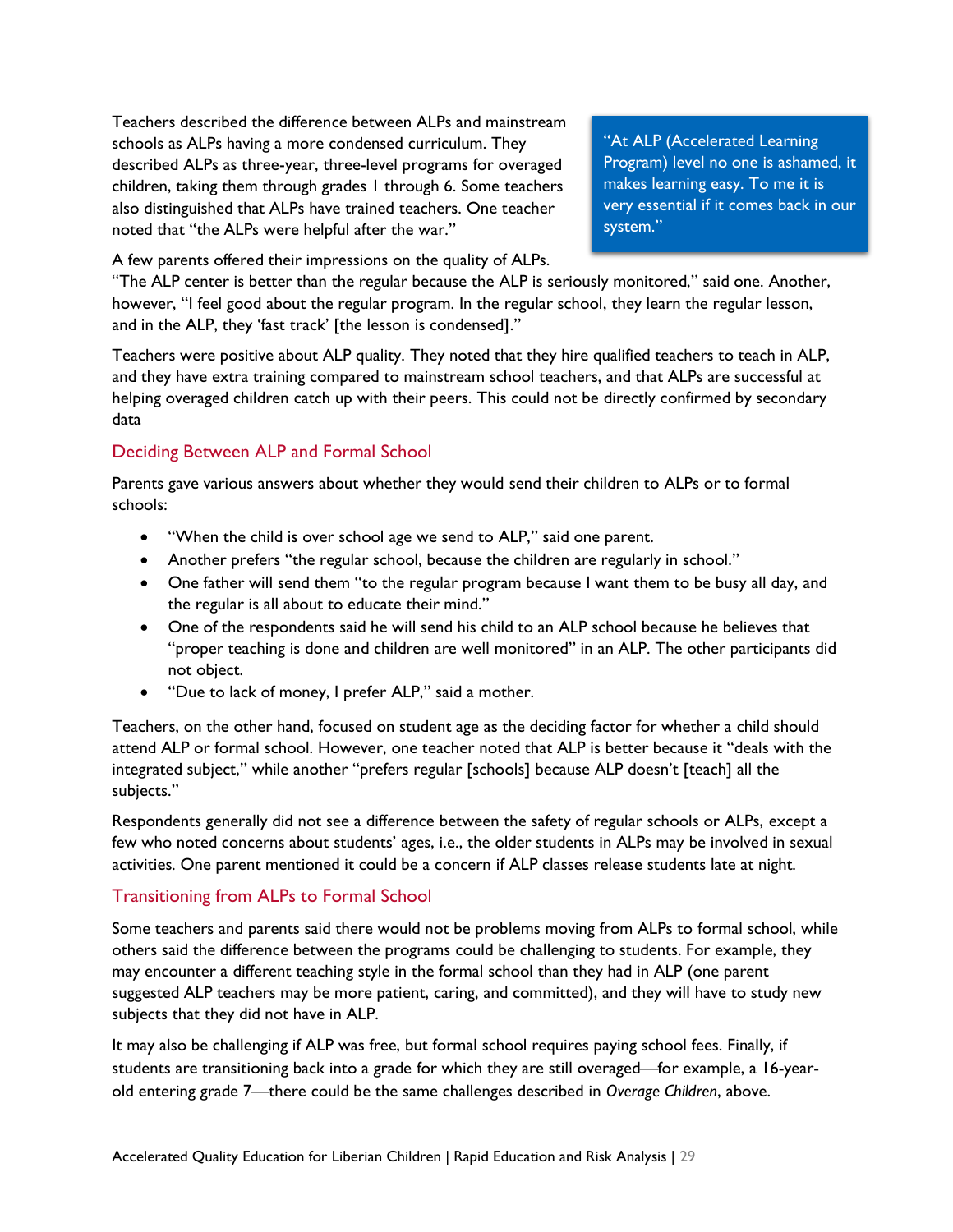Teachers described the difference between ALPs and mainstream schools as ALPs having a more condensed curriculum. They described ALPs as three-year, three-level programs for overaged children, taking them through grades 1 through 6. Some teachers also distinguished that ALPs have trained teachers. One teacher noted that "the ALPs were helpful after the war."

> "At ALP (Accelerated Learning Program) level no one is ashamed, it makes learning easy. To me it is very essential if it comes back in our system."

A few parents offered their impressions on the quality of ALPs. "The ALP center is better than the regular because the ALP is seriously monitored," said one. Another, however, "I feel good about the regular program. In the regular school, they learn the regular lesson, and in the ALP, they 'fast track' [the lesson is condensed]."

Teachers were positive about ALP quality. They noted that they hire qualified teachers to teach in ALP, and they have extra training compared to mainstream school teachers, and that ALPs are successful at helping overaged children catch up with their peers. This could not be directly confirmed by secondary data

## Deciding Between ALP and Formal School

Parents gave various answers about whether they would send their children to ALPs or to formal schools:

- "When the child is over school age we send to ALP," said one parent.
- Another prefers "the regular school, because the children are regularly in school."
- One father will send them "to the regular program because I want them to be busy all day, and the regular is all about to educate their mind."
- One of the respondents said he will send his child to an ALP school because he believes that "proper teaching is done and children are well monitored" in an ALP. The other participants did not object.
- "Due to lack of money, I prefer ALP," said a mother.

Teachers, on the other hand, focused on student age as the deciding factor for whether a child should attend ALP or formal school. However, one teacher noted that ALP is better because it "deals with the integrated subject," while another "prefers regular [schools] because ALP doesn't [teach] all the subjects."

Respondents generally did not see a difference between the safety of regular schools or ALPs, except a few who noted concerns about students' ages, i.e., the older students in ALPs may be involved in sexual activities. One parent mentioned it could be a concern if ALP classes release students late at night.

## Transitioning from ALPs to Formal School

Some teachers and parents said there would not be problems moving from ALPs to formal school, while others said the difference between the programs could be challenging to students. For example, they may encounter a different teaching style in the formal school than they had in ALP (one parent suggested ALP teachers may be more patient, caring, and committed), and they will have to study new subjects that they did not have in ALP.

It may also be challenging if ALP was free, but formal school requires paying school fees. Finally, if students are transitioning back into a grade for which they are still overaged—for example, a 16-year-old entering grade 7—there could be the same challenges described in *Overage Children*, above.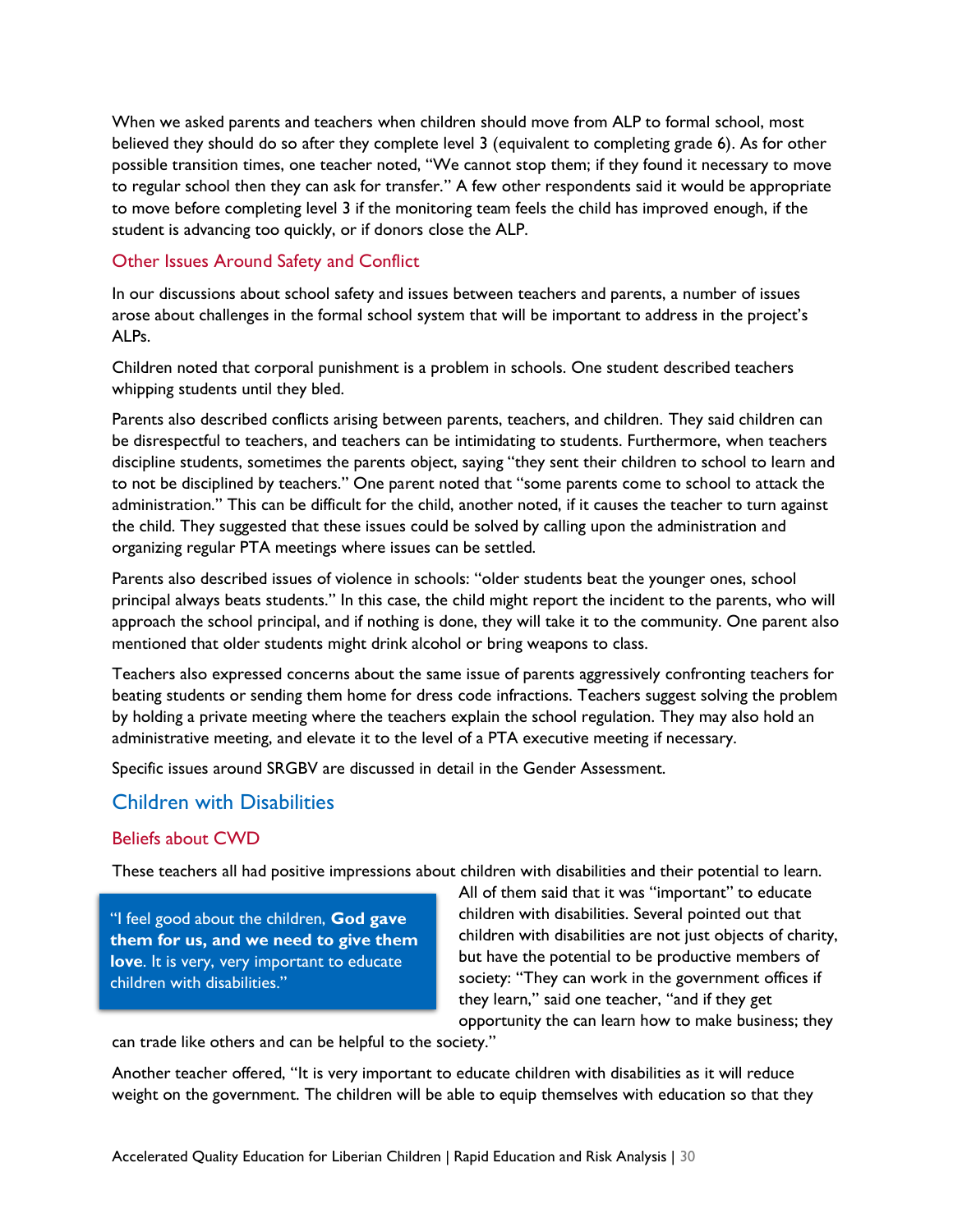When we asked parents and teachers when children should move from ALP to formal school, most believed they should do so after they complete level 3 (equivalent to completing grade 6). As for other possible transition times, one teacher noted, "We cannot stop them; if they found it necessary to move to regular school then they can ask for transfer." A few other respondents said it would be appropriate to move before completing level 3 if the monitoring team feels the child has improved enough, if the student is advancing too quickly, or if donors close the ALP.

### Other Issues Around Safety and Conflict

In our discussions about school safety and issues between teachers and parents, a number of issues arose about challenges in the formal school system that will be important to address in the project's ALPs.

Children noted that corporal punishment is a problem in schools. One student described teachers whipping students until they bled.

Parents also described conflicts arising between parents, teachers, and children. They said children can be disrespectful to teachers, and teachers can be intimidating to students. Furthermore, when teachers discipline students, sometimes the parents object, saying "they sent their children to school to learn and to not be disciplined by teachers." One parent noted that "some parents come to school to attack the administration." This can be difficult for the child, another noted, if it causes the teacher to turn against the child. They suggested that these issues could be solved by calling upon the administration and organizing regular PTA meetings where issues can be settled.

Parents also described issues of violence in schools: "older students beat the younger ones, school principal always beats students." In this case, the child might report the incident to the parents, who will approach the school principal, and if nothing is done, they will take it to the community. One parent also mentioned that older students might drink alcohol or bring weapons to class.

Teachers also expressed concerns about the same issue of parents aggressively confronting teachers for beating students or sending them home for dress code infractions. Teachers suggest solving the problem by holding a private meeting where the teachers explain the school regulation. They may also hold an administrative meeting, and elevate it to the level of a PTA executive meeting if necessary.

Specific issues around SRGBV are discussed in detail in the Gender Assessment.

## Children with Disabilities

### Beliefs about CWD

These teachers all had positive impressions about children with disabilities and their potential to learn. All of them said that it was "important" to educate children with disabilities. Several pointed out that children with disabilities are not just objects of charity, but have the potential to be productive members of society: "They can work in the government offices if they learn," said one teacher, "and if they get opportunity the can learn how to make business; they can trade like others and can be helpful to the society."

> "I feel good about the children, **God gave them for us, and we need to give them love**. It is very, very important to educate children with disabilities."

Another teacher offered, "It is very important to educate children with disabilities as it will reduce weight on the government. The children will be able to equip themselves with education so that they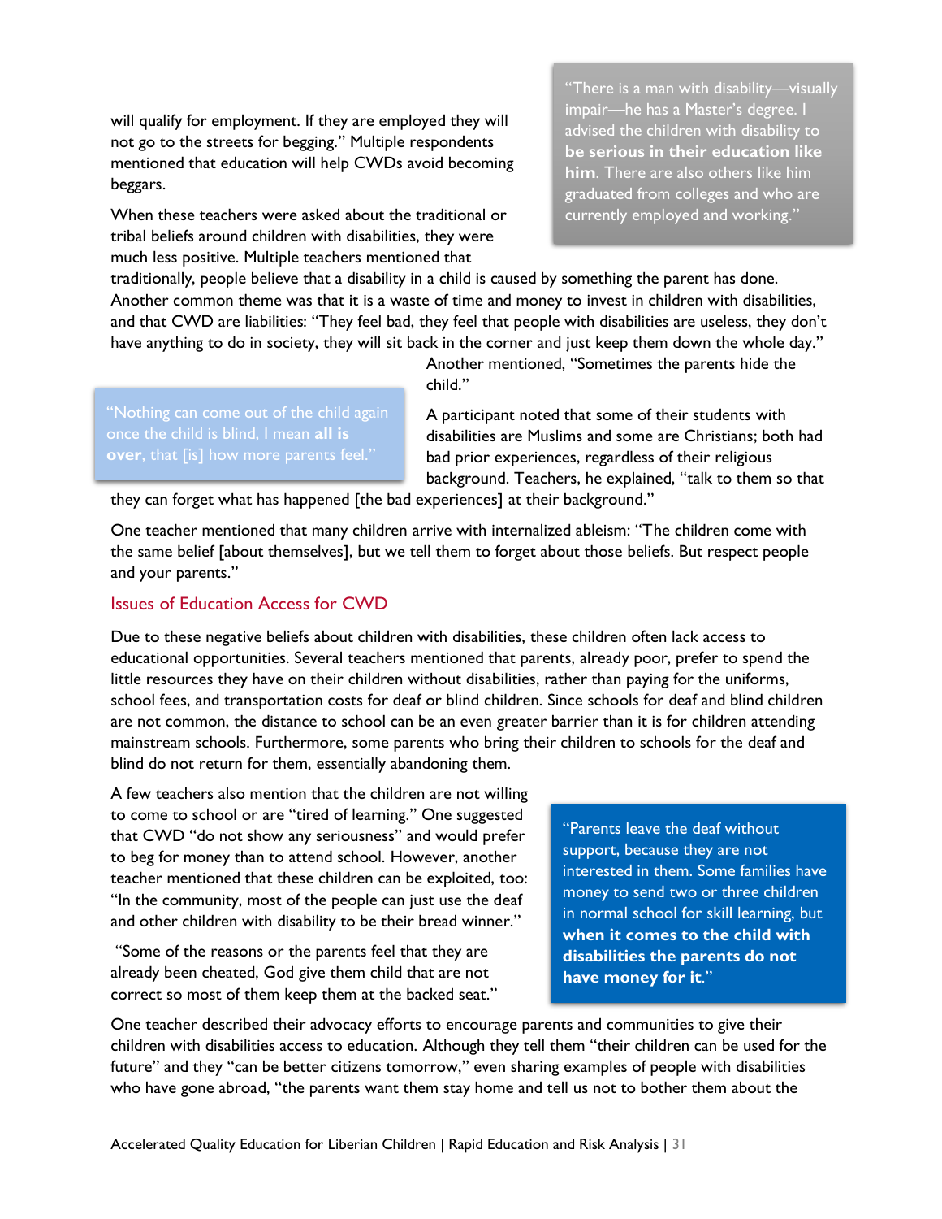will qualify for employment. If they are employed they will not go to the streets for begging." Multiple respondents mentioned that education will help CWDs avoid becoming beggars.

> "There is a man with disability—visually impair—he has a Master's degree. I advised the children with disability to **be serious in their education like him**. There are also others like him graduated from colleges and who are currently employed and working."

When these teachers were asked about the traditional or tribal beliefs around children with disabilities, they were much less positive. Multiple teachers mentioned that traditionally, people believe that a disability in a child is caused by something the parent has done. Another common theme was that it is a waste of time and money to invest in children with disabilities, and that CWD are liabilities: "They feel bad, they feel that people with disabilities are useless, they don't have anything to do in society, they will sit back in the corner and just keep them down the whole day." Another mentioned, "Sometimes the parents hide the child."

> "Nothing can come out of the child again once the child is blind, I mean **all is over**, that [is] how more parents feel."

A participant noted that some of their students with disabilities are Muslims and some are Christians; both had bad prior experiences, regardless of their religious background. Teachers, he explained, "talk to them so that they can forget what has happened [the bad experiences] at their background."

One teacher mentioned that many children arrive with internalized ableism: "The children come with the same belief [about themselves], but we tell them to forget about those beliefs. But respect people and your parents."

## Issues of Education Access for CWD

Due to these negative beliefs about children with disabilities, these children often lack access to educational opportunities. Several teachers mentioned that parents, already poor, prefer to spend the little resources they have on their children without disabilities, rather than paying for the uniforms, school fees, and transportation costs for deaf or blind children. Since schools for deaf and blind children are not common, the distance to school can be an even greater barrier than it is for children attending mainstream schools. Furthermore, some parents who bring their children to schools for the deaf and blind do not return for them, essentially abandoning them.

A few teachers also mention that the children are not willing to come to school or are "tired of learning." One suggested that CWD "do not show any seriousness" and would prefer to beg for money than to attend school. However, another teacher mentioned that these children can be exploited, too: "In the community, most of the people can just use the deaf and other children with disability to be their bread winner."

"Some of the reasons or the parents feel that they are already been cheated, God give them child that are not correct so most of them keep them at the backed seat."

> "Parents leave the deaf without support, because they are not interested in them. Some families have money to send two or three children in normal school for skill learning, but **when it comes to the child with disabilities the parents do not have money for it**."

One teacher described their advocacy efforts to encourage parents and communities to give their children with disabilities access to education. Although they tell them "their children can be used for the future" and they "can be better citizens tomorrow," even sharing examples of people with disabilities who have gone abroad, "the parents want them stay home and tell us not to bother them about the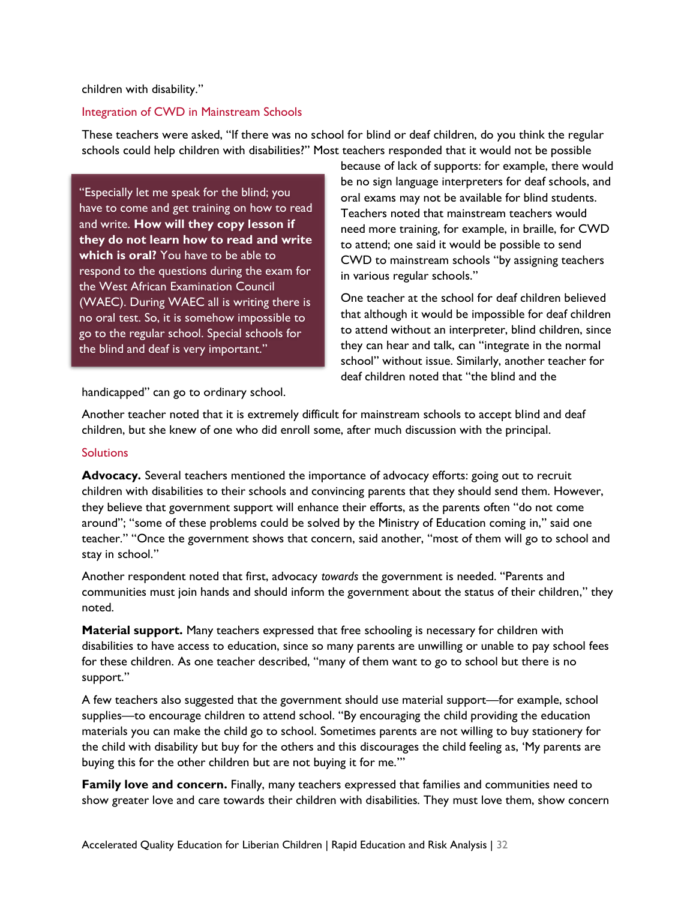children with disability."

### Integration of CWD in Mainstream Schools

These teachers were asked, "If there was no school for blind or deaf children, do you think the regular schools could help children with disabilities?" Most teachers responded that it would not be possible because of lack of supports: for example, there would be no sign language interpreters for deaf schools, and oral exams may not be available for blind students. Teachers noted that mainstream teachers would need more training, for example, in braille, for CWD to attend; one said it would be possible to send CWD to mainstream schools "by assigning teachers in various regular schools."

> "Especially let me speak for the blind; you have to come and get training on how to read and write. **How will they copy lesson if they do not learn how to read and write which is oral?** You have to be able to respond to the questions during the exam for the West African Examination Council (WAEC). During WAEC all is writing there is no oral test. So, it is somehow impossible to go to the regular school. Special schools for the blind and deaf is very important."

One teacher at the school for deaf children believed that although it would be impossible for deaf children to attend without an interpreter, blind children, since they can hear and talk, can "integrate in the normal school" without issue. Similarly, another teacher for deaf children noted that "the blind and the handicapped" can go to ordinary school.

Another teacher noted that it is extremely difficult for mainstream schools to accept blind and deaf children, but she knew of one who did enroll some, after much discussion with the principal.

### Solutions

**Advocacy.** Several teachers mentioned the importance of advocacy efforts: going out to recruit children with disabilities to their schools and convincing parents that they should send them. However, they believe that government support will enhance their efforts, as the parents often "do not come around"; "some of these problems could be solved by the Ministry of Education coming in," said one teacher." "Once the government shows that concern, said another, "most of them will go to school and stay in school."

Another respondent noted that first, advocacy *towards* the government is needed. "Parents and communities must join hands and should inform the government about the status of their children," they noted.

**Material support.** Many teachers expressed that free schooling is necessary for children with disabilities to have access to education, since so many parents are unwilling or unable to pay school fees for these children. As one teacher described, "many of them want to go to school but there is no support."

A few teachers also suggested that the government should use material support—for example, school supplies—to encourage children to attend school. "By encouraging the child providing the education materials you can make the child go to school. Sometimes parents are not willing to buy stationery for the child with disability but buy for the others and this discourages the child feeling as, 'My parents are buying this for the other children but are not buying it for me.'"

**Family love and concern.** Finally, many teachers expressed that families and communities need to show greater love and care towards their children with disabilities. They must love them, show concern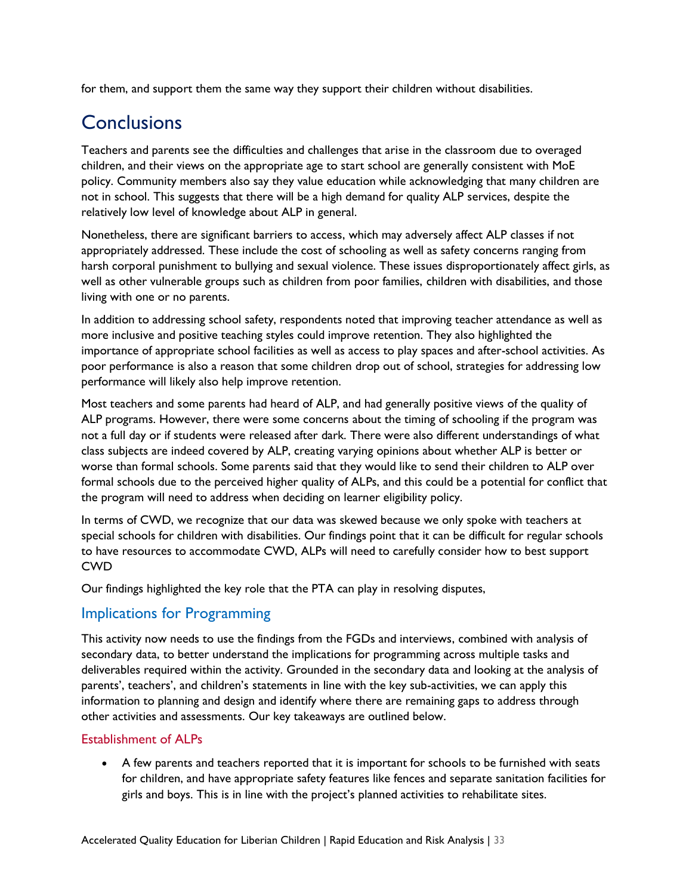for them, and support them the same way they support their children without disabilities.

# Conclusions

Teachers and parents see the difficulties and challenges that arise in the classroom due to overaged children, and their views on the appropriate age to start school are generally consistent with MoE policy. Community members also say they value education while acknowledging that many children are not in school. This suggests that there will be a high demand for quality ALP services, despite the relatively low level of knowledge about ALP in general.

Nonetheless, there are significant barriers to access, which may adversely affect ALP classes if not appropriately addressed. These include the cost of schooling as well as safety concerns ranging from harsh corporal punishment to bullying and sexual violence. These issues disproportionately affect girls, as well as other vulnerable groups such as children from poor families, children with disabilities, and those living with one or no parents.

In addition to addressing school safety, respondents noted that improving teacher attendance as well as more inclusive and positive teaching styles could improve retention. They also highlighted the importance of appropriate school facilities as well as access to play spaces and after-school activities. As poor performance is also a reason that some children drop out of school, strategies for addressing low performance will likely also help improve retention.

Most teachers and some parents had heard of ALP, and had generally positive views of the quality of ALP programs. However, there were some concerns about the timing of schooling if the program was not a full day or if students were released after dark. There were also different understandings of what class subjects are indeed covered by ALP, creating varying opinions about whether ALP is better or worse than formal schools. Some parents said that they would like to send their children to ALP over formal schools due to the perceived higher quality of ALPs, and this could be a potential for conflict that the program will need to address when deciding on learner eligibility policy.

In terms of CWD, we recognize that our data was skewed because we only spoke with teachers at special schools for children with disabilities. Our findings point that it can be difficult for regular schools to have resources to accommodate CWD, ALPs will need to carefully consider how to best support CWD

Our findings highlighted the key role that the PTA can play in resolving disputes,

## Implications for Programming

This activity now needs to use the findings from the FGDs and interviews, combined with analysis of secondary data, to better understand the implications for programming across multiple tasks and deliverables required within the activity. Grounded in the secondary data and looking at the analysis of parents', teachers', and children's statements in line with the key sub-activities, we can apply this information to planning and design and identify where there are remaining gaps to address through other activities and assessments. Our key takeaways are outlined below.

### Establishment of ALPs

- A few parents and teachers reported that it is important for schools to be furnished with seats for children, and have appropriate safety features like fences and separate sanitation facilities for girls and boys. This is in line with the project's planned activities to rehabilitate sites.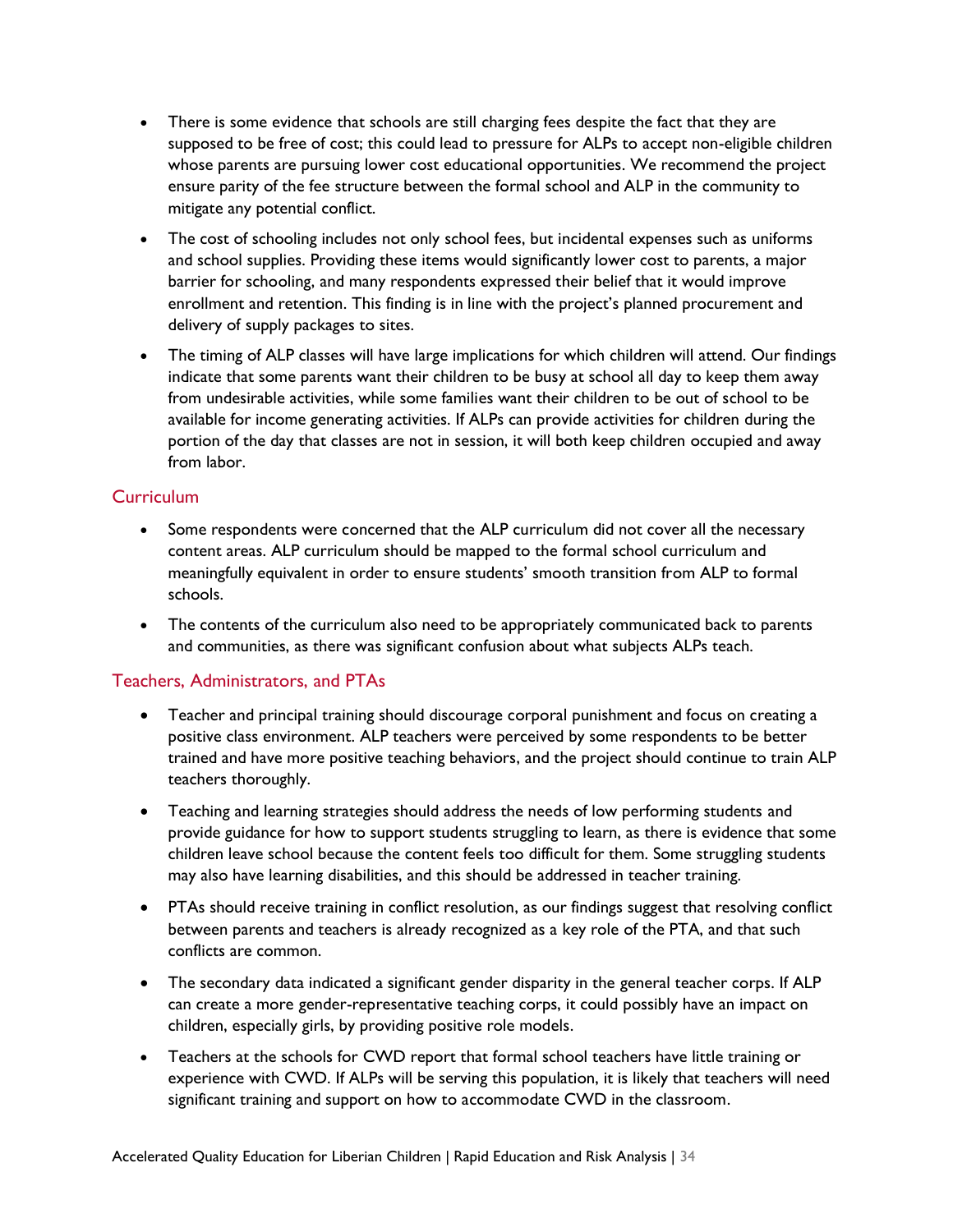- There is some evidence that schools are still charging fees despite the fact that they are supposed to be free of cost; this could lead to pressure for ALPs to accept non-eligible children whose parents are pursuing lower cost educational opportunities. We recommend the project ensure parity of the fee structure between the formal school and ALP in the community to mitigate any potential conflict.
- The cost of schooling includes not only school fees, but incidental expenses such as uniforms and school supplies. Providing these items would significantly lower cost to parents, a major barrier for schooling, and many respondents expressed their belief that it would improve enrollment and retention. This finding is in line with the project's planned procurement and delivery of supply packages to sites.
- The timing of ALP classes will have large implications for which children will attend. Our findings indicate that some parents want their children to be busy at school all day to keep them away from undesirable activities, while some families want their children to be out of school to be available for income generating activities. If ALPs can provide activities for children during the portion of the day that classes are not in session, it will both keep children occupied and away from labor.

## Curriculum

- Some respondents were concerned that the ALP curriculum did not cover all the necessary content areas. ALP curriculum should be mapped to the formal school curriculum and meaningfully equivalent in order to ensure students' smooth transition from ALP to formal schools.
- The contents of the curriculum also need to be appropriately communicated back to parents and communities, as there was significant confusion about what subjects ALPs teach.

## Teachers, Administrators, and PTAs

- Teacher and principal training should discourage corporal punishment and focus on creating a positive class environment. ALP teachers were perceived by some respondents to be better trained and have more positive teaching behaviors, and the project should continue to train ALP teachers thoroughly.
- Teaching and learning strategies should address the needs of low performing students and provide guidance for how to support students struggling to learn, as there is evidence that some children leave school because the content feels too difficult for them. Some struggling students may also have learning disabilities, and this should be addressed in teacher training.
- PTAs should receive training in conflict resolution, as our findings suggest that resolving conflict between parents and teachers is already recognized as a key role of the PTA, and that such conflicts are common.
- The secondary data indicated a significant gender disparity in the general teacher corps. If ALP can create a more gender-representative teaching corps, it could possibly have an impact on children, especially girls, by providing positive role models.
- Teachers at the schools for CWD report that formal school teachers have little training or experience with CWD. If ALPs will be serving this population, it is likely that teachers will need significant training and support on how to accommodate CWD in the classroom.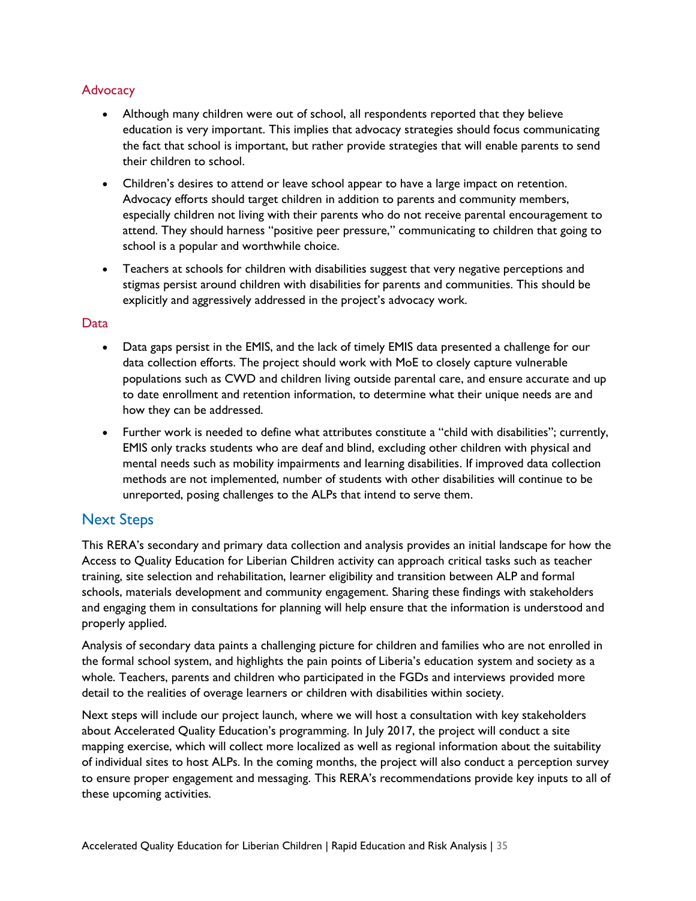### Advocacy

- Although many children were out of school, all respondents reported that they believe education is very important. This implies that advocacy strategies should focus communicating the fact that school is important, but rather provide strategies that will enable parents to send their children to school.
- Children's desires to attend or leave school appear to have a large impact on retention. Advocacy efforts should target children in addition to parents and community members, especially children not living with their parents who do not receive parental encouragement to attend. They should harness "positive peer pressure," communicating to children that going to school is a popular and worthwhile choice.
- Teachers at schools for children with disabilities suggest that very negative perceptions and stigmas persist around children with disabilities for parents and communities. This should be explicitly and aggressively addressed in the project's advocacy work.

### Data

- Data gaps persist in the EMIS, and the lack of timely EMIS data presented a challenge for our data collection efforts. The project should work with MoE to closely capture vulnerable populations such as CWD and children living outside parental care, and ensure accurate and up to date enrollment and retention information, to determine what their unique needs are and how they can be addressed.
- Further work is needed to define what attributes constitute a "child with disabilities"; currently, EMIS only tracks students who are deaf and blind, excluding other children with physical and mental needs such as mobility impairments and learning disabilities. If improved data collection methods are not implemented, number of students with other disabilities will continue to be unreported, posing challenges to the ALPs that intend to serve them.

## Next Steps

This RERA's secondary and primary data collection and analysis provides an initial landscape for how the Access to Quality Education for Liberian Children activity can approach critical tasks such as teacher training, site selection and rehabilitation, learner eligibility and transition between ALP and formal schools, materials development and community engagement. Sharing these findings with stakeholders and engaging them in consultations for planning will help ensure that the information is understood and properly applied.

Analysis of secondary data paints a challenging picture for children and families who are not enrolled in the formal school system, and highlights the pain points of Liberia's education system and society as a whole. Teachers, parents and children who participated in the FGDs and interviews provided more detail to the realities of overage learners or children with disabilities within society.

Next steps will include our project launch, where we will host a consultation with key stakeholders about Accelerated Quality Education's programming. In July 2017, the project will conduct a site mapping exercise, which will collect more localized as well as regional information about the suitability of individual sites to host ALPs. In the coming months, the project will also conduct a perception survey to ensure proper engagement and messaging. This RERA's recommendations provide key inputs to all of these upcoming activities.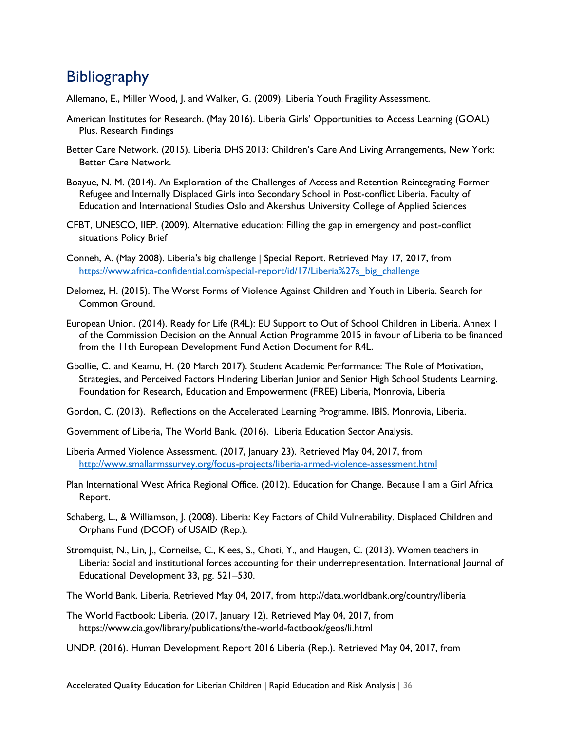## Bibliography

Allemano, E., Miller Wood, J. and Walker, G. (2009). Liberia Youth Fragility Assessment.

American Institutes for Research. (May 2016). Liberia Girls' Opportunities to Access Learning (GOAL) Plus. Research Findings

Better Care Network. (2015). Liberia DHS 2013: Children's Care And Living Arrangements, New York: Better Care Network.

Boayue, N. M. (2014). An Exploration of the Challenges of Access and Retention Reintegrating Former Refugee and Internally Displaced Girls into Secondary School in Post-conflict Liberia. Faculty of Education and International Studies Oslo and Akershus University College of Applied Sciences

CFBT, UNESCO, IIEP. (2009). Alternative education: Filling the gap in emergency and post-conflict situations Policy Brief

Conneh, A. (May 2008). Liberia's big challenge | Special Report. Retrieved May 17, 2017, from https://www.africa-confidential.com/special-report/id/17/Liberia%27s_big_challenge

Delomez, H. (2015). The Worst Forms of Violence Against Children and Youth in Liberia. Search for Common Ground.

European Union. (2014). Ready for Life (R4L): EU Support to Out of School Children in Liberia. Annex 1 of the Commission Decision on the Annual Action Programme 2015 in favour of Liberia to be financed from the 11th European Development Fund Action Document for R4L.

Gbollie, C. and Keamu, H. (20 March 2017). Student Academic Performance: The Role of Motivation, Strategies, and Perceived Factors Hindering Liberian Junior and Senior High School Students Learning. Foundation for Research, Education and Empowerment (FREE) Liberia, Monrovia, Liberia

Gordon, C. (2013). Reflections on the Accelerated Learning Programme. IBIS. Monrovia, Liberia.

Government of Liberia, The World Bank. (2016). Liberia Education Sector Analysis.

Liberia Armed Violence Assessment. (2017, January 23). Retrieved May 04, 2017, from http://www.smallarmssurvey.org/focus-projects/liberia-armed-violence-assessment.html

Plan International West Africa Regional Office. (2012). Education for Change. Because I am a Girl Africa Report.

Schaberg, L., & Williamson, J. (2008). Liberia: Key Factors of Child Vulnerability. Displaced Children and Orphans Fund (DCOF) of USAID (Rep.).

Stromquist, N., Lin, J., Corneilse, C., Klees, S., Choti, Y., and Haugen, C. (2013). Women teachers in Liberia: Social and institutional forces accounting for their underrepresentation. International Journal of Educational Development 33, pg. 521–530.

The World Bank. Liberia. Retrieved May 04, 2017, from http://data.worldbank.org/country/liberia

The World Factbook: Liberia. (2017, January 12). Retrieved May 04, 2017, from https://www.cia.gov/library/publications/the-world-factbook/geos/li.html

UNDP. (2016). Human Development Report 2016 Liberia (Rep.). Retrieved May 04, 2017, from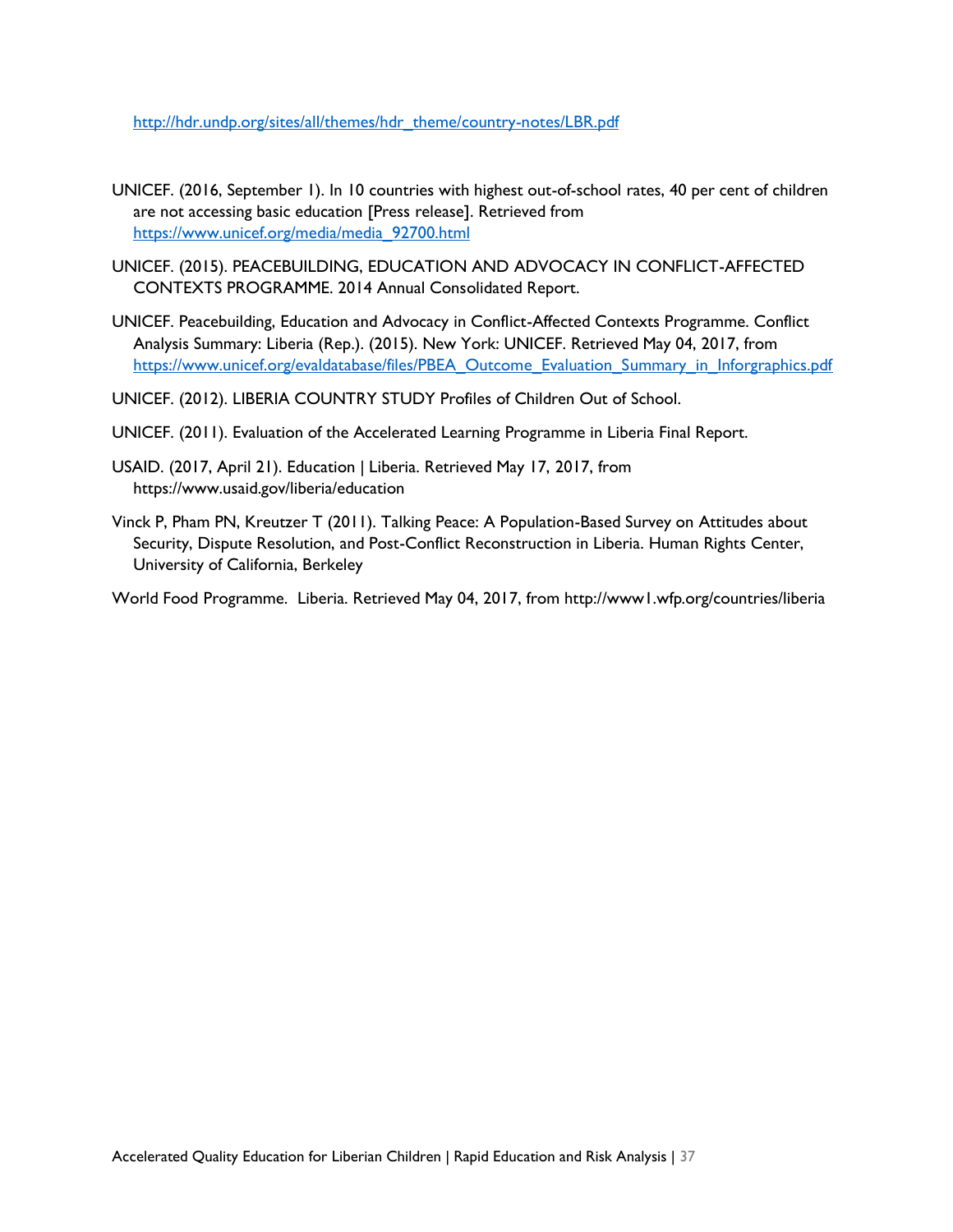http://hdr.undp.org/sites/all/themes/hdr_theme/country-notes/LBR.pdf

UNICEF. (2016, September 1). In 10 countries with highest out-of-school rates, 40 per cent of children are not accessing basic education [Press release]. Retrieved from https://www.unicef.org/media/media_92700.html

UNICEF. (2015). PEACEBUILDING, EDUCATION AND ADVOCACY IN CONFLICT-AFFECTED CONTEXTS PROGRAMME. 2014 Annual Consolidated Report.

UNICEF. Peacebuilding, Education and Advocacy in Conflict-Affected Contexts Programme. Conflict Analysis Summary: Liberia (Rep.). (2015). New York: UNICEF. Retrieved May 04, 2017, from https://www.unicef.org/evaldatabase/files/PBEA_Outcome_Evaluation_Summary_in_Inforgraphics.pdf

UNICEF. (2012). LIBERIA COUNTRY STUDY Profiles of Children Out of School.

UNICEF. (2011). Evaluation of the Accelerated Learning Programme in Liberia Final Report.

USAID. (2017, April 21). Education | Liberia. Retrieved May 17, 2017, from https://www.usaid.gov/liberia/education

Vinck P, Pham PN, Kreutzer T (2011). Talking Peace: A Population-Based Survey on Attitudes about Security, Dispute Resolution, and Post-Conflict Reconstruction in Liberia. Human Rights Center, University of California, Berkeley

World Food Programme. Liberia. Retrieved May 04, 2017, from http://www1.wfp.org/countries/liberia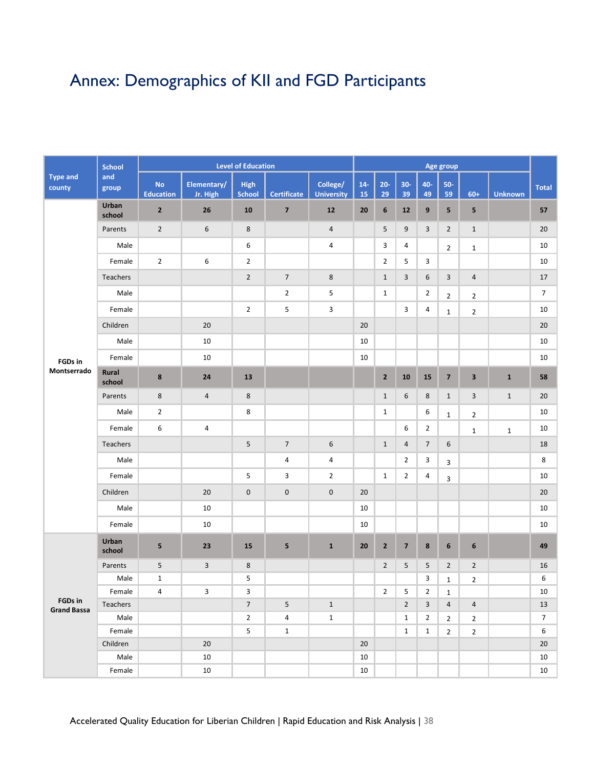# Annex: Demographics of KII and FGD Participants

| Type and county | School and group | Level of Education | | | | | Age group | | | | | | | Total |
|---|---|---|---|---|---|---|---|---|---|---|---|---|---|---|
| | | No Education | Elementary/ Jr. High | High School | Certificate | College/ University | 14-15 | 20-29 | 30-39 | 40-49 | 50-59 | 60+ | Unknown | |
| FGDs in Montserrado | **Urban school** | **2** | **26** | **10** | **7** | **12** | **20** | **6** | **12** | **9** | **5** | **5** | | **57** |
| | Parents | 2 | 6 | 8 | | 4 | | 5 | 9 | 3 | 2 | 1 | | 20 |
| | Male | | | 6 | | 4 | | 3 | 4 | | 2 | 1 | | 10 |
| | Female | 2 | 6 | 2 | | | | 2 | 5 | 3 | | | | 10 |
| | Teachers | | | 2 | 7 | 8 | | 1 | 3 | 6 | 3 | 4 | | 17 |
| | Male | | | | 2 | 5 | | 1 | | 2 | 2 | 2 | | 7 |
| | Female | | | 2 | 5 | 3 | | | 3 | 4 | 1 | 2 | | 10 |
| | Children | | 20 | | | | 20 | | | | | | | 20 |
| | Male | | 10 | | | | 10 | | | | | | | 10 |
| | Female | | 10 | | | | 10 | | | | | | | 10 |
| | **Rural school** | **8** | **24** | **13** | | | | **2** | **10** | **15** | **7** | **3** | **1** | **58** |
| | Parents | 8 | 4 | 8 | | | | 1 | 6 | 8 | 1 | 3 | 1 | 20 |
| | Male | 2 | | 8 | | | | 1 | | 6 | 1 | 2 | | 10 |
| | Female | 6 | 4 | | | | | | 6 | 2 | | 1 | 1 | 10 |
| | Teachers | | | 5 | 7 | 6 | | 1 | 4 | 7 | 6 | | | 18 |
| | Male | | | | 4 | 4 | | | 2 | 3 | 3 | | | 8 |
| | Female | | | 5 | 3 | 2 | | 1 | 2 | 4 | 3 | | | 10 |
| | Children | | 20 | 0 | 0 | 0 | 20 | | | | | | | 20 |
| | Male | | 10 | | | | 10 | | | | | | | 10 |
| | Female | | 10 | | | | 10 | | | | | | | 10 |
| FGDs in Grand Bassa | **Urban school** | **5** | **23** | **15** | **5** | **1** | **20** | **2** | **7** | **8** | **6** | **6** | | **49** |
| | Parents | 5 | 3 | 8 | | | | 2 | 5 | 5 | 2 | 2 | | 16 |
| | Male | 1 | | 5 | | | | | | 3 | 1 | 2 | | 6 |
| | Female | 4 | 3 | 3 | | | | 2 | 5 | 2 | 1 | | | 10 |
| | Teachers | | | 7 | 5 | 1 | | | 2 | 3 | 4 | 4 | | 13 |
| | Male | | | 2 | 4 | 1 | | | 1 | 2 | 2 | 2 | | 7 |
| | Female | | | 5 | 1 | | | | 1 | 1 | 2 | 2 | | 6 |
| | Children | | 20 | | | | 20 | | | | | | | 20 |
| | Male | | 10 | | | | 10 | | | | | | | 10 |
| | Female | | 10 | | | | 10 | | | | | | | 10 |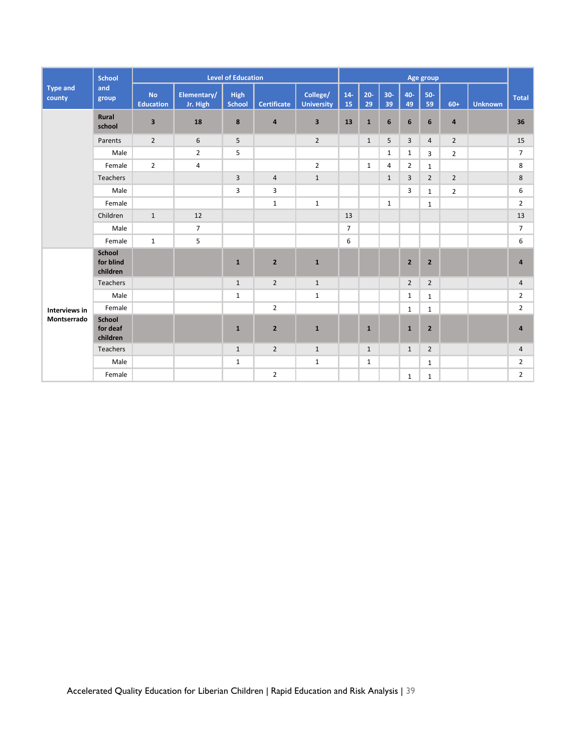| Type and county | School and group | Level of Education | | | | | Age group | | | | | | | Total |
|---|---|---|---|---|---|---|---|---|---|---|---|---|---|---|
| | | No Education | Elementary/ Jr. High | High School | Certificate | College/ University | 14-15 | 20-29 | 30-39 | 40-49 | 50-59 | 60+ | Unknown | |
| | **Rural school** | **3** | **18** | **8** | **4** | **3** | **13** | **1** | **6** | **6** | **6** | **4** | | **36** |
| | Parents | 2 | 6 | 5 | | 2 | | 1 | 5 | 3 | 4 | 2 | | 15 |
| | Male | | 2 | 5 | | | | | 1 | 1 | 3 | 2 | | 7 |
| | Female | 2 | 4 | | | 2 | | 1 | 4 | 2 | 1 | | | 8 |
| | Teachers | | | 3 | 4 | 1 | | | 1 | 3 | 2 | 2 | | 8 |
| | Male | | | 3 | 3 | | | | | 3 | 1 | 2 | | 6 |
| | Female | | | | 1 | 1 | | | 1 | | 1 | | | 2 |
| | Children | 1 | 12 | | | | 13 | | | | | | | 13 |
| | Male | | 7 | | | | 7 | | | | | | | 7 |
| | Female | 1 | 5 | | | | 6 | | | | | | | 6 |
| **Interviews in Montserrado** | **School for blind children** | | | **1** | **2** | **1** | | | | **2** | **2** | | | **4** |
| | Teachers | | | 1 | 2 | 1 | | | | 2 | 2 | | | 4 |
| | Male | | | 1 | | 1 | | | | 1 | 1 | | | 2 |
| | Female | | | | 2 | | | | | 1 | 1 | | | 2 |
| | **School for deaf children** | | | **1** | **2** | **1** | | **1** | | **1** | **2** | | | **4** |
| | Teachers | | | 1 | 2 | 1 | | 1 | | 1 | 2 | | | 4 |
| | Male | | | 1 | | 1 | | 1 | | | 1 | | | 2 |
| | Female | | | | 2 | | | | | 1 | 1 | | | 2 |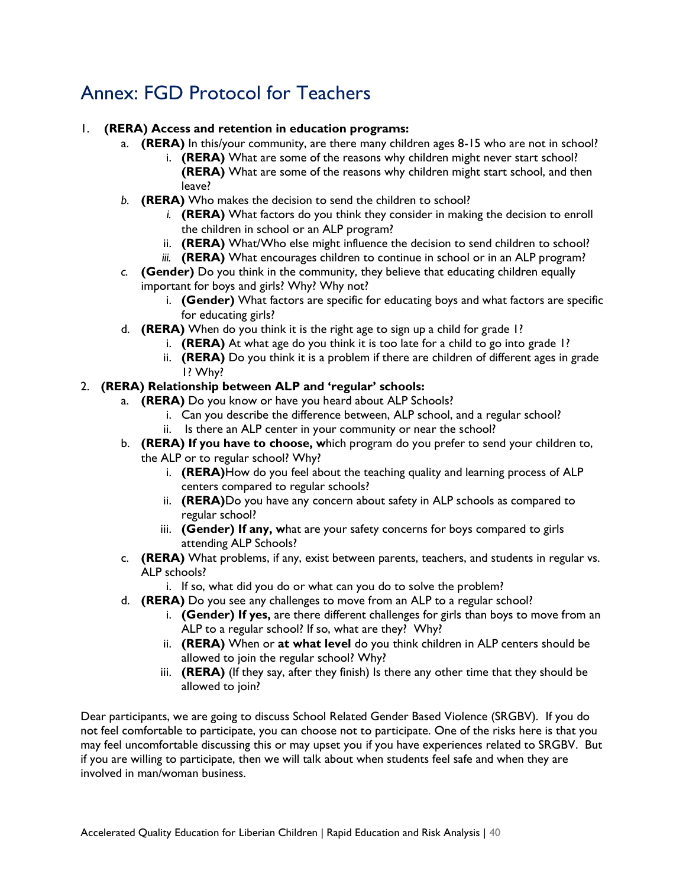## Annex: FGD Protocol for Teachers

1. **(RERA) Access and retention in education programs:**
   - a. **(RERA)** In this/your community, are there many children ages 8-15 who are not in school?
     - i. **(RERA)** What are some of the reasons why children might never start school? **(RERA)** What are some of the reasons why children might start school, and then leave?
   - *b.* **(RERA)** Who makes the decision to send the children to school?
     - *i.* **(RERA)** What factors do you think they consider in making the decision to enroll the children in school or an ALP program?
     - ii. **(RERA)** What/Who else might influence the decision to send children to school?
     - *iii.* **(RERA)** What encourages children to continue in school or in an ALP program?
   - *c.* **(Gender)** Do you think in the community, they believe that educating children equally important for boys and girls? Why? Why not?
     - i. **(Gender)** What factors are specific for educating boys and what factors are specific for educating girls?
   - d. **(RERA)** When do you think it is the right age to sign up a child for grade 1?
     - i. **(RERA)** At what age do you think it is too late for a child to go into grade 1?
     - ii. **(RERA)** Do you think it is a problem if there are children of different ages in grade 1? Why?
2. **(RERA) Relationship between ALP and 'regular' schools:**
   - a. **(RERA)** Do you know or have you heard about ALP Schools?
     - i. Can you describe the difference between, ALP school, and a regular school?
     - ii. Is there an ALP center in your community or near the school?
   - b. **(RERA) If you have to choose, w**hich program do you prefer to send your children to, the ALP or to regular school? Why?
     - i. **(RERA)**How do you feel about the teaching quality and learning process of ALP centers compared to regular schools?
     - ii. **(RERA)**Do you have any concern about safety in ALP schools as compared to regular school?
     - iii. **(Gender) If any, w**hat are your safety concerns for boys compared to girls attending ALP Schools?
   - c. **(RERA)** What problems, if any, exist between parents, teachers, and students in regular vs. ALP schools?
     - i. If so, what did you do or what can you do to solve the problem?
   - d. **(RERA)** Do you see any challenges to move from an ALP to a regular school?
     - i. **(Gender) If yes,** are there different challenges for girls than boys to move from an ALP to a regular school? If so, what are they? Why?
     - ii. **(RERA)** When or **at what level** do you think children in ALP centers should be allowed to join the regular school? Why?
     - iii. **(RERA)** (If they say, after they finish) Is there any other time that they should be allowed to join?

Dear participants, we are going to discuss School Related Gender Based Violence (SRGBV). If you do not feel comfortable to participate, you can choose not to participate. One of the risks here is that you may feel uncomfortable discussing this or may upset you if you have experiences related to SRGBV. But if you are willing to participate, then we will talk about when students feel safe and when they are involved in man/woman business.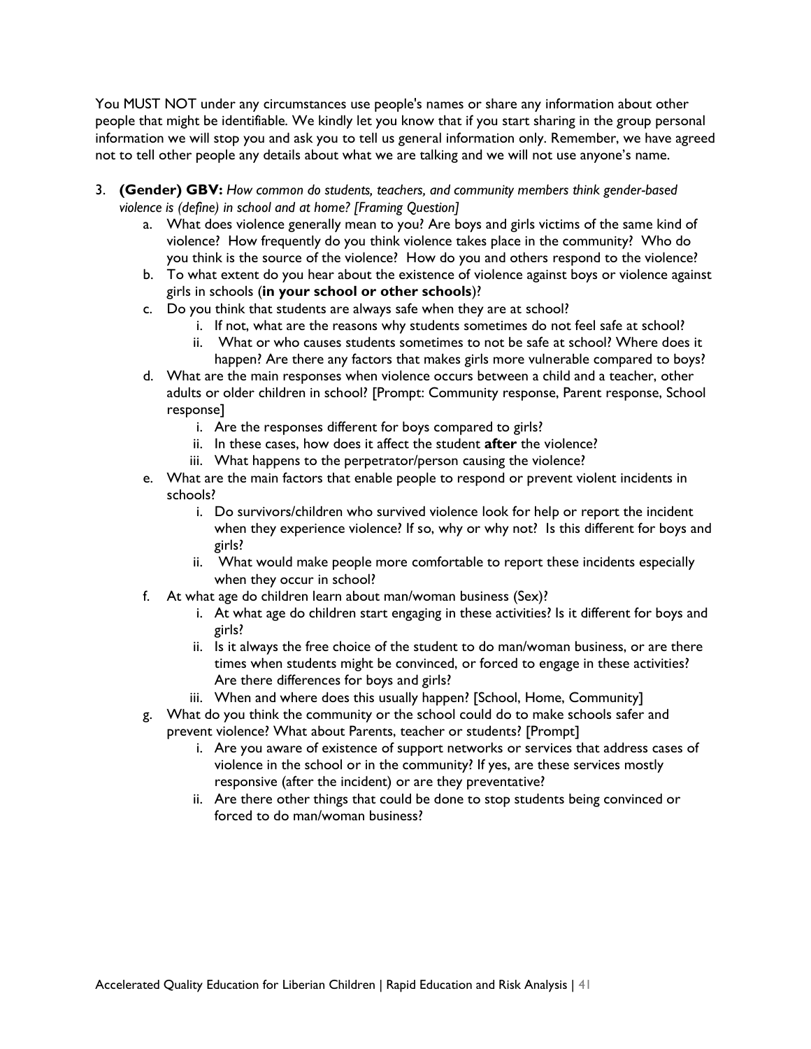You MUST NOT under any circumstances use people's names or share any information about other people that might be identifiable. We kindly let you know that if you start sharing in the group personal information we will stop you and ask you to tell us general information only. Remember, we have agreed not to tell other people any details about what we are talking and we will not use anyone's name.

3. **(Gender) GBV:** *How common do students, teachers, and community members think gender-based violence is (define) in school and at home? [Framing Question]*
    a. What does violence generally mean to you? Are boys and girls victims of the same kind of violence? How frequently do you think violence takes place in the community? Who do you think is the source of the violence? How do you and others respond to the violence?
    b. To what extent do you hear about the existence of violence against boys or violence against girls in schools (**in your school or other schools**)?
    c. Do you think that students are always safe when they are at school?
        i. If not, what are the reasons why students sometimes do not feel safe at school?
        ii. What or who causes students sometimes to not be safe at school? Where does it happen? Are there any factors that makes girls more vulnerable compared to boys?
    d. What are the main responses when violence occurs between a child and a teacher, other adults or older children in school? [Prompt: Community response, Parent response, School response]
        i. Are the responses different for boys compared to girls?
        ii. In these cases, how does it affect the student **after** the violence?
        iii. What happens to the perpetrator/person causing the violence?
    e. What are the main factors that enable people to respond or prevent violent incidents in schools?
        i. Do survivors/children who survived violence look for help or report the incident when they experience violence? If so, why or why not? Is this different for boys and girls?
        ii. What would make people more comfortable to report these incidents especially when they occur in school?
    f. At what age do children learn about man/woman business (Sex)?
        i. At what age do children start engaging in these activities? Is it different for boys and girls?
        ii. Is it always the free choice of the student to do man/woman business, or are there times when students might be convinced, or forced to engage in these activities? Are there differences for boys and girls?
        iii. When and where does this usually happen? [School, Home, Community]
    g. What do you think the community or the school could do to make schools safer and prevent violence? What about Parents, teacher or students? [Prompt]
        i. Are you aware of existence of support networks or services that address cases of violence in the school or in the community? If yes, are these services mostly responsive (after the incident) or are they preventative?
        ii. Are there other things that could be done to stop students being convinced or forced to do man/woman business?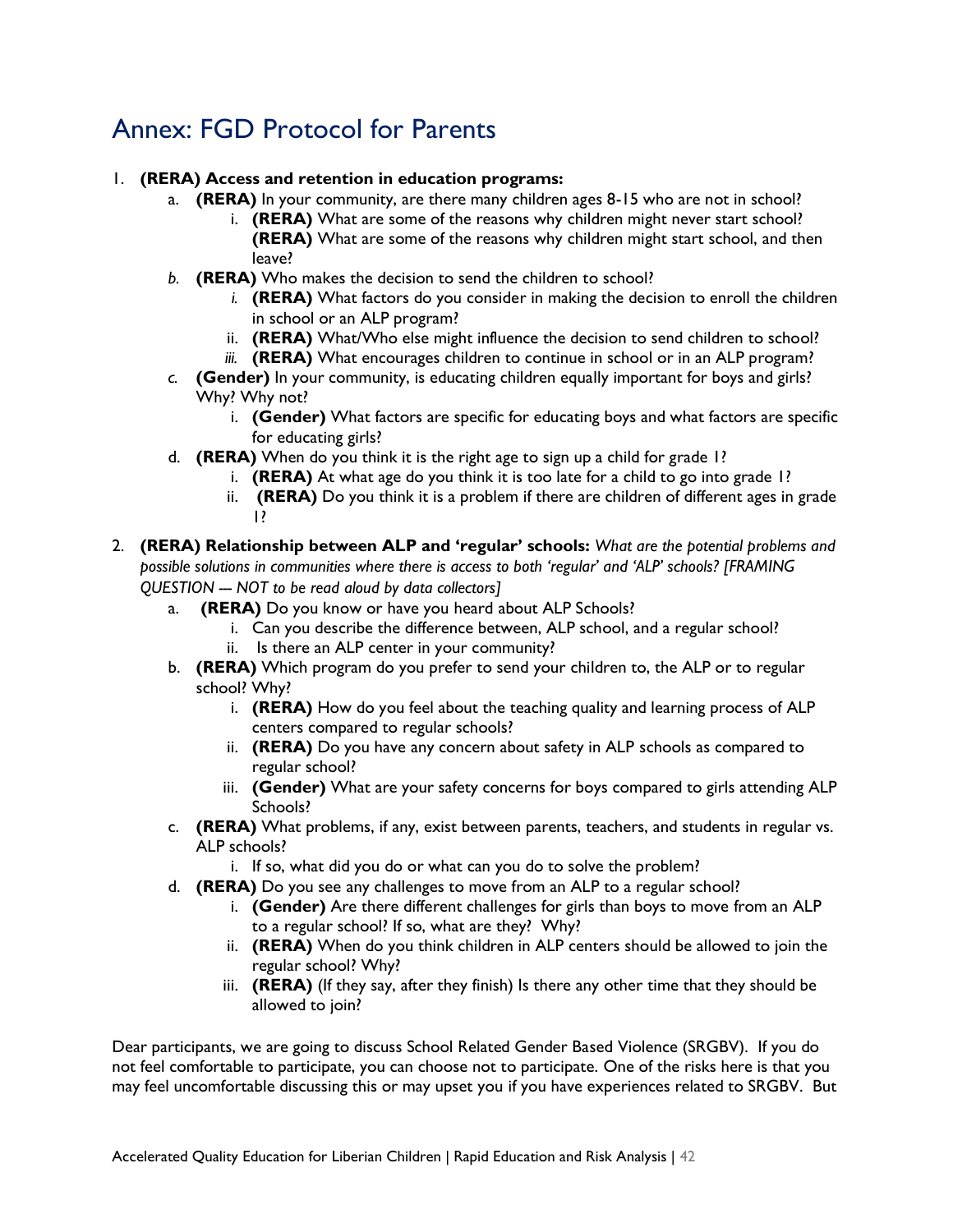## Annex: FGD Protocol for Parents

1. **(RERA) Access and retention in education programs:**
    a. **(RERA)** In your community, are there many children ages 8-15 who are not in school?
        i. **(RERA)** What are some of the reasons why children might never start school? **(RERA)** What are some of the reasons why children might start school, and then leave?
    b. **(RERA)** Who makes the decision to send the children to school?
        i. **(RERA)** What factors do you consider in making the decision to enroll the children in school or an ALP program?
        ii. **(RERA)** What/Who else might influence the decision to send children to school?
        iii. **(RERA)** What encourages children to continue in school or in an ALP program?
    c. **(Gender)** In your community, is educating children equally important for boys and girls? Why? Why not?
        i. **(Gender)** What factors are specific for educating boys and what factors are specific for educating girls?
    d. **(RERA)** When do you think it is the right age to sign up a child for grade 1?
        i. **(RERA)** At what age do you think it is too late for a child to go into grade 1?
        ii. **(RERA)** Do you think it is a problem if there are children of different ages in grade 1?
2. **(RERA) Relationship between ALP and 'regular' schools:** *What are the potential problems and possible solutions in communities where there is access to both 'regular' and 'ALP' schools? [FRAMING QUESTION -- NOT to be read aloud by data collectors]*
    a. **(RERA)** Do you know or have you heard about ALP Schools?
        i. Can you describe the difference between, ALP school, and a regular school?
        ii. Is there an ALP center in your community?
    b. **(RERA)** Which program do you prefer to send your children to, the ALP or to regular school? Why?
        i. **(RERA)** How do you feel about the teaching quality and learning process of ALP centers compared to regular schools?
        ii. **(RERA)** Do you have any concern about safety in ALP schools as compared to regular school?
        iii. **(Gender)** What are your safety concerns for boys compared to girls attending ALP Schools?
    c. **(RERA)** What problems, if any, exist between parents, teachers, and students in regular vs. ALP schools?
        i. If so, what did you do or what can you do to solve the problem?
    d. **(RERA)** Do you see any challenges to move from an ALP to a regular school?
        i. **(Gender)** Are there different challenges for girls than boys to move from an ALP to a regular school? If so, what are they? Why?
        ii. **(RERA)** When do you think children in ALP centers should be allowed to join the regular school? Why?
        iii. **(RERA)** (If they say, after they finish) Is there any other time that they should be allowed to join?

Dear participants, we are going to discuss School Related Gender Based Violence (SRGBV). If you do not feel comfortable to participate, you can choose not to participate. One of the risks here is that you may feel uncomfortable discussing this or may upset you if you have experiences related to SRGBV. But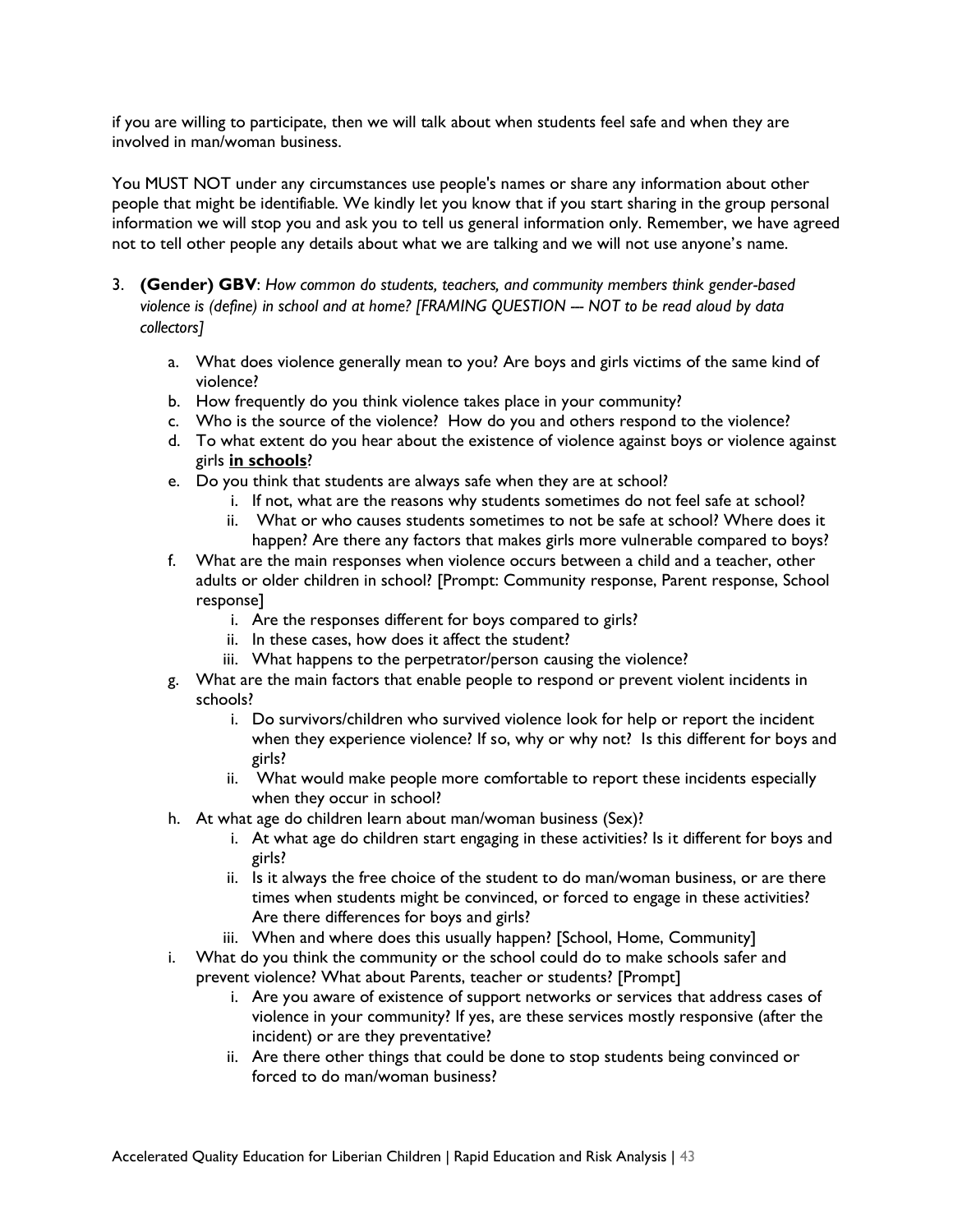if you are willing to participate, then we will talk about when students feel safe and when they are involved in man/woman business.

You MUST NOT under any circumstances use people's names or share any information about other people that might be identifiable. We kindly let you know that if you start sharing in the group personal information we will stop you and ask you to tell us general information only. Remember, we have agreed not to tell other people any details about what we are talking and we will not use anyone's name.

3. **(Gender) GBV**: *How common do students, teachers, and community members think gender-based violence is (define) in school and at home? [FRAMING QUESTION — NOT to be read aloud by data collectors]*

   a. What does violence generally mean to you? Are boys and girls victims of the same kind of violence?
   b. How frequently do you think violence takes place in your community?
   c. Who is the source of the violence? How do you and others respond to the violence?
   d. To what extent do you hear about the existence of violence against boys or violence against girls **<u>in schools</u>**?
   e. Do you think that students are always safe when they are at school?
      i. If not, what are the reasons why students sometimes do not feel safe at school?
      ii. What or who causes students sometimes to not be safe at school? Where does it happen? Are there any factors that makes girls more vulnerable compared to boys?
   f. What are the main responses when violence occurs between a child and a teacher, other adults or older children in school? [Prompt: Community response, Parent response, School response]
      i. Are the responses different for boys compared to girls?
      ii. In these cases, how does it affect the student?
      iii. What happens to the perpetrator/person causing the violence?
   g. What are the main factors that enable people to respond or prevent violent incidents in schools?
      i. Do survivors/children who survived violence look for help or report the incident when they experience violence? If so, why or why not? Is this different for boys and girls?
      ii. What would make people more comfortable to report these incidents especially when they occur in school?
   h. At what age do children learn about man/woman business (Sex)?
      i. At what age do children start engaging in these activities? Is it different for boys and girls?
      ii. Is it always the free choice of the student to do man/woman business, or are there times when students might be convinced, or forced to engage in these activities? Are there differences for boys and girls?
      iii. When and where does this usually happen? [School, Home, Community]
   i. What do you think the community or the school could do to make schools safer and prevent violence? What about Parents, teacher or students? [Prompt]
      i. Are you aware of existence of support networks or services that address cases of violence in your community? If yes, are these services mostly responsive (after the incident) or are they preventative?
      ii. Are there other things that could be done to stop students being convinced or forced to do man/woman business?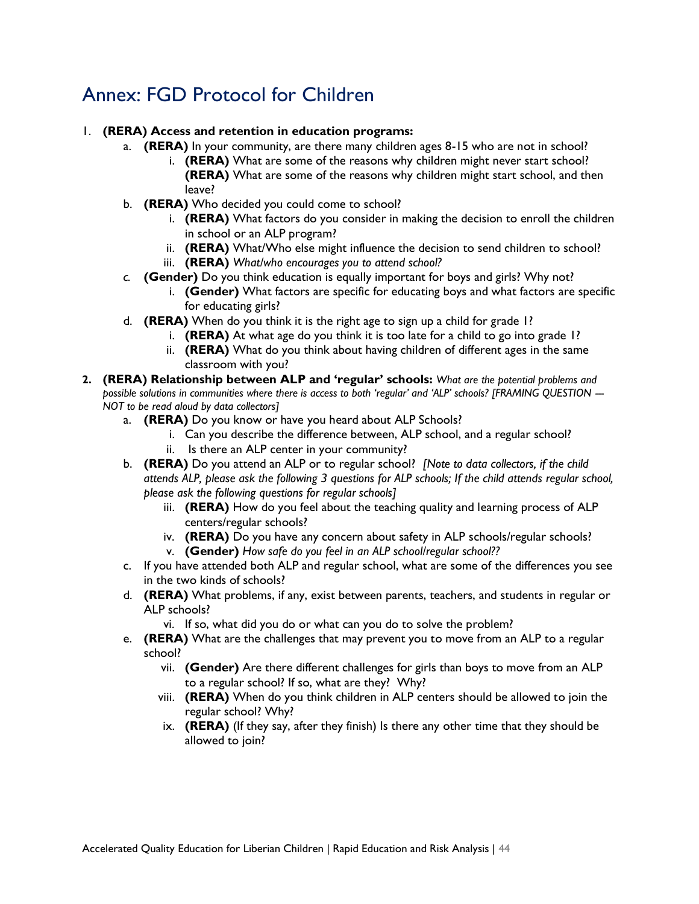# Annex: FGD Protocol for Children

1. **(RERA) Access and retention in education programs:**
    a. **(RERA)** In your community, are there many children ages 8-15 who are not in school?
        i. **(RERA)** What are some of the reasons why children might never start school? **(RERA)** What are some of the reasons why children might start school, and then leave?
    b. **(RERA)** Who decided you could come to school?
        i. **(RERA)** What factors do you consider in making the decision to enroll the children in school or an ALP program?
        ii. **(RERA)** What/Who else might influence the decision to send children to school?
        iii. **(RERA)** *What/who encourages you to attend school?*
    *c.* **(Gender)** Do you think education is equally important for boys and girls? Why not?
        i. **(Gender)** What factors are specific for educating boys and what factors are specific for educating girls?
    d. **(RERA)** When do you think it is the right age to sign up a child for grade 1?
        i. **(RERA)** At what age do you think it is too late for a child to go into grade 1?
        ii. **(RERA)** What do you think about having children of different ages in the same classroom with you?

2. **(RERA) Relationship between ALP and 'regular' schools:** *What are the potential problems and possible solutions in communities where there is access to both 'regular' and 'ALP' schools? [FRAMING QUESTION --- NOT to be read aloud by data collectors]*
    a. **(RERA)** Do you know or have you heard about ALP Schools?
        i. Can you describe the difference between, ALP school, and a regular school?
        ii. Is there an ALP center in your community?
    b. **(RERA)** Do you attend an ALP or to regular school? *[Note to data collectors, if the child attends ALP, please ask the following 3 questions for ALP schools; If the child attends regular school, please ask the following questions for regular schools]*
        iii. **(RERA)** How do you feel about the teaching quality and learning process of ALP centers/regular schools?
        iv. **(RERA)** Do you have any concern about safety in ALP schools/regular schools?
        v. **(Gender)** *How safe do you feel in an ALP school/regular school??*
    c. If you have attended both ALP and regular school, what are some of the differences you see in the two kinds of schools?
    d. **(RERA)** What problems, if any, exist between parents, teachers, and students in regular or ALP schools?
        vi. If so, what did you do or what can you do to solve the problem?
    e. **(RERA)** What are the challenges that may prevent you to move from an ALP to a regular school?
        vii. **(Gender)** Are there different challenges for girls than boys to move from an ALP to a regular school? If so, what are they? Why?
        viii. **(RERA)** When do you think children in ALP centers should be allowed to join the regular school? Why?
        ix. **(RERA)** (If they say, after they finish) Is there any other time that they should be allowed to join?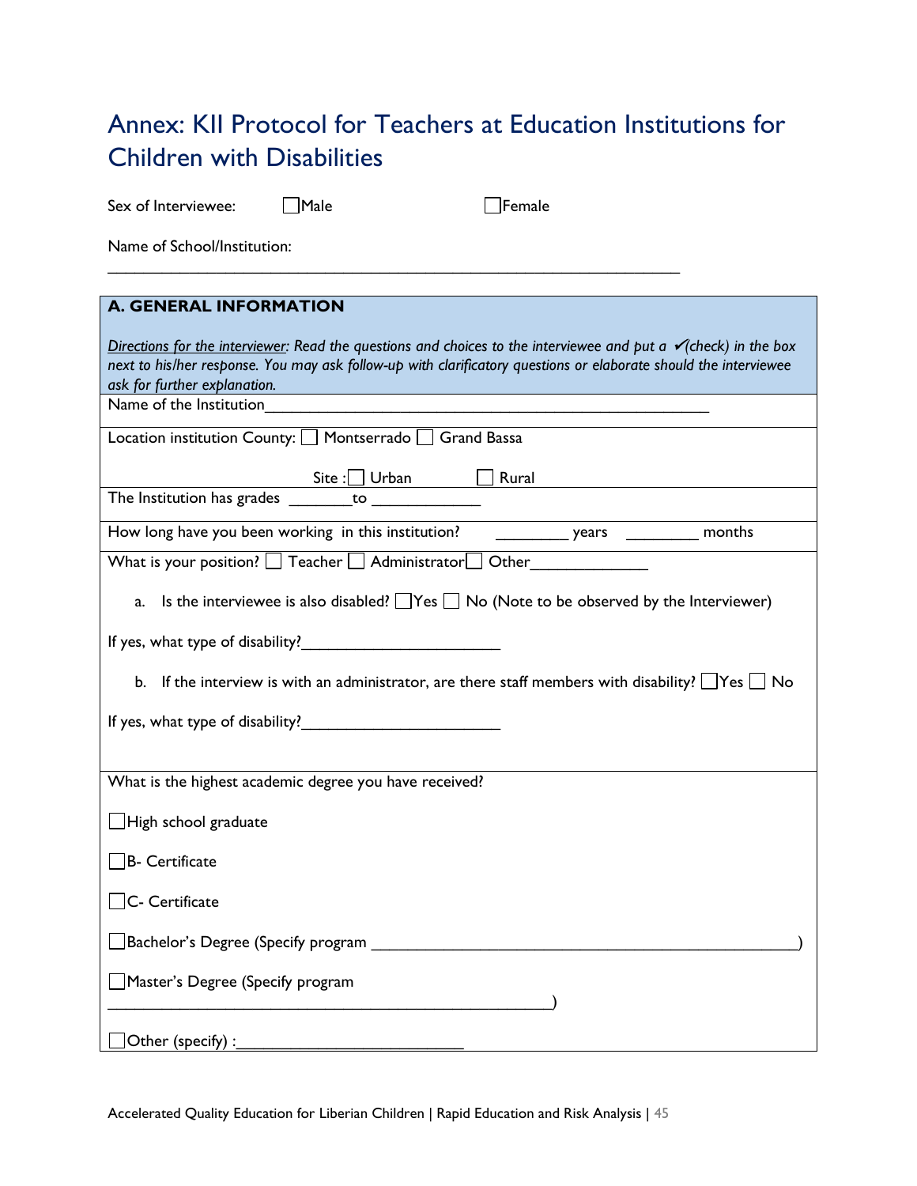# Annex: KII Protocol for Teachers at Education Institutions for Children with Disabilities

Sex of Interviewee: ☐Male ☐Female

Name of School/Institution:

_______________________________________________________________

**A. GENERAL INFORMATION**

*Directions for the interviewer: Read the questions and choices to the interviewee and put a ✓(check) in the box next to his/her response. You may ask follow-up with clarificatory questions or elaborate should the interviewee ask for further explanation.*

Name of the Institution_______________________________________________

Location institution County: ☐ Montserrado ☐ Grand Bassa

Site : ☐ Urban ☐ Rural

The Institution has grades _______to ____________

How long have you been working in this institution? ________ years ________ months

What is your position? ☐ Teacher ☐ Administrator ☐ Other_____________

a. Is the interviewee is also disabled? ☐Yes ☐ No (Note to be observed by the Interviewer)

If yes, what type of disability?______________________

b. If the interview is with an administrator, are there staff members with disability? ☐Yes ☐ No

If yes, what type of disability?______________________

What is the highest academic degree you have received?

☐High school graduate

☐B- Certificate

☐C- Certificate

☐Bachelor's Degree (Specify program _______________________________________________)

☐Master's Degree (Specify program
_____________________________________________________)

☐Other (specify) :_________________________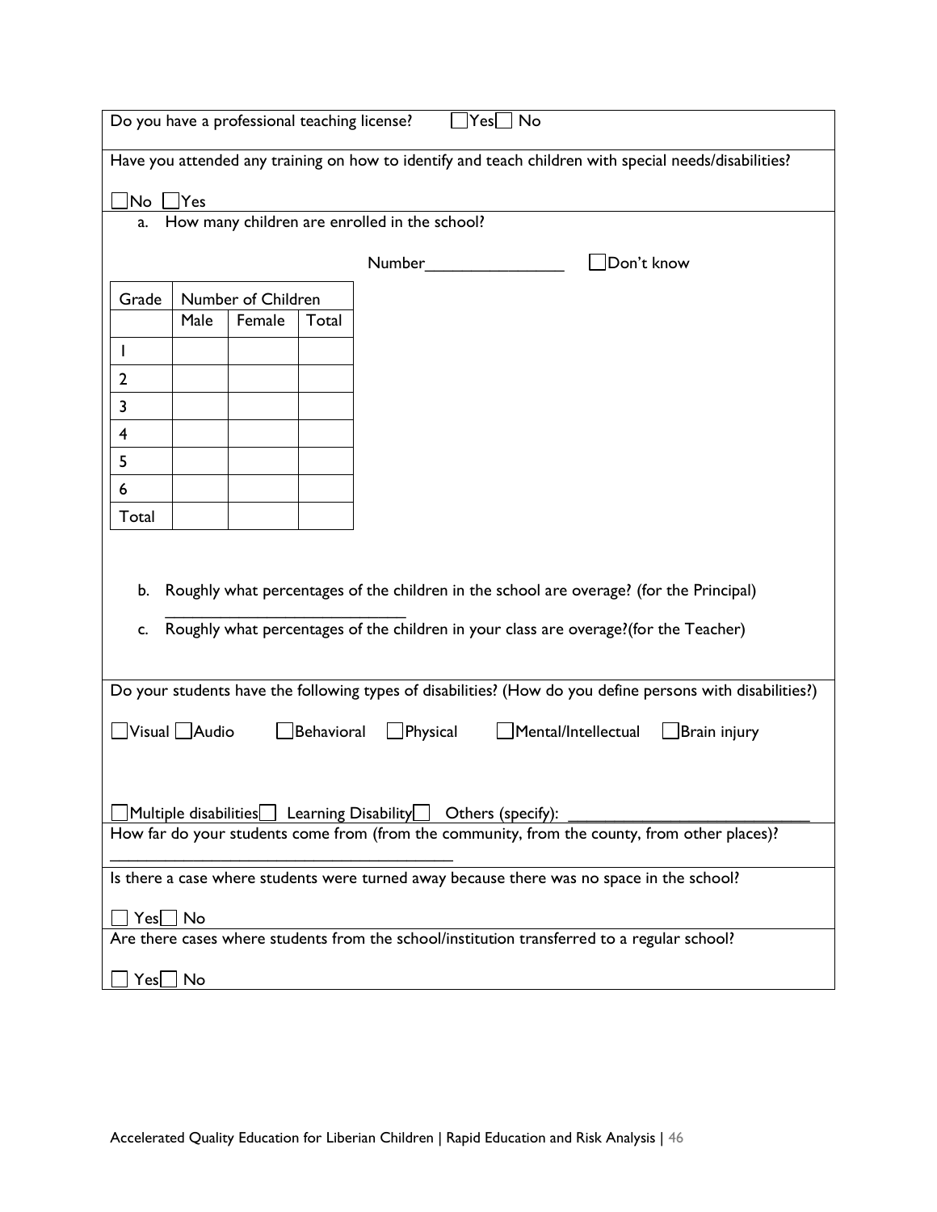Do you have a professional teaching license? ☐Yes ☐ No

Have you attended any training on how to identify and teach children with special needs/disabilities?

☐No ☐Yes

a. How many children are enrolled in the school?

Number________________ ☐Don't know

| Grade | Number of Children | | |
|---|---|---|---|
| | Male | Female | Total |
| 1 | | | |
| 2 | | | |
| 3 | | | |
| 4 | | | |
| 5 | | | |
| 6 | | | |
| Total | | | |

b. Roughly what percentages of the children in the school are overage? (for the Principal)
____________________________

c. Roughly what percentages of the children in your class are overage?(for the Teacher)

Do your students have the following types of disabilities? (How do you define persons with disabilities?)

☐Visual ☐Audio ☐Behavioral ☐Physical ☐Mental/Intellectual ☐Brain injury

☐Multiple disabilities ☐ Learning Disability ☐ Others (specify): ____________________________

How far do your students come from (from the community, from the county, from other places)?
________________________________________

Is there a case where students were turned away because there was no space in the school?

☐ Yes ☐ No

Are there cases where students from the school/institution transferred to a regular school?

☐ Yes ☐ No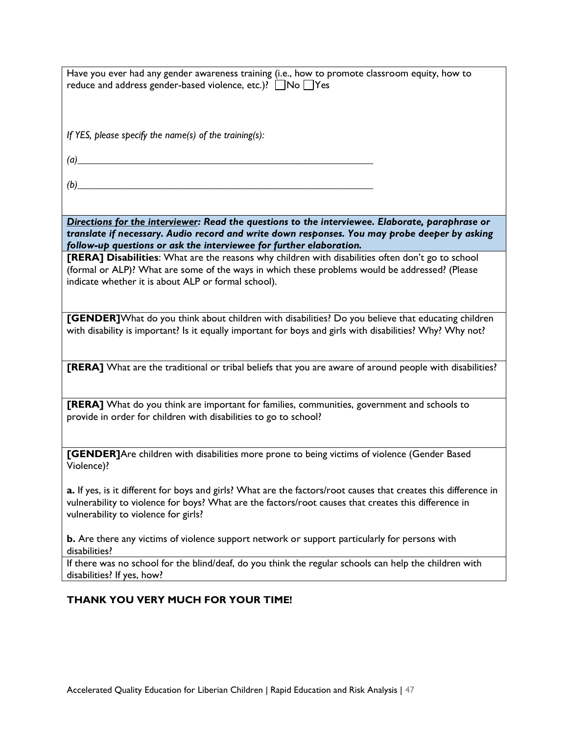Have you ever had any gender awareness training (i.e., how to promote classroom equity, how to reduce and address gender-based violence, etc.)? ☐No ☐Yes

*If YES, please specify the name(s) of the training(s):*

*(a)*\_\_\_\_\_\_\_\_\_\_\_\_\_\_\_\_\_\_\_\_\_\_\_\_\_\_\_\_\_\_\_\_\_\_\_\_\_\_\_\_\_\_\_\_\_\_\_\_\_\_\_\_\_\_

*(b)*\_\_\_\_\_\_\_\_\_\_\_\_\_\_\_\_\_\_\_\_\_\_\_\_\_\_\_\_\_\_\_\_\_\_\_\_\_\_\_\_\_\_\_\_\_\_\_\_\_\_\_\_\_\_

***Directions for the interviewer**: Read the questions to the interviewee. Elaborate, paraphrase or translate if necessary. Audio record and write down responses. You may probe deeper by asking follow-up questions or ask the interviewee for further elaboration.*

**[RERA] Disabilities**: What are the reasons why children with disabilities often don't go to school (formal or ALP)? What are some of the ways in which these problems would be addressed? (Please indicate whether it is about ALP or formal school).

**[GENDER]**What do you think about children with disabilities? Do you believe that educating children with disability is important? Is it equally important for boys and girls with disabilities? Why? Why not?

**[RERA]** What are the traditional or tribal beliefs that you are aware of around people with disabilities?

**[RERA]** What do you think are important for families, communities, government and schools to provide in order for children with disabilities to go to school?

**[GENDER]**Are children with disabilities more prone to being victims of violence (Gender Based Violence)?

**a.** If yes, is it different for boys and girls? What are the factors/root causes that creates this difference in vulnerability to violence for boys? What are the factors/root causes that creates this difference in vulnerability to violence for girls?

**b.** Are there any victims of violence support network or support particularly for persons with disabilities?

If there was no school for the blind/deaf, do you think the regular schools can help the children with disabilities? If yes, how?

**THANK YOU VERY MUCH FOR YOUR TIME!**